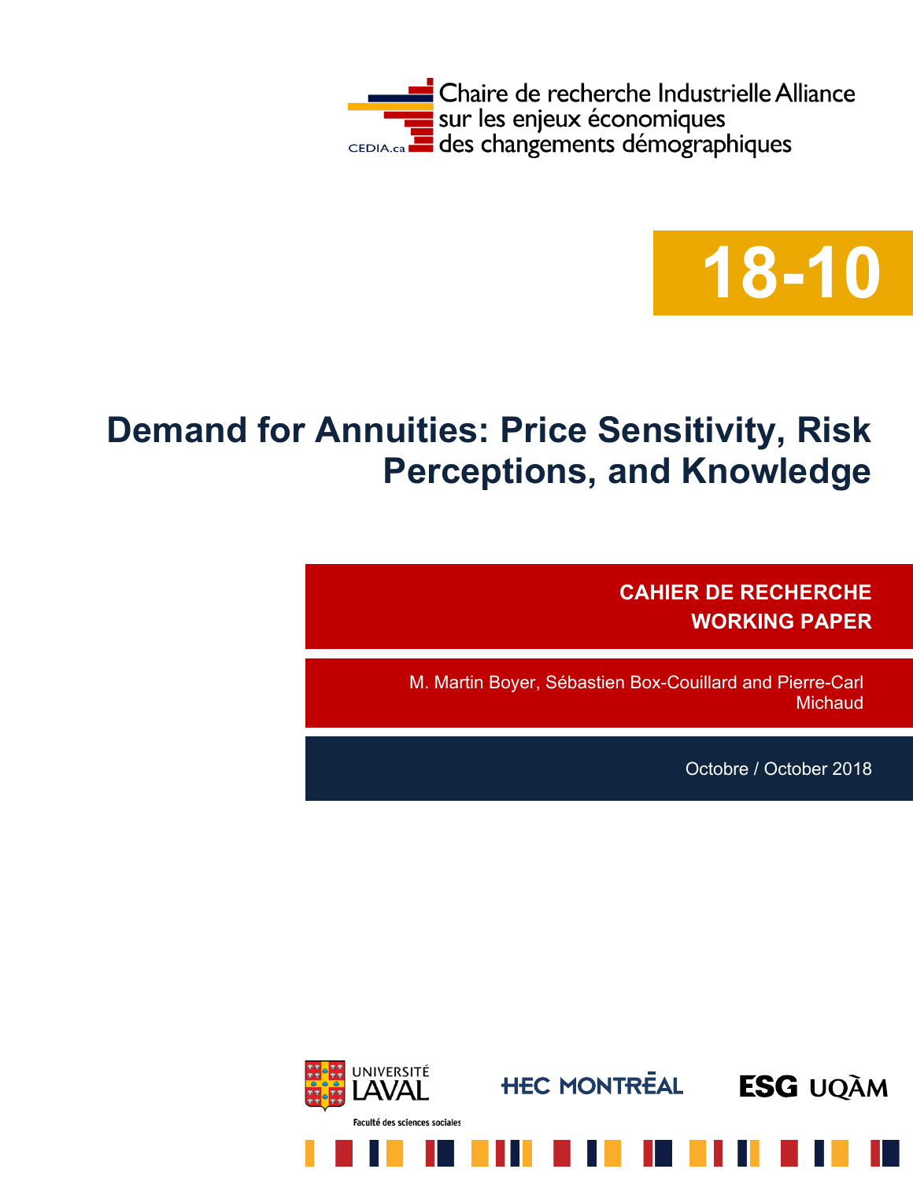Chaire de recherche Industrielle Alliance sur les enjeux économiques des changements démographiques

CEDIA.ca

**18-10**

# Demand for Annuities: Price Sensitivity, Risk Perceptions, and Knowledge

**CAHIER DE RECHERCHE**
**WORKING PAPER**

M. Martin Boyer, Sébastien Box-Couillard and Pierre-Carl Michaud

Octobre / October 2018

UNIVERSITÉ LAVAL — Faculté des sciences sociales

HEC MONTRÉAL

ESG UQÀM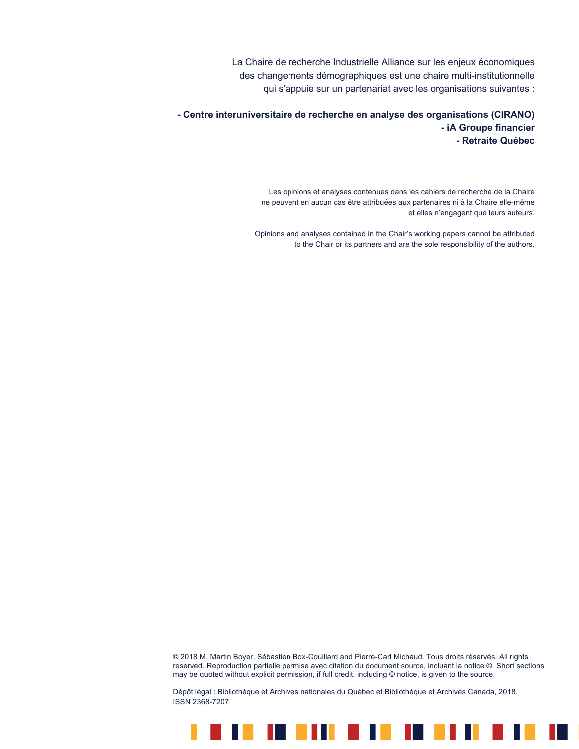La Chaire de recherche Industrielle Alliance sur les enjeux économiques des changements démographiques est une chaire multi-institutionnelle qui s'appuie sur un partenariat avec les organisations suivantes :

**- Centre interuniversitaire de recherche en analyse des organisations (CIRANO)**
**- iA Groupe financier**
**- Retraite Québec**

Les opinions et analyses contenues dans les cahiers de recherche de la Chaire ne peuvent en aucun cas être attribuées aux partenaires ni à la Chaire elle-même et elles n'engagent que leurs auteurs.

Opinions and analyses contained in the Chair's working papers cannot be attributed to the Chair or its partners and are the sole responsibility of the authors.

© 2018 M. Martin Boyer, Sébastien Box-Couillard and Pierre-Carl Michaud. Tous droits réservés. All rights reserved. Reproduction partielle permise avec citation du document source, incluant la notice ©. Short sections may be quoted without explicit permission, if full credit, including © notice, is given to the source.

Dépôt légal : Bibliothèque et Archives nationales du Québec et Bibliothèque et Archives Canada, 2018.
ISSN 2368-7207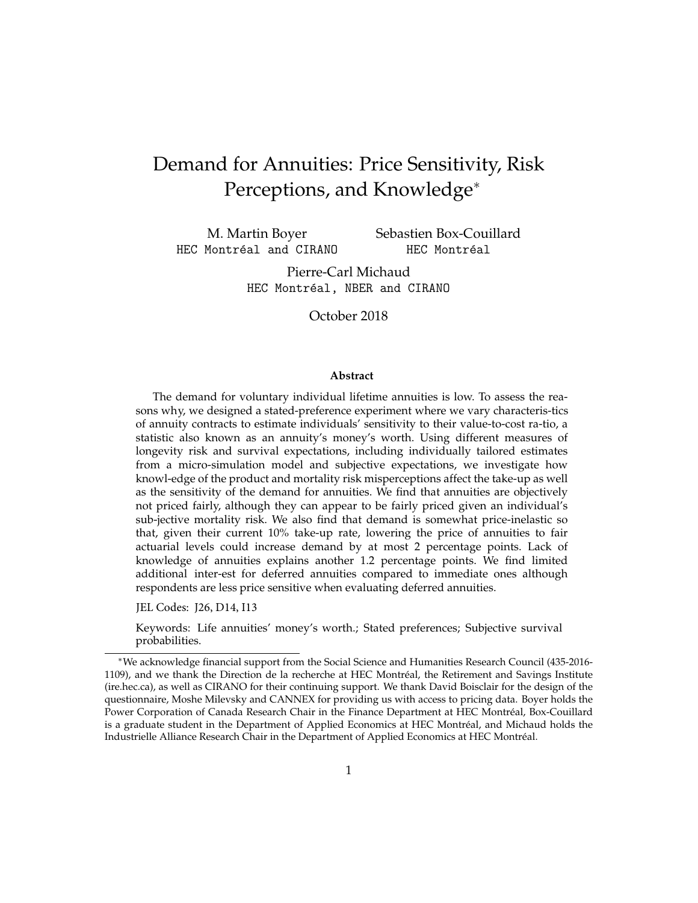# Demand for Annuities: Price Sensitivity, Risk Perceptions, and Knowledge*

M. Martin Boyer
HEC Montréal and CIRANO

Sebastien Box-Couillard
HEC Montréal

Pierre-Carl Michaud
HEC Montréal, NBER and CIRANO

October 2018

### Abstract

The demand for voluntary individual lifetime annuities is low. To assess the reasons why, we designed a stated-preference experiment where we vary characteris-tics of annuity contracts to estimate individuals' sensitivity to their value-to-cost ra-tio, a statistic also known as an annuity's money's worth. Using different measures of longevity risk and survival expectations, including individually tailored estimates from a micro-simulation model and subjective expectations, we investigate how knowl-edge of the product and mortality risk misperceptions affect the take-up as well as the sensitivity of the demand for annuities. We find that annuities are objectively not priced fairly, although they can appear to be fairly priced given an individual's sub-jective mortality risk. We also find that demand is somewhat price-inelastic so that, given their current 10% take-up rate, lowering the price of annuities to fair actuarial levels could increase demand by at most 2 percentage points. Lack of knowledge of annuities explains another 1.2 percentage points. We find limited additional inter-est for deferred annuities compared to immediate ones although respondents are less price sensitive when evaluating deferred annuities.

JEL Codes: J26, D14, I13

Keywords: Life annuities' money's worth.; Stated preferences; Subjective survival probabilities.

---

*We acknowledge financial support from the Social Science and Humanities Research Council (435-2016-1109), and we thank the Direction de la recherche at HEC Montréal, the Retirement and Savings Institute (ire.hec.ca), as well as CIRANO for their continuing support. We thank David Boisclair for the design of the questionnaire, Moshe Milevsky and CANNEX for providing us with access to pricing data. Boyer holds the Power Corporation of Canada Research Chair in the Finance Department at HEC Montréal, Box-Couillard is a graduate student in the Department of Applied Economics at HEC Montréal, and Michaud holds the Industrielle Alliance Research Chair in the Department of Applied Economics at HEC Montréal.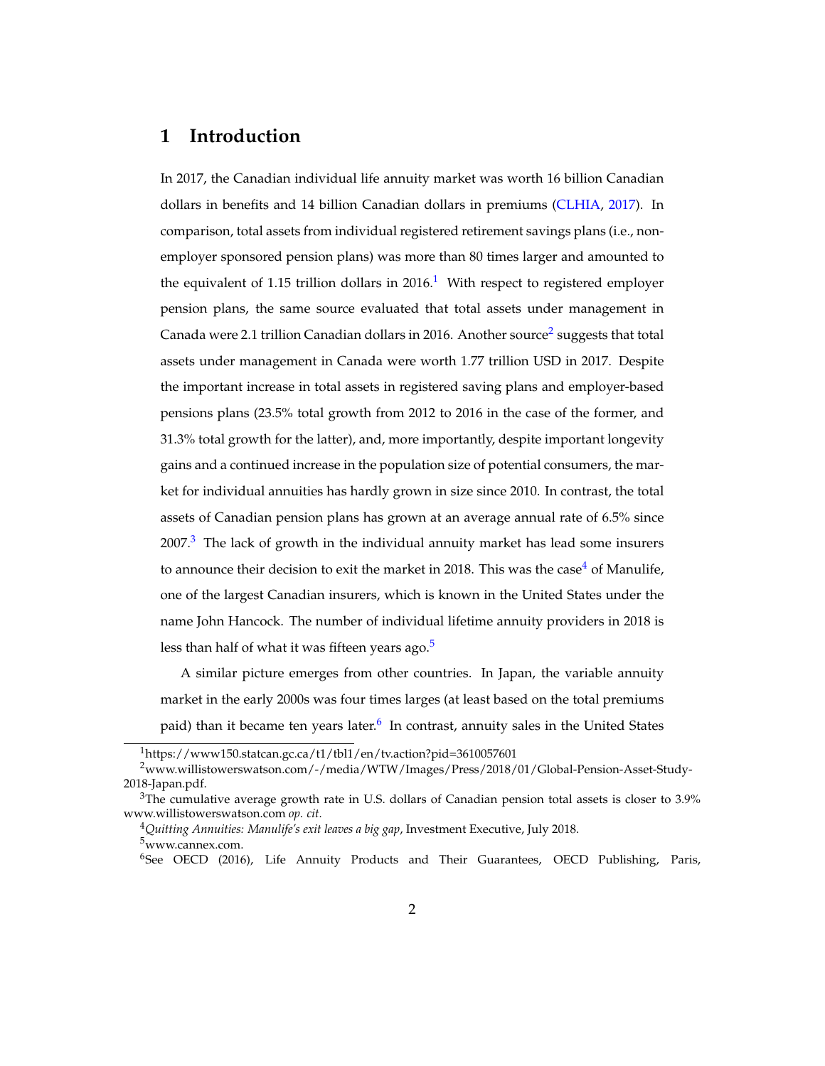# 1 Introduction

In 2017, the Canadian individual life annuity market was worth 16 billion Canadian dollars in benefits and 14 billion Canadian dollars in premiums (CLHIA, 2017). In comparison, total assets from individual registered retirement savings plans (i.e., non-employer sponsored pension plans) was more than 80 times larger and amounted to the equivalent of 1.15 trillion dollars in 2016.[1] With respect to registered employer pension plans, the same source evaluated that total assets under management in Canada were 2.1 trillion Canadian dollars in 2016. Another source[2] suggests that total assets under management in Canada were worth 1.77 trillion USD in 2017. Despite the important increase in total assets in registered saving plans and employer-based pensions plans (23.5% total growth from 2012 to 2016 in the case of the former, and 31.3% total growth for the latter), and, more importantly, despite important longevity gains and a continued increase in the population size of potential consumers, the market for individual annuities has hardly grown in size since 2010. In contrast, the total assets of Canadian pension plans has grown at an average annual rate of 6.5% since 2007.[3] The lack of growth in the individual annuity market has lead some insurers to announce their decision to exit the market in 2018. This was the case[4] of Manulife, one of the largest Canadian insurers, which is known in the United States under the name John Hancock. The number of individual lifetime annuity providers in 2018 is less than half of what it was fifteen years ago.[5]

A similar picture emerges from other countries. In Japan, the variable annuity market in the early 2000s was four times larges (at least based on the total premiums paid) than it became ten years later.[6] In contrast, annuity sales in the United States

---

[1] https://www150.statcan.gc.ca/t1/tbl1/en/tv.action?pid=3610057601

[2] www.willistowerswatson.com/-/media/WTW/Images/Press/2018/01/Global-Pension-Asset-Study-2018-Japan.pdf.

[3] The cumulative average growth rate in U.S. dollars of Canadian pension total assets is closer to 3.9% www.willistowerswatson.com *op. cit.*

[4] *Quitting Annuities: Manulife's exit leaves a big gap*, Investment Executive, July 2018.

[5] www.cannex.com.

[6] See OECD (2016), Life Annuity Products and Their Guarantees, OECD Publishing, Paris,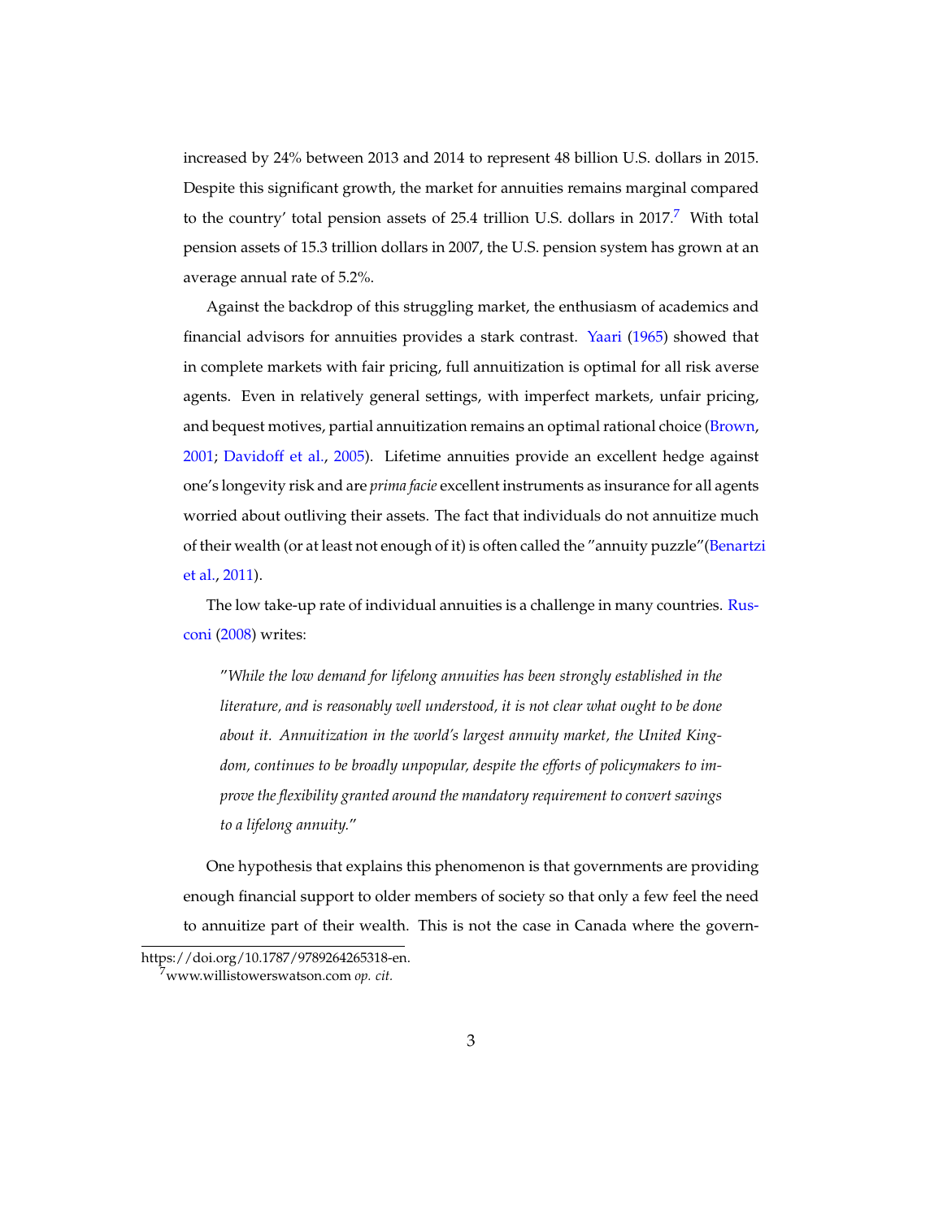increased by 24% between 2013 and 2014 to represent 48 billion U.S. dollars in 2015. Despite this significant growth, the market for annuities remains marginal compared to the country' total pension assets of 25.4 trillion U.S. dollars in 2017.[7] With total pension assets of 15.3 trillion dollars in 2007, the U.S. pension system has grown at an average annual rate of 5.2%.

Against the backdrop of this struggling market, the enthusiasm of academics and financial advisors for annuities provides a stark contrast. Yaari (1965) showed that in complete markets with fair pricing, full annuitization is optimal for all risk averse agents. Even in relatively general settings, with imperfect markets, unfair pricing, and bequest motives, partial annuitization remains an optimal rational choice (Brown, 2001; Davidoff et al., 2005). Lifetime annuities provide an excellent hedge against one's longevity risk and are *prima facie* excellent instruments as insurance for all agents worried about outliving their assets. The fact that individuals do not annuitize much of their wealth (or at least not enough of it) is often called the "annuity puzzle"(Benartzi et al., 2011).

The low take-up rate of individual annuities is a challenge in many countries. Rusconi (2008) writes:

> "*While the low demand for lifelong annuities has been strongly established in the literature, and is reasonably well understood, it is not clear what ought to be done about it. Annuitization in the world's largest annuity market, the United Kingdom, continues to be broadly unpopular, despite the efforts of policymakers to improve the flexibility granted around the mandatory requirement to convert savings to a lifelong annuity.*"

One hypothesis that explains this phenomenon is that governments are providing enough financial support to older members of society so that only a few feel the need to annuitize part of their wealth. This is not the case in Canada where the govern-

https://doi.org/10.1787/9789264265318-en.

[7] www.willistowerswatson.com *op. cit.*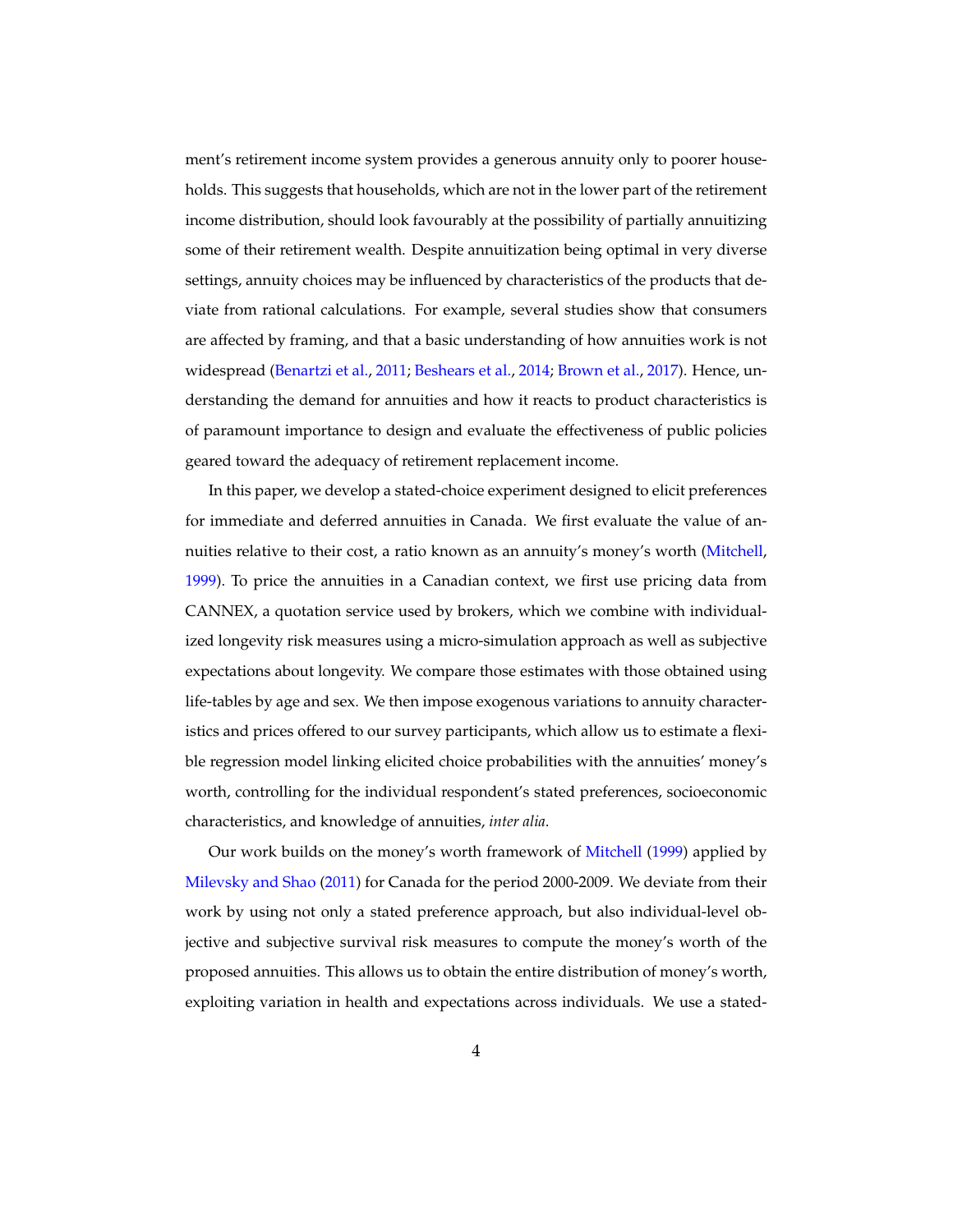ment's retirement income system provides a generous annuity only to poorer households. This suggests that households, which are not in the lower part of the retirement income distribution, should look favourably at the possibility of partially annuitizing some of their retirement wealth. Despite annuitization being optimal in very diverse settings, annuity choices may be influenced by characteristics of the products that deviate from rational calculations. For example, several studies show that consumers are affected by framing, and that a basic understanding of how annuities work is not widespread (Benartzi et al., 2011; Beshears et al., 2014; Brown et al., 2017). Hence, understanding the demand for annuities and how it reacts to product characteristics is of paramount importance to design and evaluate the effectiveness of public policies geared toward the adequacy of retirement replacement income.

In this paper, we develop a stated-choice experiment designed to elicit preferences for immediate and deferred annuities in Canada. We first evaluate the value of annuities relative to their cost, a ratio known as an annuity's money's worth (Mitchell, 1999). To price the annuities in a Canadian context, we first use pricing data from CANNEX, a quotation service used by brokers, which we combine with individualized longevity risk measures using a micro-simulation approach as well as subjective expectations about longevity. We compare those estimates with those obtained using life-tables by age and sex. We then impose exogenous variations to annuity characteristics and prices offered to our survey participants, which allow us to estimate a flexible regression model linking elicited choice probabilities with the annuities' money's worth, controlling for the individual respondent's stated preferences, socioeconomic characteristics, and knowledge of annuities, *inter alia*.

Our work builds on the money's worth framework of Mitchell (1999) applied by Milevsky and Shao (2011) for Canada for the period 2000-2009. We deviate from their work by using not only a stated preference approach, but also individual-level objective and subjective survival risk measures to compute the money's worth of the proposed annuities. This allows us to obtain the entire distribution of money's worth, exploiting variation in health and expectations across individuals. We use a stated-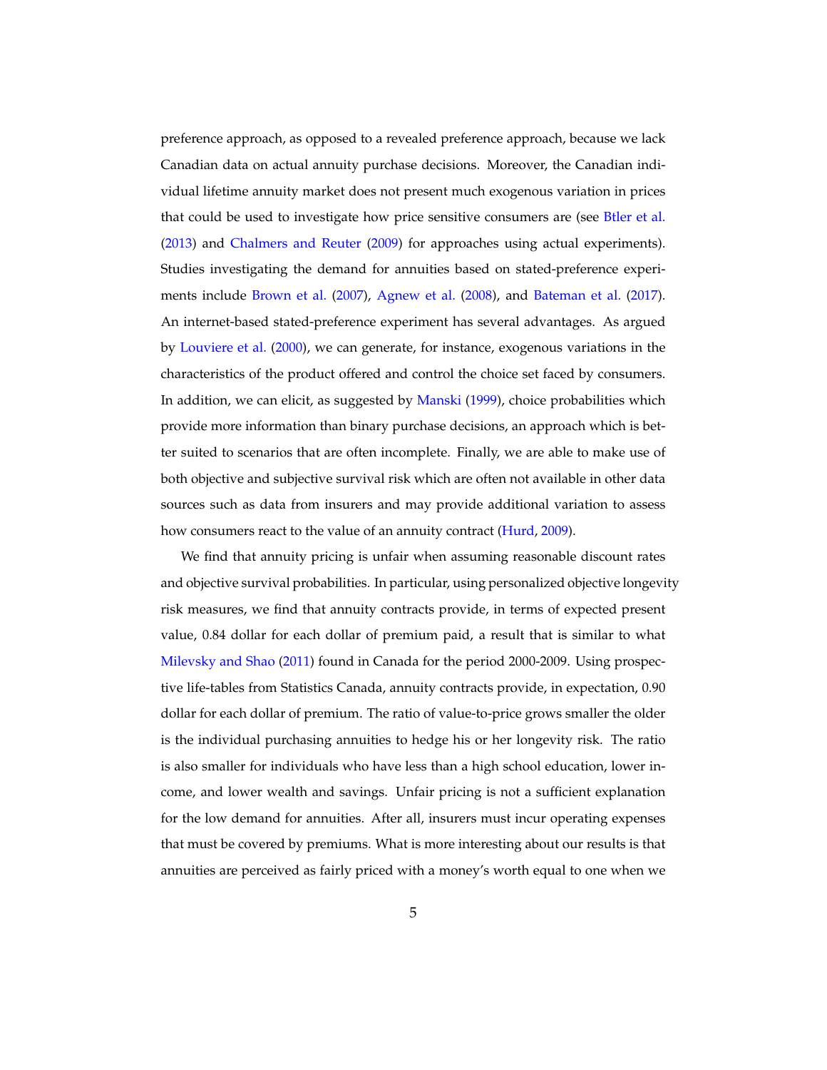preference approach, as opposed to a revealed preference approach, because we lack Canadian data on actual annuity purchase decisions. Moreover, the Canadian individual lifetime annuity market does not present much exogenous variation in prices that could be used to investigate how price sensitive consumers are (see Btler et al. (2013) and Chalmers and Reuter (2009) for approaches using actual experiments). Studies investigating the demand for annuities based on stated-preference experiments include Brown et al. (2007), Agnew et al. (2008), and Bateman et al. (2017). An internet-based stated-preference experiment has several advantages. As argued by Louviere et al. (2000), we can generate, for instance, exogenous variations in the characteristics of the product offered and control the choice set faced by consumers. In addition, we can elicit, as suggested by Manski (1999), choice probabilities which provide more information than binary purchase decisions, an approach which is better suited to scenarios that are often incomplete. Finally, we are able to make use of both objective and subjective survival risk which are often not available in other data sources such as data from insurers and may provide additional variation to assess how consumers react to the value of an annuity contract (Hurd, 2009).

We find that annuity pricing is unfair when assuming reasonable discount rates and objective survival probabilities. In particular, using personalized objective longevity risk measures, we find that annuity contracts provide, in terms of expected present value, 0.84 dollar for each dollar of premium paid, a result that is similar to what Milevsky and Shao (2011) found in Canada for the period 2000-2009. Using prospective life-tables from Statistics Canada, annuity contracts provide, in expectation, 0.90 dollar for each dollar of premium. The ratio of value-to-price grows smaller the older is the individual purchasing annuities to hedge his or her longevity risk. The ratio is also smaller for individuals who have less than a high school education, lower income, and lower wealth and savings. Unfair pricing is not a sufficient explanation for the low demand for annuities. After all, insurers must incur operating expenses that must be covered by premiums. What is more interesting about our results is that annuities are perceived as fairly priced with a money's worth equal to one when we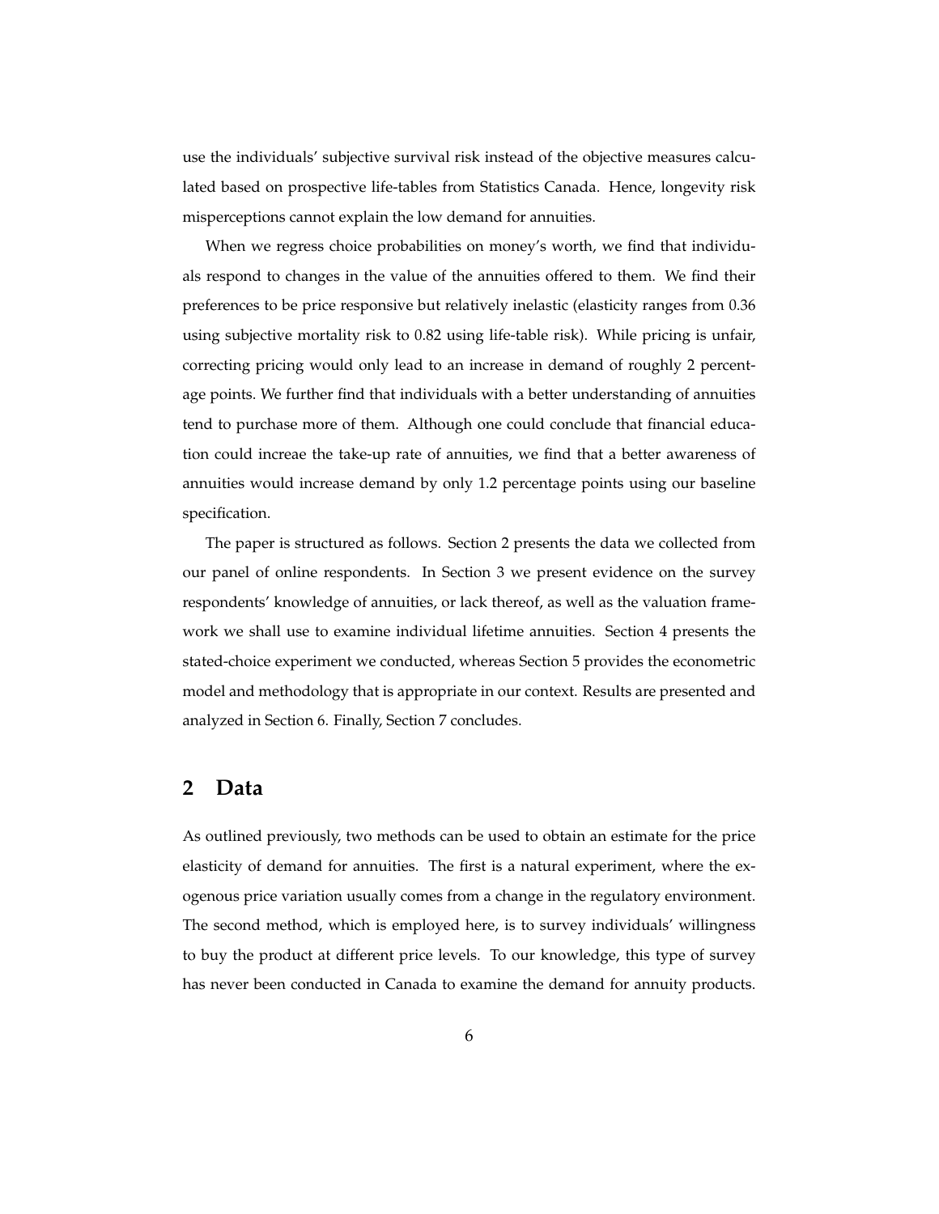use the individuals' subjective survival risk instead of the objective measures calculated based on prospective life-tables from Statistics Canada. Hence, longevity risk misperceptions cannot explain the low demand for annuities.

When we regress choice probabilities on money's worth, we find that individuals respond to changes in the value of the annuities offered to them. We find their preferences to be price responsive but relatively inelastic (elasticity ranges from 0.36 using subjective mortality risk to 0.82 using life-table risk). While pricing is unfair, correcting pricing would only lead to an increase in demand of roughly 2 percentage points. We further find that individuals with a better understanding of annuities tend to purchase more of them. Although one could conclude that financial education could increae the take-up rate of annuities, we find that a better awareness of annuities would increase demand by only 1.2 percentage points using our baseline specification.

The paper is structured as follows. Section 2 presents the data we collected from our panel of online respondents. In Section 3 we present evidence on the survey respondents' knowledge of annuities, or lack thereof, as well as the valuation framework we shall use to examine individual lifetime annuities. Section 4 presents the stated-choice experiment we conducted, whereas Section 5 provides the econometric model and methodology that is appropriate in our context. Results are presented and analyzed in Section 6. Finally, Section 7 concludes.

## 2 Data

As outlined previously, two methods can be used to obtain an estimate for the price elasticity of demand for annuities. The first is a natural experiment, where the exogenous price variation usually comes from a change in the regulatory environment. The second method, which is employed here, is to survey individuals' willingness to buy the product at different price levels. To our knowledge, this type of survey has never been conducted in Canada to examine the demand for annuity products.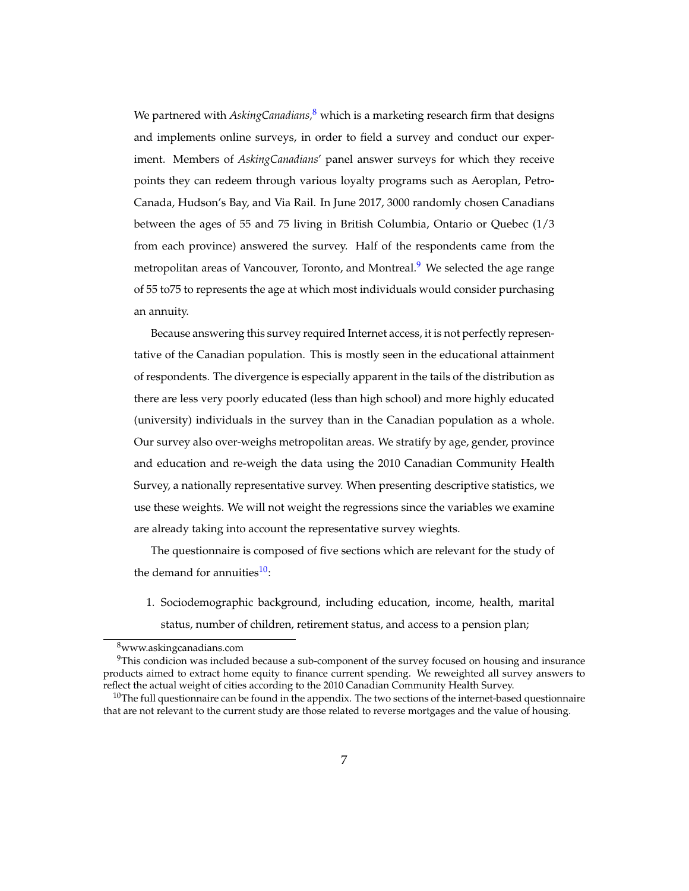We partnered with *AskingCanadians*,[8] which is a marketing research firm that designs and implements online surveys, in order to field a survey and conduct our experiment. Members of *AskingCanadians*' panel answer surveys for which they receive points they can redeem through various loyalty programs such as Aeroplan, Petro-Canada, Hudson's Bay, and Via Rail. In June 2017, 3000 randomly chosen Canadians between the ages of 55 and 75 living in British Columbia, Ontario or Quebec (1/3 from each province) answered the survey. Half of the respondents came from the metropolitan areas of Vancouver, Toronto, and Montreal.[9] We selected the age range of 55 to75 to represents the age at which most individuals would consider purchasing an annuity.

Because answering this survey required Internet access, it is not perfectly representative of the Canadian population. This is mostly seen in the educational attainment of respondents. The divergence is especially apparent in the tails of the distribution as there are less very poorly educated (less than high school) and more highly educated (university) individuals in the survey than in the Canadian population as a whole. Our survey also over-weighs metropolitan areas. We stratify by age, gender, province and education and re-weigh the data using the 2010 Canadian Community Health Survey, a nationally representative survey. When presenting descriptive statistics, we use these weights. We will not weight the regressions since the variables we examine are already taking into account the representative survey wieghts.

The questionnaire is composed of five sections which are relevant for the study of the demand for annuities[10]:

1. Sociodemographic background, including education, income, health, marital status, number of children, retirement status, and access to a pension plan;

---

[8] www.askingcanadians.com

[9] This condicion was included because a sub-component of the survey focused on housing and insurance products aimed to extract home equity to finance current spending. We reweighted all survey answers to reflect the actual weight of cities according to the 2010 Canadian Community Health Survey.

[10] The full questionnaire can be found in the appendix. The two sections of the internet-based questionnaire that are not relevant to the current study are those related to reverse mortgages and the value of housing.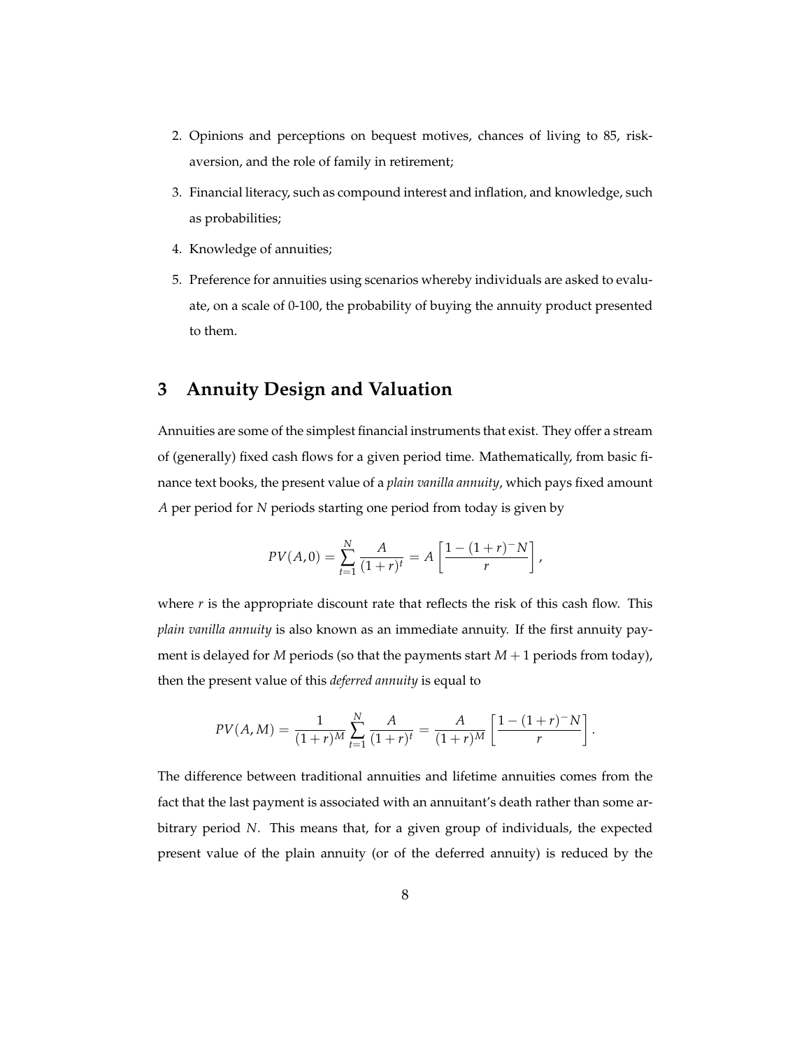2. Opinions and perceptions on bequest motives, chances of living to 85, risk-aversion, and the role of family in retirement;
3. Financial literacy, such as compound interest and inflation, and knowledge, such as probabilities;
4. Knowledge of annuities;
5. Preference for annuities using scenarios whereby individuals are asked to evaluate, on a scale of 0-100, the probability of buying the annuity product presented to them.

## 3 Annuity Design and Valuation

Annuities are some of the simplest financial instruments that exist. They offer a stream of (generally) fixed cash flows for a given period time. Mathematically, from basic finance text books, the present value of a *plain vanilla annuity*, which pays fixed amount $A$ per period for $N$ periods starting one period from today is given by

$$PV(A,0) = \sum_{t=1}^{N} \frac{A}{(1+r)^t} = A\left[\frac{1-(1+r)^{-}N}{r}\right],$$

where $r$ is the appropriate discount rate that reflects the risk of this cash flow. This *plain vanilla annuity* is also known as an immediate annuity. If the first annuity payment is delayed for $M$ periods (so that the payments start $M+1$ periods from today), then the present value of this *deferred annuity* is equal to

$$PV(A,M) = \frac{1}{(1+r)^M} \sum_{t=1}^{N} \frac{A}{(1+r)^t} = \frac{A}{(1+r)^M}\left[\frac{1-(1+r)^{-}N}{r}\right].$$

The difference between traditional annuities and lifetime annuities comes from the fact that the last payment is associated with an annuitant's death rather than some arbitrary period $N$. This means that, for a given group of individuals, the expected present value of the plain annuity (or of the deferred annuity) is reduced by the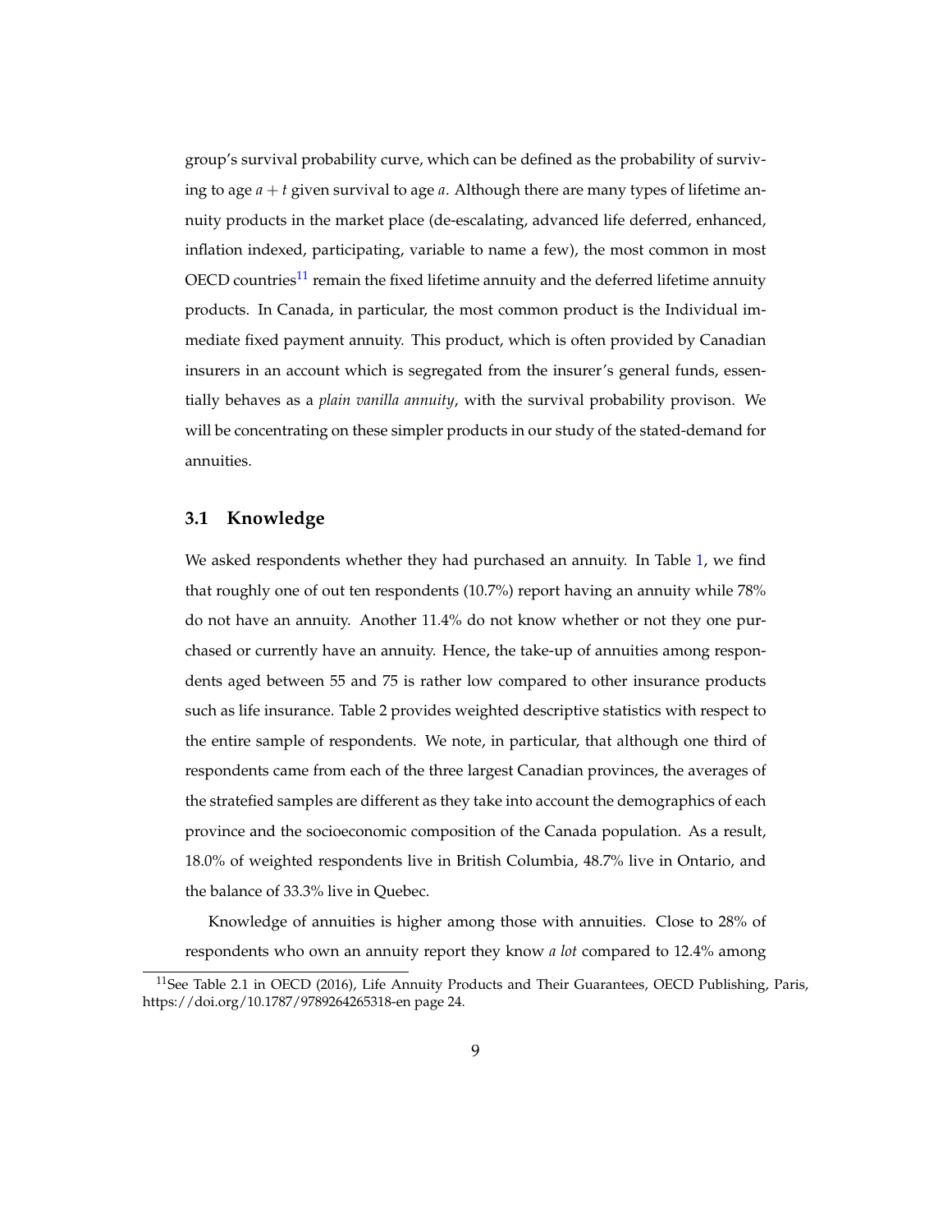group's survival probability curve, which can be defined as the probability of surviving to age $a + t$ given survival to age $a$. Although there are many types of lifetime annuity products in the market place (de-escalating, advanced life deferred, enhanced, inflation indexed, participating, variable to name a few), the most common in most OECD countries[11] remain the fixed lifetime annuity and the deferred lifetime annuity products. In Canada, in particular, the most common product is the Individual immediate fixed payment annuity. This product, which is often provided by Canadian insurers in an account which is segregated from the insurer's general funds, essentially behaves as a *plain vanilla annuity*, with the survival probability provison. We will be concentrating on these simpler products in our study of the stated-demand for annuities.

## 3.1 Knowledge

We asked respondents whether they had purchased an annuity. In Table 1, we find that roughly one of out ten respondents (10.7%) report having an annuity while 78% do not have an annuity. Another 11.4% do not know whether or not they one purchased or currently have an annuity. Hence, the take-up of annuities among respondents aged between 55 and 75 is rather low compared to other insurance products such as life insurance. Table 2 provides weighted descriptive statistics with respect to the entire sample of respondents. We note, in particular, that although one third of respondents came from each of the three largest Canadian provinces, the averages of the stratefied samples are different as they take into account the demographics of each province and the socioeconomic composition of the Canada population. As a result, 18.0% of weighted respondents live in British Columbia, 48.7% live in Ontario, and the balance of 33.3% live in Quebec.

Knowledge of annuities is higher among those with annuities. Close to 28% of respondents who own an annuity report they know *a lot* compared to 12.4% among

[11] See Table 2.1 in OECD (2016), Life Annuity Products and Their Guarantees, OECD Publishing, Paris, https://doi.org/10.1787/9789264265318-en page 24.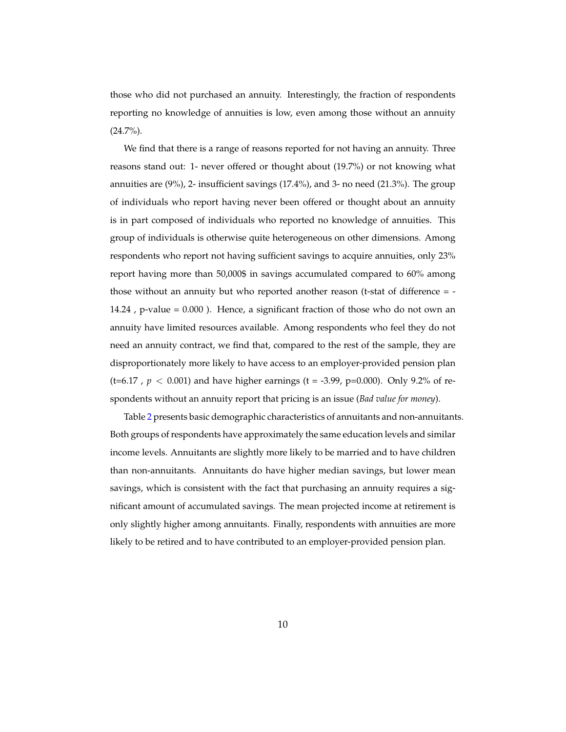those who did not purchased an annuity. Interestingly, the fraction of respondents reporting no knowledge of annuities is low, even among those without an annuity (24.7%).

We find that there is a range of reasons reported for not having an annuity. Three reasons stand out: 1- never offered or thought about (19.7%) or not knowing what annuities are (9%), 2- insufficient savings (17.4%), and 3- no need (21.3%). The group of individuals who report having never been offered or thought about an annuity is in part composed of individuals who reported no knowledge of annuities. This group of individuals is otherwise quite heterogeneous on other dimensions. Among respondents who report not having sufficient savings to acquire annuities, only 23% report having more than 50,000$ in savings accumulated compared to 60% among those without an annuity but who reported another reason (t-stat of difference = -14.24 , p-value = 0.000 ). Hence, a significant fraction of those who do not own an annuity have limited resources available. Among respondents who feel they do not need an annuity contract, we find that, compared to the rest of the sample, they are disproportionately more likely to have access to an employer-provided pension plan (t=6.17 , $p < 0.001$) and have higher earnings (t = -3.99, p=0.000). Only 9.2% of respondents without an annuity report that pricing is an issue (*Bad value for money*).

Table 2 presents basic demographic characteristics of annuitants and non-annuitants. Both groups of respondents have approximately the same education levels and similar income levels. Annuitants are slightly more likely to be married and to have children than non-annuitants. Annuitants do have higher median savings, but lower mean savings, which is consistent with the fact that purchasing an annuity requires a significant amount of accumulated savings. The mean projected income at retirement is only slightly higher among annuitants. Finally, respondents with annuities are more likely to be retired and to have contributed to an employer-provided pension plan.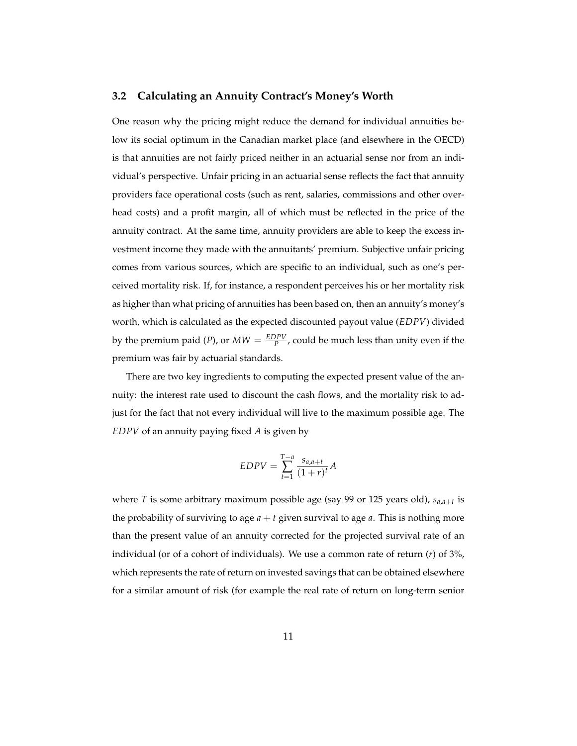## 3.2 Calculating an Annuity Contract's Money's Worth

One reason why the pricing might reduce the demand for individual annuities below its social optimum in the Canadian market place (and elsewhere in the OECD) is that annuities are not fairly priced neither in an actuarial sense nor from an individual's perspective. Unfair pricing in an actuarial sense reflects the fact that annuity providers face operational costs (such as rent, salaries, commissions and other overhead costs) and a profit margin, all of which must be reflected in the price of the annuity contract. At the same time, annuity providers are able to keep the excess investment income they made with the annuitants' premium. Subjective unfair pricing comes from various sources, which are specific to an individual, such as one's perceived mortality risk. If, for instance, a respondent perceives his or her mortality risk as higher than what pricing of annuities has been based on, then an annuity's money's worth, which is calculated as the expected discounted payout value ($EDPV$) divided by the premium paid ($P$), or $MW = \frac{EDPV}{P}$, could be much less than unity even if the premium was fair by actuarial standards.

There are two key ingredients to computing the expected present value of the annuity: the interest rate used to discount the cash flows, and the mortality risk to adjust for the fact that not every individual will live to the maximum possible age. The $EDPV$ of an annuity paying fixed $A$ is given by

$$EDPV = \sum_{t=1}^{T-a} \frac{s_{a,a+t}}{(1+r)^t} A$$

where $T$ is some arbitrary maximum possible age (say 99 or 125 years old), $s_{a,a+t}$ is the probability of surviving to age $a+t$ given survival to age $a$. This is nothing more than the present value of an annuity corrected for the projected survival rate of an individual (or of a cohort of individuals). We use a common rate of return ($r$) of 3%, which represents the rate of return on invested savings that can be obtained elsewhere for a similar amount of risk (for example the real rate of return on long-term senior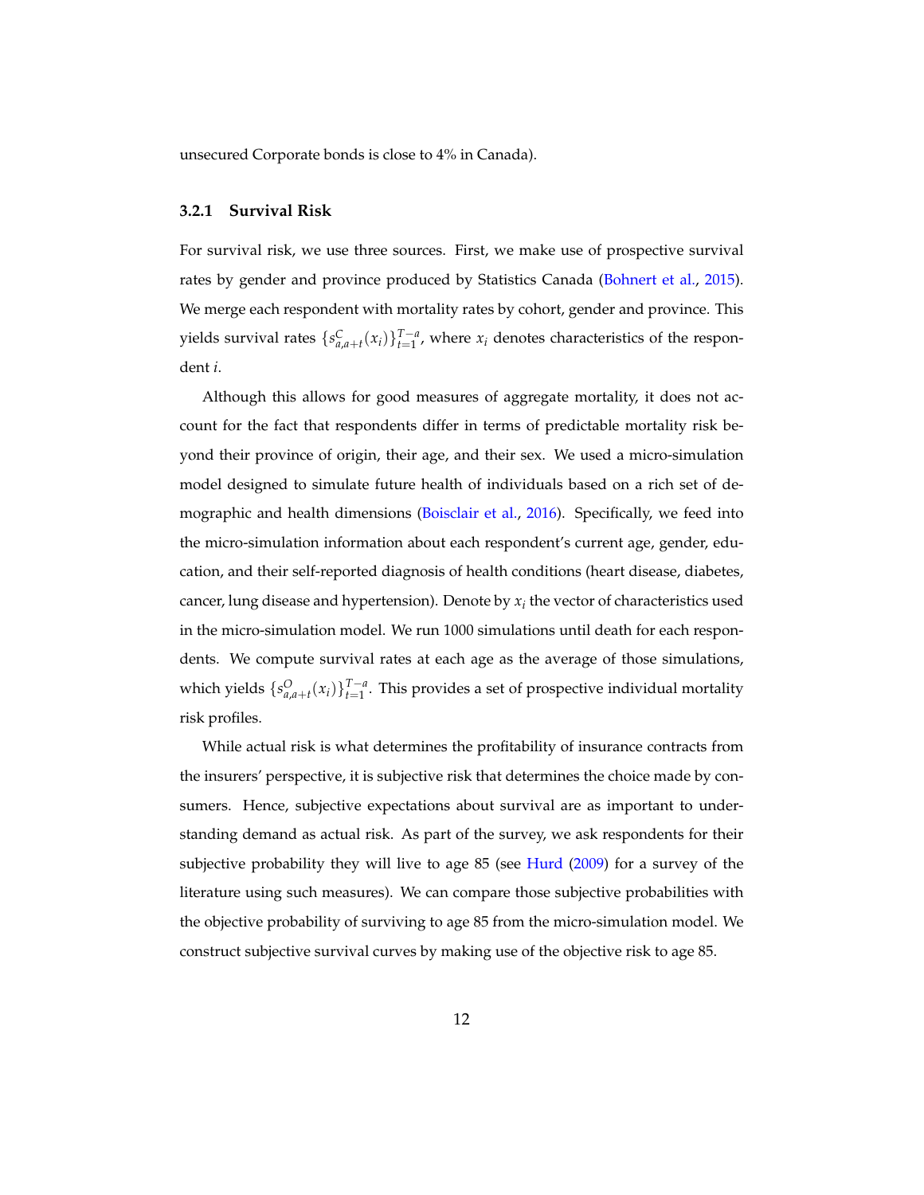unsecured Corporate bonds is close to 4% in Canada).

### 3.2.1 Survival Risk

For survival risk, we use three sources. First, we make use of prospective survival rates by gender and province produced by Statistics Canada (Bohnert et al., 2015). We merge each respondent with mortality rates by cohort, gender and province. This yields survival rates $\{s^{C}_{a,a+t}(x_i)\}_{t=1}^{T-a}$, where $x_i$ denotes characteristics of the respondent $i$.

Although this allows for good measures of aggregate mortality, it does not account for the fact that respondents differ in terms of predictable mortality risk beyond their province of origin, their age, and their sex. We used a micro-simulation model designed to simulate future health of individuals based on a rich set of demographic and health dimensions (Boisclair et al., 2016). Specifically, we feed into the micro-simulation information about each respondent's current age, gender, education, and their self-reported diagnosis of health conditions (heart disease, diabetes, cancer, lung disease and hypertension). Denote by $x_i$ the vector of characteristics used in the micro-simulation model. We run 1000 simulations until death for each respondents. We compute survival rates at each age as the average of those simulations, which yields $\{s^{O}_{a,a+t}(x_i)\}_{t=1}^{T-a}$. This provides a set of prospective individual mortality risk profiles.

While actual risk is what determines the profitability of insurance contracts from the insurers' perspective, it is subjective risk that determines the choice made by consumers. Hence, subjective expectations about survival are as important to understanding demand as actual risk. As part of the survey, we ask respondents for their subjective probability they will live to age 85 (see Hurd (2009) for a survey of the literature using such measures). We can compare those subjective probabilities with the objective probability of surviving to age 85 from the micro-simulation model. We construct subjective survival curves by making use of the objective risk to age 85.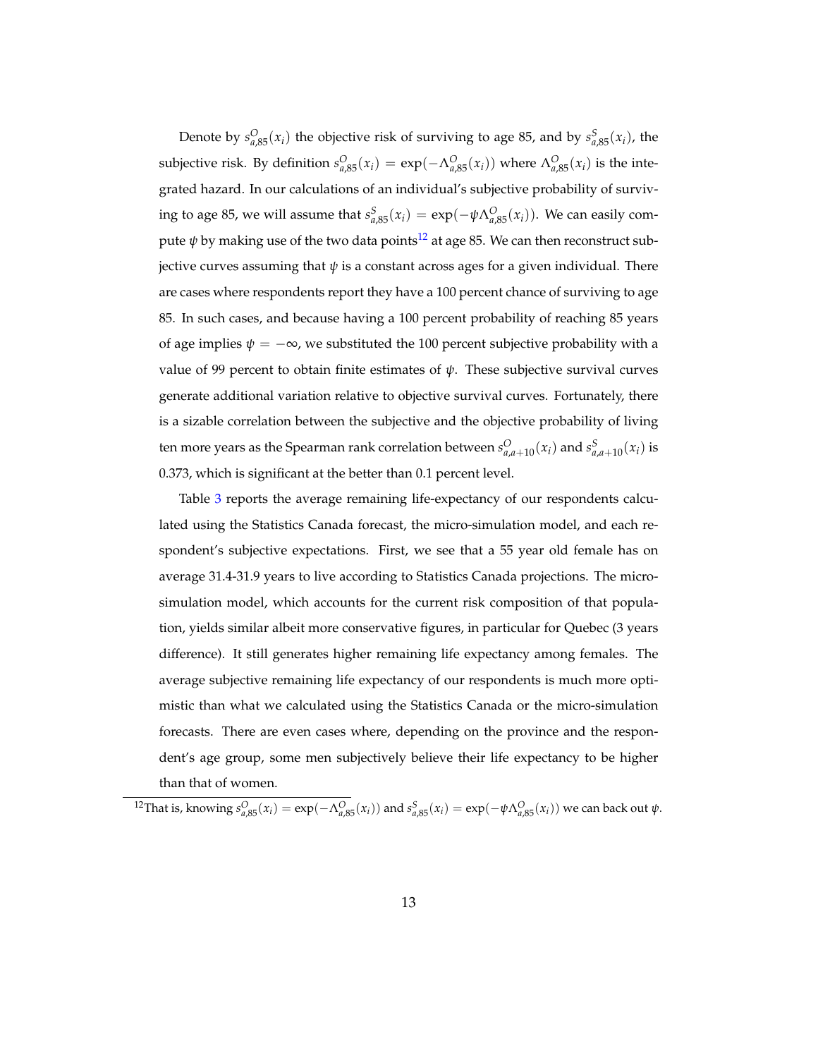Denote by $s^O_{a,85}(x_i)$ the objective risk of surviving to age 85, and by $s^S_{a,85}(x_i)$, the subjective risk. By definition $s^O_{a,85}(x_i) = \exp(-\Lambda^O_{a,85}(x_i))$ where $\Lambda^O_{a,85}(x_i)$ is the integrated hazard. In our calculations of an individual's subjective probability of surviving to age 85, we will assume that $s^S_{a,85}(x_i) = \exp(-\psi\Lambda^O_{a,85}(x_i))$. We can easily compute $\psi$ by making use of the two data points[12] at age 85. We can then reconstruct subjective curves assuming that $\psi$ is a constant across ages for a given individual. There are cases where respondents report they have a 100 percent chance of surviving to age 85. In such cases, and because having a 100 percent probability of reaching 85 years of age implies $\psi = -\infty$, we substituted the 100 percent subjective probability with a value of 99 percent to obtain finite estimates of $\psi$. These subjective survival curves generate additional variation relative to objective survival curves. Fortunately, there is a sizable correlation between the subjective and the objective probability of living ten more years as the Spearman rank correlation between $s^O_{a,a+10}(x_i)$ and $s^S_{a,a+10}(x_i)$ is 0.373, which is significant at the better than 0.1 percent level.

Table 3 reports the average remaining life-expectancy of our respondents calculated using the Statistics Canada forecast, the micro-simulation model, and each respondent's subjective expectations. First, we see that a 55 year old female has on average 31.4-31.9 years to live according to Statistics Canada projections. The micro-simulation model, which accounts for the current risk composition of that population, yields similar albeit more conservative figures, in particular for Quebec (3 years difference). It still generates higher remaining life expectancy among females. The average subjective remaining life expectancy of our respondents is much more optimistic than what we calculated using the Statistics Canada or the micro-simulation forecasts. There are even cases where, depending on the province and the respondent's age group, some men subjectively believe their life expectancy to be higher than that of women.

[12] That is, knowing $s^O_{a,85}(x_i) = \exp(-\Lambda^O_{a,85}(x_i))$ and $s^S_{a,85}(x_i) = \exp(-\psi\Lambda^O_{a,85}(x_i))$ we can back out $\psi$.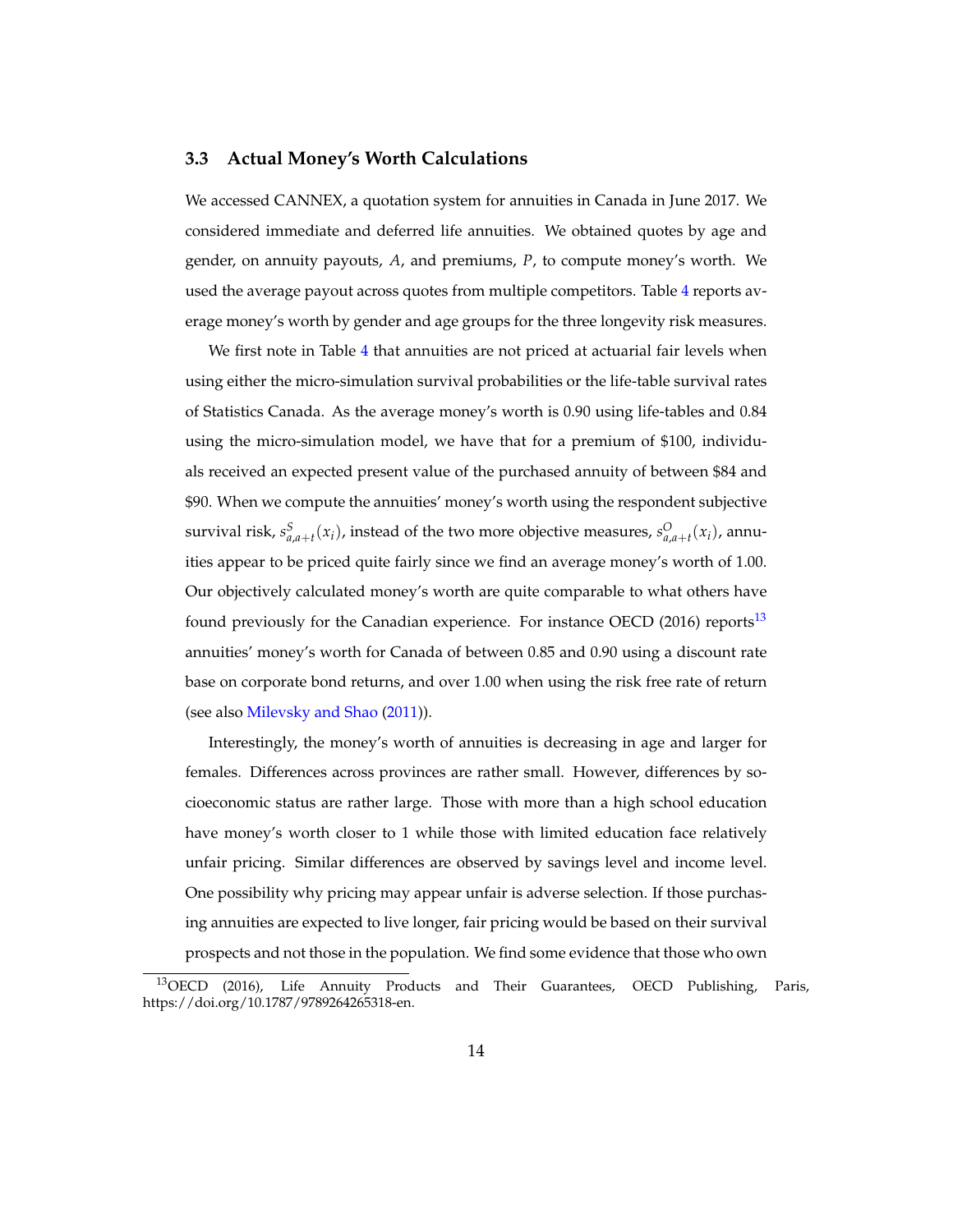### 3.3 Actual Money's Worth Calculations

We accessed CANNEX, a quotation system for annuities in Canada in June 2017. We considered immediate and deferred life annuities. We obtained quotes by age and gender, on annuity payouts, $A$, and premiums, $P$, to compute money's worth. We used the average payout across quotes from multiple competitors. Table 4 reports average money's worth by gender and age groups for the three longevity risk measures.

We first note in Table 4 that annuities are not priced at actuarial fair levels when using either the micro-simulation survival probabilities or the life-table survival rates of Statistics Canada. As the average money's worth is 0.90 using life-tables and 0.84 using the micro-simulation model, we have that for a premium of \$100, individuals received an expected present value of the purchased annuity of between \$84 and \$90. When we compute the annuities' money's worth using the respondent subjective survival risk, $s^S_{a,a+t}(x_i)$, instead of the two more objective measures, $s^O_{a,a+t}(x_i)$, annuities appear to be priced quite fairly since we find an average money's worth of 1.00. Our objectively calculated money's worth are quite comparable to what others have found previously for the Canadian experience. For instance OECD (2016) reports[13] annuities' money's worth for Canada of between 0.85 and 0.90 using a discount rate base on corporate bond returns, and over 1.00 when using the risk free rate of return (see also Milevsky and Shao (2011)).

Interestingly, the money's worth of annuities is decreasing in age and larger for females. Differences across provinces are rather small. However, differences by socioeconomic status are rather large. Those with more than a high school education have money's worth closer to 1 while those with limited education face relatively unfair pricing. Similar differences are observed by savings level and income level. One possibility why pricing may appear unfair is adverse selection. If those purchasing annuities are expected to live longer, fair pricing would be based on their survival prospects and not those in the population. We find some evidence that those who own

[13] OECD (2016), Life Annuity Products and Their Guarantees, OECD Publishing, Paris, https://doi.org/10.1787/9789264265318-en.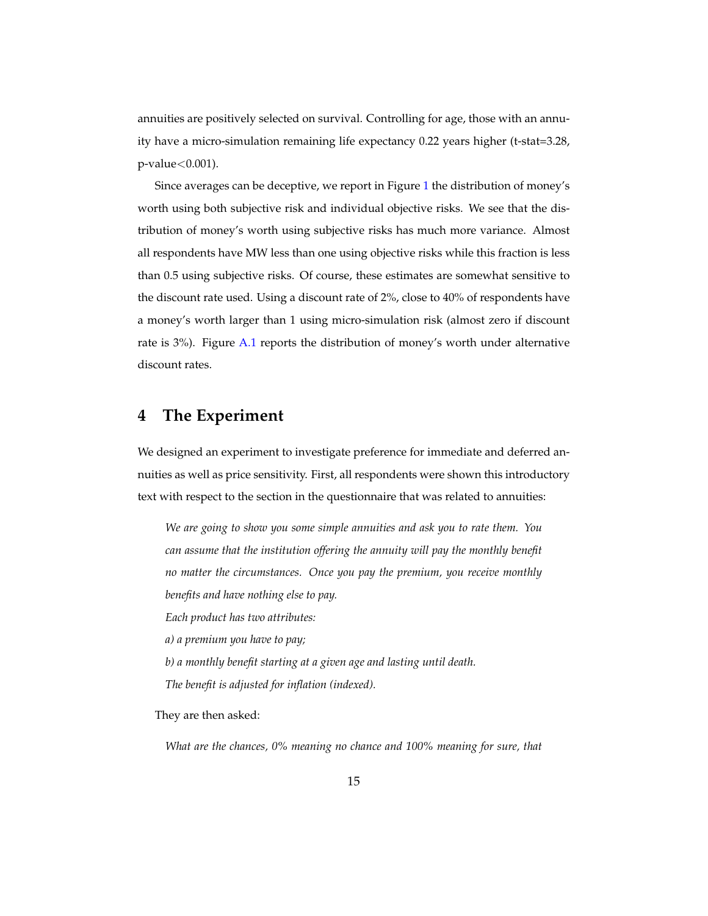annuities are positively selected on survival. Controlling for age, those with an annuity have a micro-simulation remaining life expectancy 0.22 years higher (t-stat=3.28, p-value<0.001).

Since averages can be deceptive, we report in Figure 1 the distribution of money's worth using both subjective risk and individual objective risks. We see that the distribution of money's worth using subjective risks has much more variance. Almost all respondents have MW less than one using objective risks while this fraction is less than 0.5 using subjective risks. Of course, these estimates are somewhat sensitive to the discount rate used. Using a discount rate of 2%, close to 40% of respondents have a money's worth larger than 1 using micro-simulation risk (almost zero if discount rate is 3%). Figure A.1 reports the distribution of money's worth under alternative discount rates.

## 4 The Experiment

We designed an experiment to investigate preference for immediate and deferred annuities as well as price sensitivity. First, all respondents were shown this introductory text with respect to the section in the questionnaire that was related to annuities:

> *We are going to show you some simple annuities and ask you to rate them. You can assume that the institution offering the annuity will pay the monthly benefit no matter the circumstances. Once you pay the premium, you receive monthly benefits and have nothing else to pay.*
>
> *Each product has two attributes:*
>
> *a) a premium you have to pay;*
>
> *b) a monthly benefit starting at a given age and lasting until death.*
>
> *The benefit is adjusted for inflation (indexed).*

They are then asked:

> *What are the chances, 0% meaning no chance and 100% meaning for sure, that*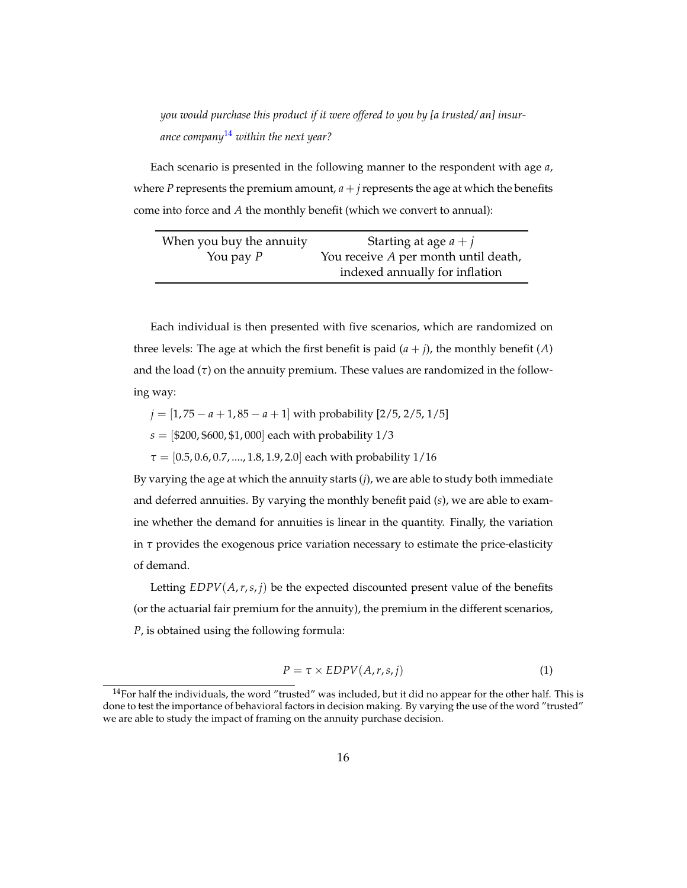*you would purchase this product if it were offered to you by [a trusted/ an] insurance company*[14] *within the next year?*

Each scenario is presented in the following manner to the respondent with age $a$, where $P$ represents the premium amount, $a + j$ represents the age at which the benefits come into force and $A$ the monthly benefit (which we convert to annual):

| When you buy the annuity | Starting at age $a + j$ |
|---|---|
| You pay $P$ | You receive $A$ per month until death, indexed annually for inflation |

Each individual is then presented with five scenarios, which are randomized on three levels: The age at which the first benefit is paid ($a + j$), the monthly benefit ($A$) and the load ($\tau$) on the annuity premium. These values are randomized in the following way:

$j = [1, 75 - a + 1, 85 - a + 1]$ with probability $[2/5, 2/5, 1/5]$

$s = [\$200, \$600, \$1,000]$ each with probability $1/3$

$\tau = [0.5, 0.6, 0.7, ...., 1.8, 1.9, 2.0]$ each with probability $1/16$

By varying the age at which the annuity starts ($j$), we are able to study both immediate and deferred annuities. By varying the monthly benefit paid ($s$), we are able to examine whether the demand for annuities is linear in the quantity. Finally, the variation in $\tau$ provides the exogenous price variation necessary to estimate the price-elasticity of demand.

Letting $EDPV(A, r, s, j)$ be the expected discounted present value of the benefits (or the actuarial fair premium for the annuity), the premium in the different scenarios, $P$, is obtained using the following formula:

$$P = \tau \times EDPV(A, r, s, j) \tag{1}$$

[14] For half the individuals, the word "trusted" was included, but it did no appear for the other half. This is done to test the importance of behavioral factors in decision making. By varying the use of the word "trusted" we are able to study the impact of framing on the annuity purchase decision.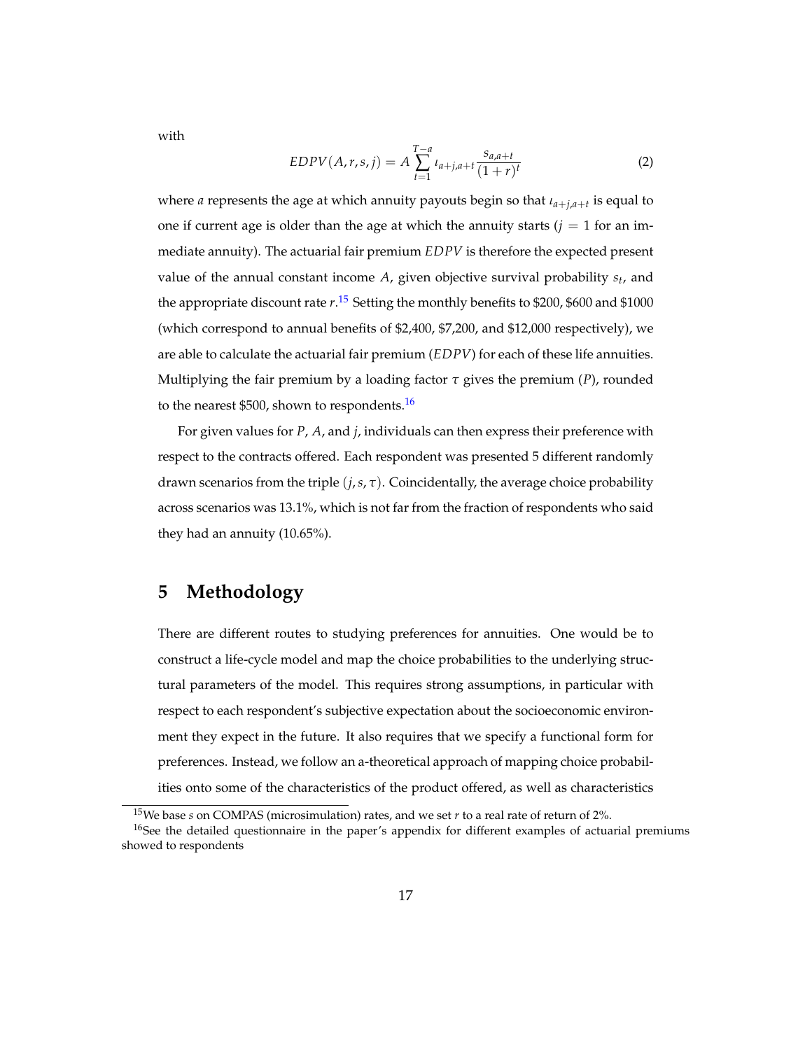with

$$EDPV(A, r, s, j) = A \sum_{t=1}^{T-a} \iota_{a+j,a+t} \frac{s_{a,a+t}}{(1+r)^t} \tag{2}$$

where $a$ represents the age at which annuity payouts begin so that $\iota_{a+j,a+t}$ is equal to one if current age is older than the age at which the annuity starts ($j = 1$ for an immediate annuity). The actuarial fair premium $EDPV$ is therefore the expected present value of the annual constant income $A$, given objective survival probability $s_t$, and the appropriate discount rate $r$.[15] Setting the monthly benefits to \$200, \$600 and \$1000 (which correspond to annual benefits of \$2,400, \$7,200, and \$12,000 respectively), we are able to calculate the actuarial fair premium ($EDPV$) for each of these life annuities. Multiplying the fair premium by a loading factor $\tau$ gives the premium ($P$), rounded to the nearest \$500, shown to respondents.[16]

For given values for $P$, $A$, and $j$, individuals can then express their preference with respect to the contracts offered. Each respondent was presented 5 different randomly drawn scenarios from the triple $(j, s, \tau)$. Coincidentally, the average choice probability across scenarios was 13.1%, which is not far from the fraction of respondents who said they had an annuity (10.65%).

## 5 Methodology

There are different routes to studying preferences for annuities. One would be to construct a life-cycle model and map the choice probabilities to the underlying structural parameters of the model. This requires strong assumptions, in particular with respect to each respondent's subjective expectation about the socioeconomic environment they expect in the future. It also requires that we specify a functional form for preferences. Instead, we follow an a-theoretical approach of mapping choice probabilities onto some of the characteristics of the product offered, as well as characteristics

[15] We base $s$ on COMPAS (microsimulation) rates, and we set $r$ to a real rate of return of 2%.

[16] See the detailed questionnaire in the paper's appendix for different examples of actuarial premiums showed to respondents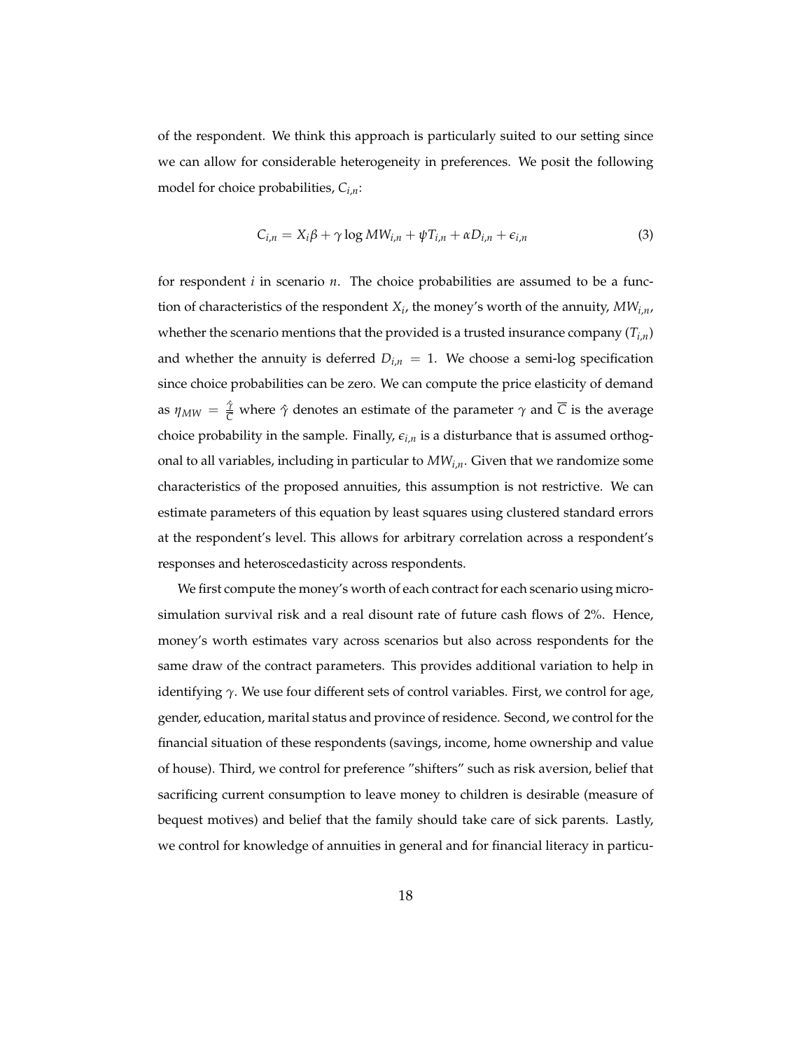of the respondent. We think this approach is particularly suited to our setting since we can allow for considerable heterogeneity in preferences. We posit the following model for choice probabilities, $C_{i,n}$:

$$C_{i,n} = X_i\beta + \gamma \log MW_{i,n} + \psi T_{i,n} + \alpha D_{i,n} + \epsilon_{i,n} \tag{3}$$

for respondent $i$ in scenario $n$. The choice probabilities are assumed to be a function of characteristics of the respondent $X_i$, the money's worth of the annuity, $MW_{i,n}$, whether the scenario mentions that the provided is a trusted insurance company ($T_{i,n}$) and whether the annuity is deferred $D_{i,n} = 1$. We choose a semi-log specification since choice probabilities can be zero. We can compute the price elasticity of demand as $\eta_{MW} = \frac{\hat{\gamma}}{\overline{C}}$ where $\hat{\gamma}$ denotes an estimate of the parameter $\gamma$ and $\overline{C}$ is the average choice probability in the sample. Finally, $\epsilon_{i,n}$ is a disturbance that is assumed orthogonal to all variables, including in particular to $MW_{i,n}$. Given that we randomize some characteristics of the proposed annuities, this assumption is not restrictive. We can estimate parameters of this equation by least squares using clustered standard errors at the respondent's level. This allows for arbitrary correlation across a respondent's responses and heteroscedasticity across respondents.

We first compute the money's worth of each contract for each scenario using micro-simulation survival risk and a real disount rate of future cash flows of 2%. Hence, money's worth estimates vary across scenarios but also across respondents for the same draw of the contract parameters. This provides additional variation to help in identifying $\gamma$. We use four different sets of control variables. First, we control for age, gender, education, marital status and province of residence. Second, we control for the financial situation of these respondents (savings, income, home ownership and value of house). Third, we control for preference "shifters" such as risk aversion, belief that sacrificing current consumption to leave money to children is desirable (measure of bequest motives) and belief that the family should take care of sick parents. Lastly, we control for knowledge of annuities in general and for financial literacy in particu-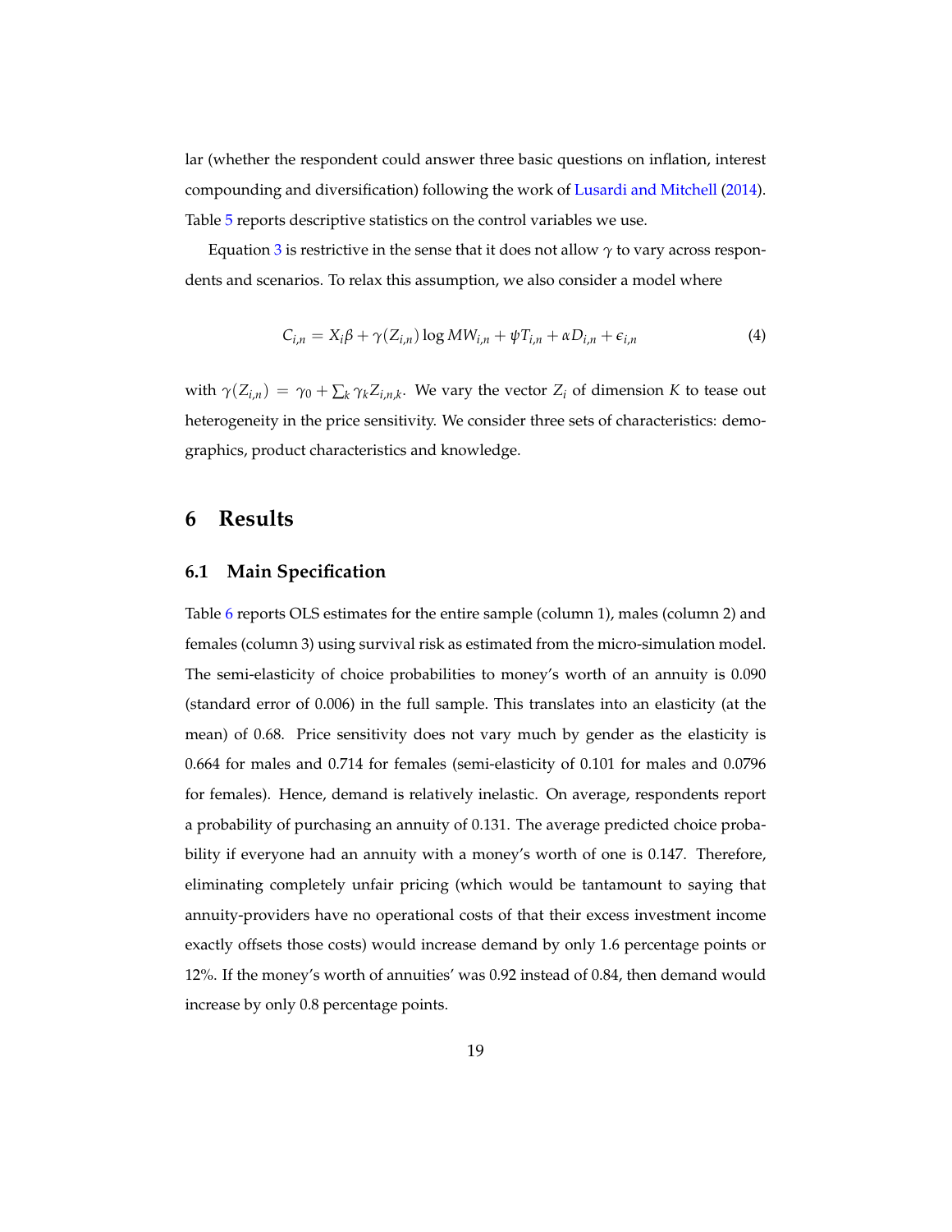lar (whether the respondent could answer three basic questions on inflation, interest compounding and diversification) following the work of Lusardi and Mitchell (2014). Table 5 reports descriptive statistics on the control variables we use.

Equation 3 is restrictive in the sense that it does not allow $\gamma$ to vary across respondents and scenarios. To relax this assumption, we also consider a model where

$$C_{i,n} = X_i \beta + \gamma(Z_{i,n}) \log MW_{i,n} + \psi T_{i,n} + \alpha D_{i,n} + \epsilon_{i,n} \tag{4}$$

with $\gamma(Z_{i,n}) = \gamma_0 + \sum_k \gamma_k Z_{i,n,k}$. We vary the vector $Z_i$ of dimension $K$ to tease out heterogeneity in the price sensitivity. We consider three sets of characteristics: demographics, product characteristics and knowledge.

# 6 Results

## 6.1 Main Specification

Table 6 reports OLS estimates for the entire sample (column 1), males (column 2) and females (column 3) using survival risk as estimated from the micro-simulation model. The semi-elasticity of choice probabilities to money's worth of an annuity is 0.090 (standard error of 0.006) in the full sample. This translates into an elasticity (at the mean) of 0.68. Price sensitivity does not vary much by gender as the elasticity is 0.664 for males and 0.714 for females (semi-elasticity of 0.101 for males and 0.0796 for females). Hence, demand is relatively inelastic. On average, respondents report a probability of purchasing an annuity of 0.131. The average predicted choice probability if everyone had an annuity with a money's worth of one is 0.147. Therefore, eliminating completely unfair pricing (which would be tantamount to saying that annuity-providers have no operational costs of that their excess investment income exactly offsets those costs) would increase demand by only 1.6 percentage points or 12%. If the money's worth of annuities' was 0.92 instead of 0.84, then demand would increase by only 0.8 percentage points.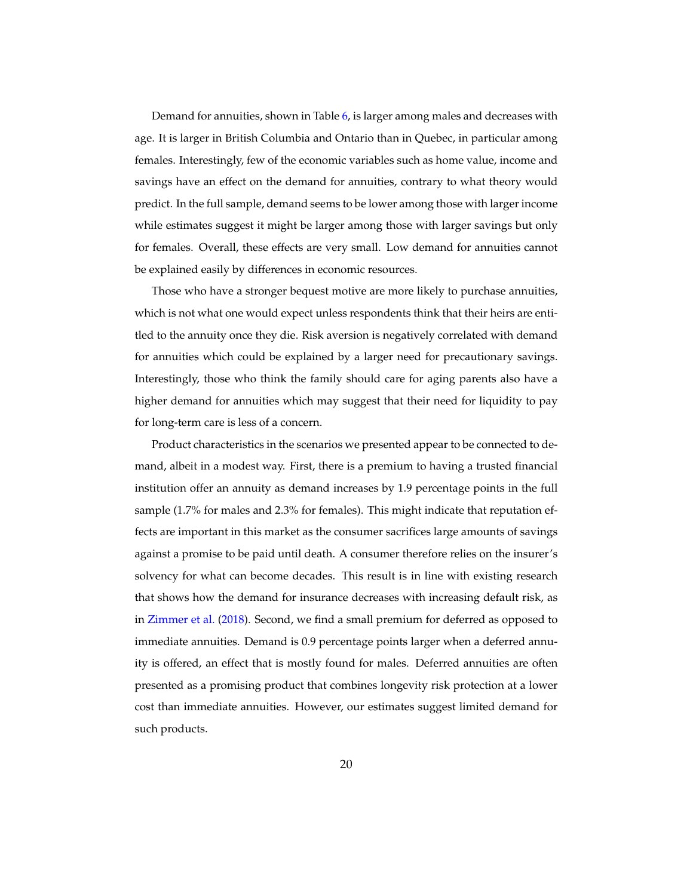Demand for annuities, shown in Table 6, is larger among males and decreases with age. It is larger in British Columbia and Ontario than in Quebec, in particular among females. Interestingly, few of the economic variables such as home value, income and savings have an effect on the demand for annuities, contrary to what theory would predict. In the full sample, demand seems to be lower among those with larger income while estimates suggest it might be larger among those with larger savings but only for females. Overall, these effects are very small. Low demand for annuities cannot be explained easily by differences in economic resources.

Those who have a stronger bequest motive are more likely to purchase annuities, which is not what one would expect unless respondents think that their heirs are entitled to the annuity once they die. Risk aversion is negatively correlated with demand for annuities which could be explained by a larger need for precautionary savings. Interestingly, those who think the family should care for aging parents also have a higher demand for annuities which may suggest that their need for liquidity to pay for long-term care is less of a concern.

Product characteristics in the scenarios we presented appear to be connected to demand, albeit in a modest way. First, there is a premium to having a trusted financial institution offer an annuity as demand increases by 1.9 percentage points in the full sample (1.7% for males and 2.3% for females). This might indicate that reputation effects are important in this market as the consumer sacrifices large amounts of savings against a promise to be paid until death. A consumer therefore relies on the insurer's solvency for what can become decades. This result is in line with existing research that shows how the demand for insurance decreases with increasing default risk, as in Zimmer et al. (2018). Second, we find a small premium for deferred as opposed to immediate annuities. Demand is 0.9 percentage points larger when a deferred annuity is offered, an effect that is mostly found for males. Deferred annuities are often presented as a promising product that combines longevity risk protection at a lower cost than immediate annuities. However, our estimates suggest limited demand for such products.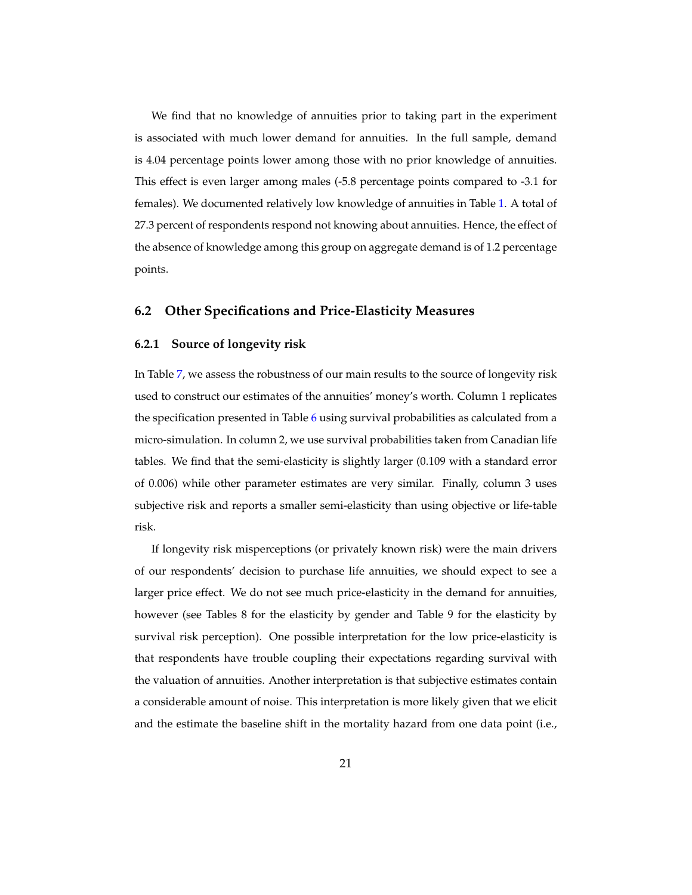We find that no knowledge of annuities prior to taking part in the experiment is associated with much lower demand for annuities. In the full sample, demand is 4.04 percentage points lower among those with no prior knowledge of annuities. This effect is even larger among males (-5.8 percentage points compared to -3.1 for females). We documented relatively low knowledge of annuities in Table 1. A total of 27.3 percent of respondents respond not knowing about annuities. Hence, the effect of the absence of knowledge among this group on aggregate demand is of 1.2 percentage points.

## 6.2 Other Specifications and Price-Elasticity Measures

### 6.2.1 Source of longevity risk

In Table 7, we assess the robustness of our main results to the source of longevity risk used to construct our estimates of the annuities' money's worth. Column 1 replicates the specification presented in Table 6 using survival probabilities as calculated from a micro-simulation. In column 2, we use survival probabilities taken from Canadian life tables. We find that the semi-elasticity is slightly larger (0.109 with a standard error of 0.006) while other parameter estimates are very similar. Finally, column 3 uses subjective risk and reports a smaller semi-elasticity than using objective or life-table risk.

If longevity risk misperceptions (or privately known risk) were the main drivers of our respondents' decision to purchase life annuities, we should expect to see a larger price effect. We do not see much price-elasticity in the demand for annuities, however (see Tables 8 for the elasticity by gender and Table 9 for the elasticity by survival risk perception). One possible interpretation for the low price-elasticity is that respondents have trouble coupling their expectations regarding survival with the valuation of annuities. Another interpretation is that subjective estimates contain a considerable amount of noise. This interpretation is more likely given that we elicit and the estimate the baseline shift in the mortality hazard from one data point (i.e.,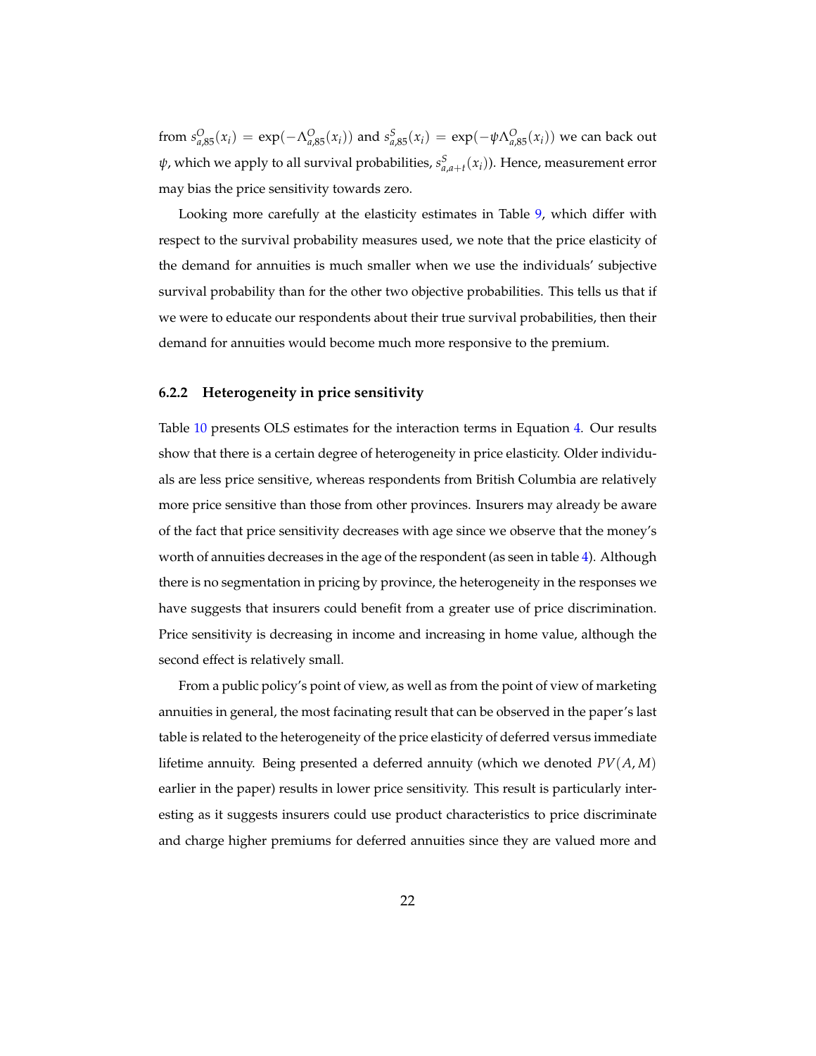from $s^O_{a,85}(x_i) = \exp(-\Lambda^O_{a,85}(x_i))$ and $s^S_{a,85}(x_i) = \exp(-\psi\Lambda^O_{a,85}(x_i))$ we can back out $\psi$, which we apply to all survival probabilities, $s^S_{a,a+t}(x_i)$). Hence, measurement error may bias the price sensitivity towards zero.

Looking more carefully at the elasticity estimates in Table 9, which differ with respect to the survival probability measures used, we note that the price elasticity of the demand for annuities is much smaller when we use the individuals' subjective survival probability than for the other two objective probabilities. This tells us that if we were to educate our respondents about their true survival probabilities, then their demand for annuities would become much more responsive to the premium.

### 6.2.2 Heterogeneity in price sensitivity

Table 10 presents OLS estimates for the interaction terms in Equation 4. Our results show that there is a certain degree of heterogeneity in price elasticity. Older individuals are less price sensitive, whereas respondents from British Columbia are relatively more price sensitive than those from other provinces. Insurers may already be aware of the fact that price sensitivity decreases with age since we observe that the money's worth of annuities decreases in the age of the respondent (as seen in table 4). Although there is no segmentation in pricing by province, the heterogeneity in the responses we have suggests that insurers could benefit from a greater use of price discrimination. Price sensitivity is decreasing in income and increasing in home value, although the second effect is relatively small.

From a public policy's point of view, as well as from the point of view of marketing annuities in general, the most facinating result that can be observed in the paper's last table is related to the heterogeneity of the price elasticity of deferred versus immediate lifetime annuity. Being presented a deferred annuity (which we denoted $PV(A, M)$ earlier in the paper) results in lower price sensitivity. This result is particularly interesting as it suggests insurers could use product characteristics to price discriminate and charge higher premiums for deferred annuities since they are valued more and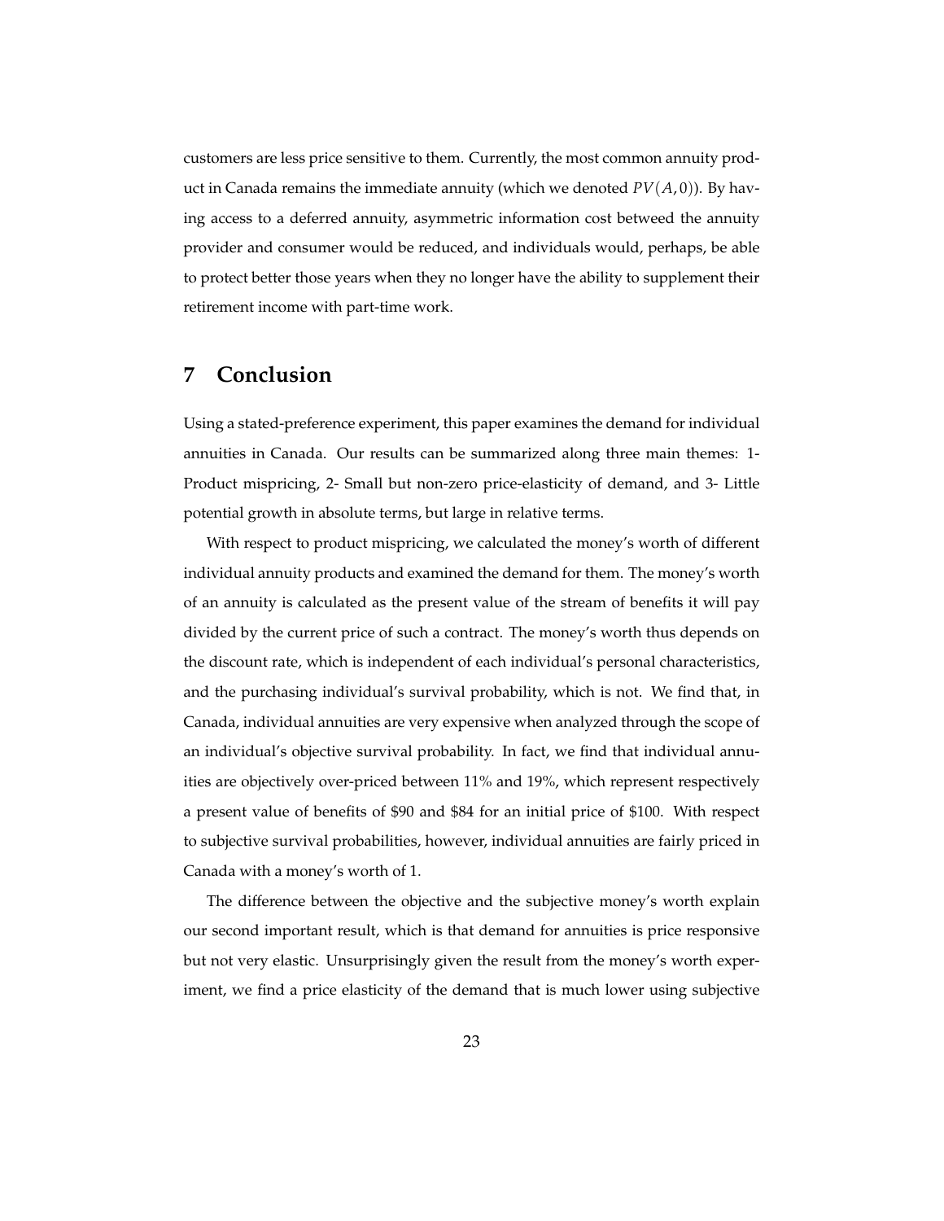customers are less price sensitive to them. Currently, the most common annuity product in Canada remains the immediate annuity (which we denoted $PV(A, 0)$). By having access to a deferred annuity, asymmetric information cost betweed the annuity provider and consumer would be reduced, and individuals would, perhaps, be able to protect better those years when they no longer have the ability to supplement their retirement income with part-time work.

# 7 Conclusion

Using a stated-preference experiment, this paper examines the demand for individual annuities in Canada. Our results can be summarized along three main themes: 1- Product mispricing, 2- Small but non-zero price-elasticity of demand, and 3- Little potential growth in absolute terms, but large in relative terms.

With respect to product mispricing, we calculated the money's worth of different individual annuity products and examined the demand for them. The money's worth of an annuity is calculated as the present value of the stream of benefits it will pay divided by the current price of such a contract. The money's worth thus depends on the discount rate, which is independent of each individual's personal characteristics, and the purchasing individual's survival probability, which is not. We find that, in Canada, individual annuities are very expensive when analyzed through the scope of an individual's objective survival probability. In fact, we find that individual annuities are objectively over-priced between 11% and 19%, which represent respectively a present value of benefits of $90 and $84 for an initial price of $100. With respect to subjective survival probabilities, however, individual annuities are fairly priced in Canada with a money's worth of 1.

The difference between the objective and the subjective money's worth explain our second important result, which is that demand for annuities is price responsive but not very elastic. Unsurprisingly given the result from the money's worth experiment, we find a price elasticity of the demand that is much lower using subjective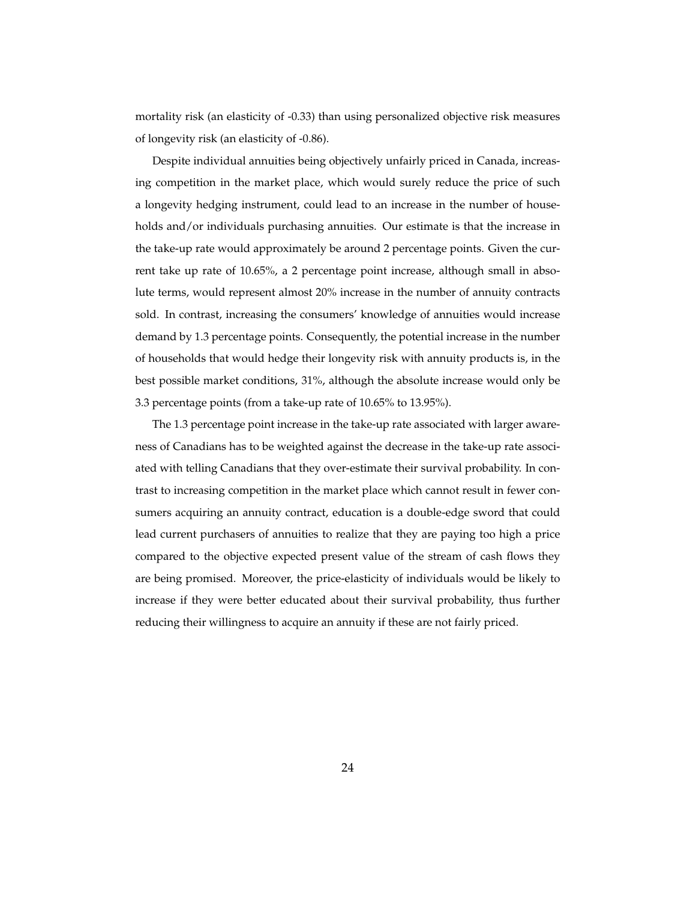mortality risk (an elasticity of -0.33) than using personalized objective risk measures of longevity risk (an elasticity of -0.86).

Despite individual annuities being objectively unfairly priced in Canada, increasing competition in the market place, which would surely reduce the price of such a longevity hedging instrument, could lead to an increase in the number of households and/or individuals purchasing annuities. Our estimate is that the increase in the take-up rate would approximately be around 2 percentage points. Given the current take up rate of 10.65%, a 2 percentage point increase, although small in absolute terms, would represent almost 20% increase in the number of annuity contracts sold. In contrast, increasing the consumers' knowledge of annuities would increase demand by 1.3 percentage points. Consequently, the potential increase in the number of households that would hedge their longevity risk with annuity products is, in the best possible market conditions, 31%, although the absolute increase would only be 3.3 percentage points (from a take-up rate of 10.65% to 13.95%).

The 1.3 percentage point increase in the take-up rate associated with larger awareness of Canadians has to be weighted against the decrease in the take-up rate associated with telling Canadians that they over-estimate their survival probability. In contrast to increasing competition in the market place which cannot result in fewer consumers acquiring an annuity contract, education is a double-edge sword that could lead current purchasers of annuities to realize that they are paying too high a price compared to the objective expected present value of the stream of cash flows they are being promised. Moreover, the price-elasticity of individuals would be likely to increase if they were better educated about their survival probability, thus further reducing their willingness to acquire an annuity if these are not fairly priced.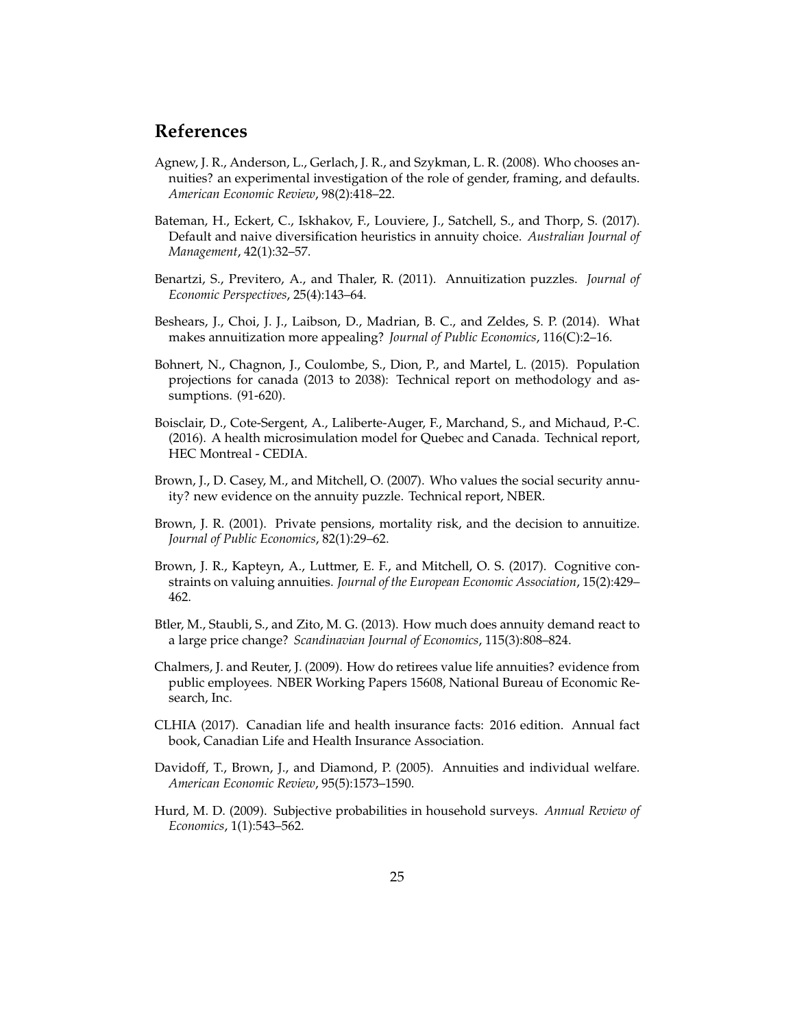## References

Agnew, J. R., Anderson, L., Gerlach, J. R., and Szykman, L. R. (2008). Who chooses annuities? an experimental investigation of the role of gender, framing, and defaults. *American Economic Review*, 98(2):418–22.

Bateman, H., Eckert, C., Iskhakov, F., Louviere, J., Satchell, S., and Thorp, S. (2017). Default and naive diversification heuristics in annuity choice. *Australian Journal of Management*, 42(1):32–57.

Benartzi, S., Previtero, A., and Thaler, R. (2011). Annuitization puzzles. *Journal of Economic Perspectives*, 25(4):143–64.

Beshears, J., Choi, J. J., Laibson, D., Madrian, B. C., and Zeldes, S. P. (2014). What makes annuitization more appealing? *Journal of Public Economics*, 116(C):2–16.

Bohnert, N., Chagnon, J., Coulombe, S., Dion, P., and Martel, L. (2015). Population projections for canada (2013 to 2038): Technical report on methodology and assumptions. (91-620).

Boisclair, D., Cote-Sergent, A., Laliberte-Auger, F., Marchand, S., and Michaud, P.-C. (2016). A health microsimulation model for Quebec and Canada. Technical report, HEC Montreal - CEDIA.

Brown, J., D. Casey, M., and Mitchell, O. (2007). Who values the social security annuity? new evidence on the annuity puzzle. Technical report, NBER.

Brown, J. R. (2001). Private pensions, mortality risk, and the decision to annuitize. *Journal of Public Economics*, 82(1):29–62.

Brown, J. R., Kapteyn, A., Luttmer, E. F., and Mitchell, O. S. (2017). Cognitive constraints on valuing annuities. *Journal of the European Economic Association*, 15(2):429–462.

Btler, M., Staubli, S., and Zito, M. G. (2013). How much does annuity demand react to a large price change? *Scandinavian Journal of Economics*, 115(3):808–824.

Chalmers, J. and Reuter, J. (2009). How do retirees value life annuities? evidence from public employees. NBER Working Papers 15608, National Bureau of Economic Research, Inc.

CLHIA (2017). Canadian life and health insurance facts: 2016 edition. Annual fact book, Canadian Life and Health Insurance Association.

Davidoff, T., Brown, J., and Diamond, P. (2005). Annuities and individual welfare. *American Economic Review*, 95(5):1573–1590.

Hurd, M. D. (2009). Subjective probabilities in household surveys. *Annual Review of Economics*, 1(1):543–562.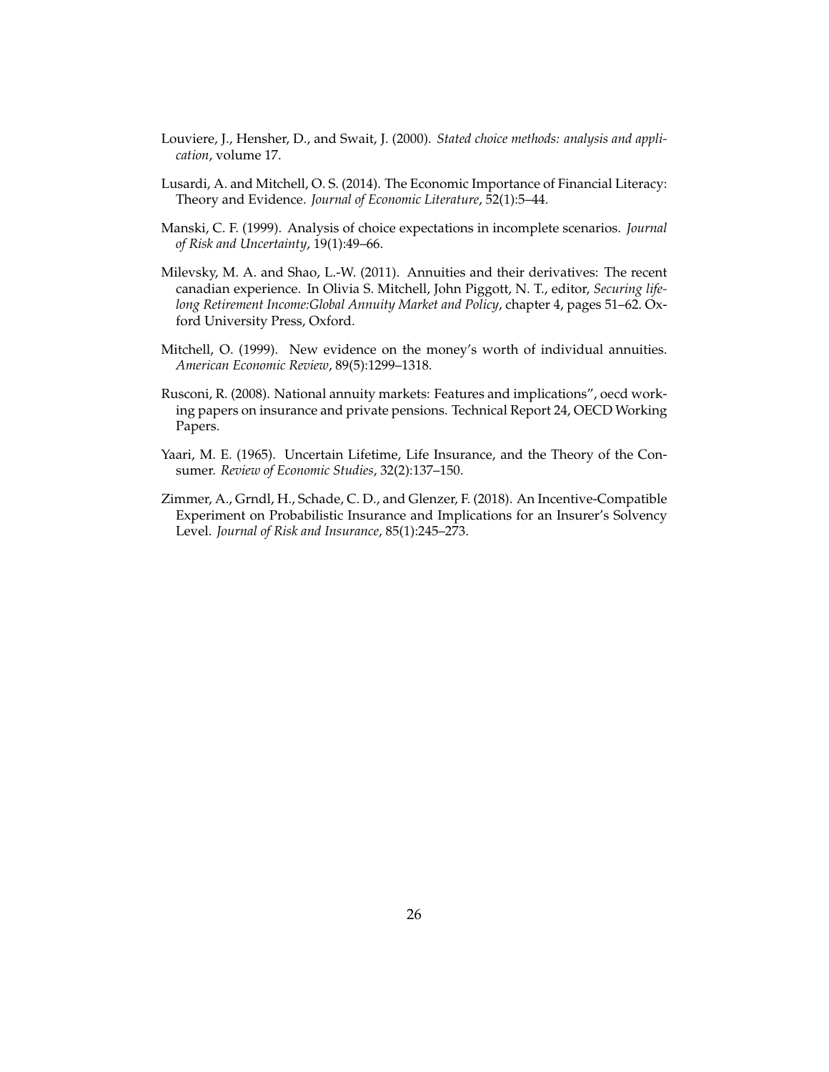Louviere, J., Hensher, D., and Swait, J. (2000). *Stated choice methods: analysis and application*, volume 17.

Lusardi, A. and Mitchell, O. S. (2014). The Economic Importance of Financial Literacy: Theory and Evidence. *Journal of Economic Literature*, 52(1):5–44.

Manski, C. F. (1999). Analysis of choice expectations in incomplete scenarios. *Journal of Risk and Uncertainty*, 19(1):49–66.

Milevsky, M. A. and Shao, L.-W. (2011). Annuities and their derivatives: The recent canadian experience. In Olivia S. Mitchell, John Piggott, N. T., editor, *Securing lifelong Retirement Income:Global Annuity Market and Policy*, chapter 4, pages 51–62. Oxford University Press, Oxford.

Mitchell, O. (1999). New evidence on the money's worth of individual annuities. *American Economic Review*, 89(5):1299–1318.

Rusconi, R. (2008). National annuity markets: Features and implications", oecd working papers on insurance and private pensions. Technical Report 24, OECD Working Papers.

Yaari, M. E. (1965). Uncertain Lifetime, Life Insurance, and the Theory of the Consumer. *Review of Economic Studies*, 32(2):137–150.

Zimmer, A., Grndl, H., Schade, C. D., and Glenzer, F. (2018). An Incentive-Compatible Experiment on Probabilistic Insurance and Implications for an Insurer's Solvency Level. *Journal of Risk and Insurance*, 85(1):245–273.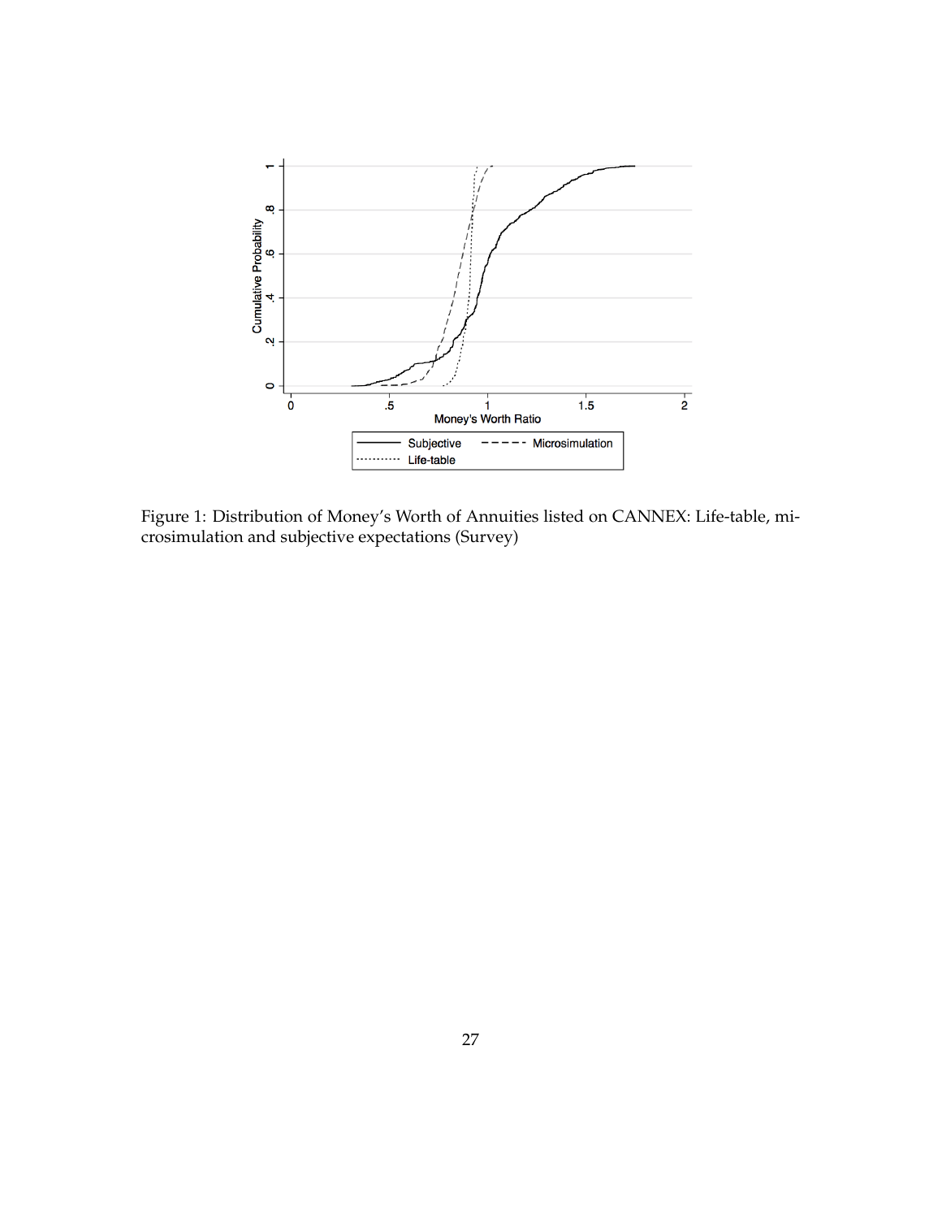Figure 1: Distribution of Money's Worth of Annuities listed on CANNEX: Life-table, microsimulation and subjective expectations (Survey)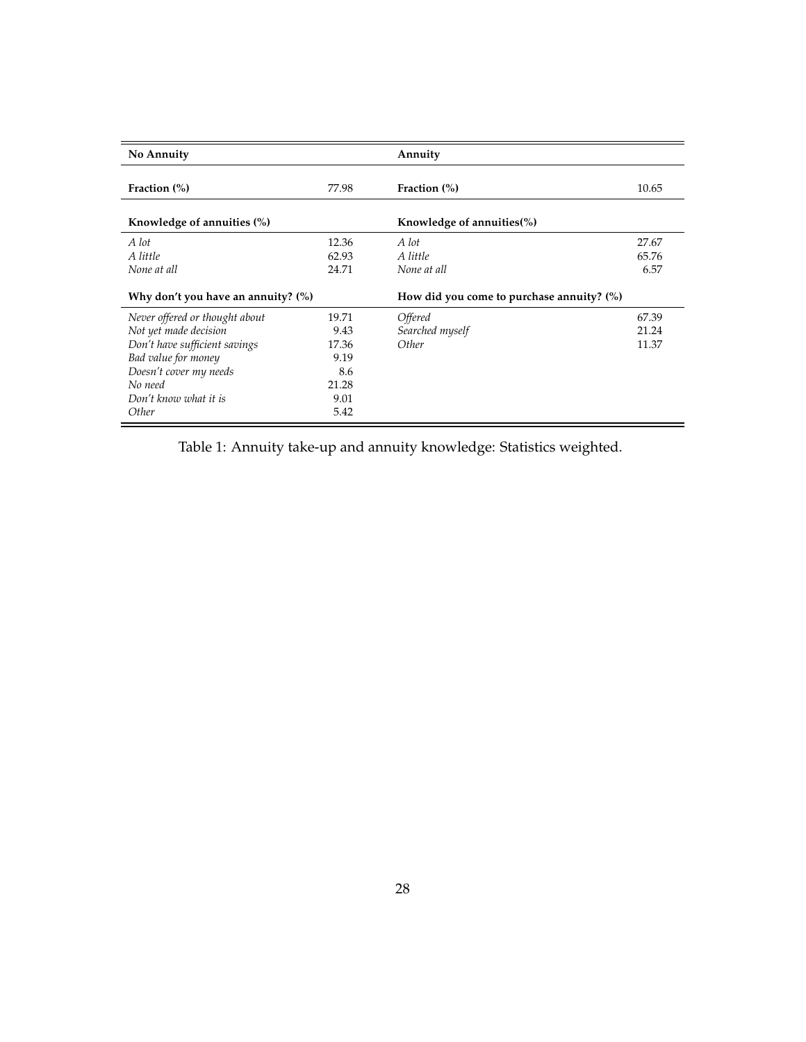| **No Annuity** | | **Annuity** | |
|---|---|---|---|
| **Fraction (%)** | 77.98 | **Fraction (%)** | 10.65 |
| **Knowledge of annuities (%)** | | **Knowledge of annuities(%)** | |
| *A lot* | 12.36 | *A lot* | 27.67 |
| *A little* | 62.93 | *A little* | 65.76 |
| *None at all* | 24.71 | *None at all* | 6.57 |
| **Why don't you have an annuity? (%)** | | **How did you come to purchase annuity? (%)** | |
| *Never offered or thought about* | 19.71 | *Offered* | 67.39 |
| *Not yet made decision* | 9.43 | *Searched myself* | 21.24 |
| *Don't have sufficient savings* | 17.36 | *Other* | 11.37 |
| *Bad value for money* | 9.19 | | |
| *Doesn't cover my needs* | 8.6 | | |
| *No need* | 21.28 | | |
| *Don't know what it is* | 9.01 | | |
| *Other* | 5.42 | | |

Table 1: Annuity take-up and annuity knowledge: Statistics weighted.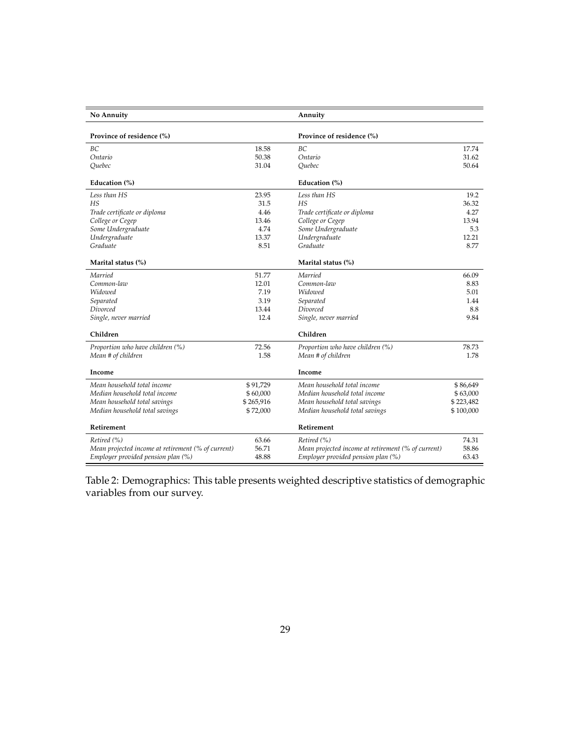| **No Annuity** | | **Annuity** | |
|---|---|---|---|
| **Province of residence (%)** | | **Province of residence (%)** | |
| *BC* | 18.58 | *BC* | 17.74 |
| *Ontario* | 50.38 | *Ontario* | 31.62 |
| *Quebec* | 31.04 | *Quebec* | 50.64 |
| **Education (%)** | | **Education (%)** | |
| *Less than HS* | 23.95 | *Less than HS* | 19.2 |
| *HS* | 31.5 | *HS* | 36.32 |
| *Trade certificate or diploma* | 4.46 | *Trade certificate or diploma* | 4.27 |
| *College or Cegep* | 13.46 | *College or Cegep* | 13.94 |
| *Some Undergraduate* | 4.74 | *Some Undergraduate* | 5.3 |
| *Undergraduate* | 13.37 | *Undergraduate* | 12.21 |
| *Graduate* | 8.51 | *Graduate* | 8.77 |
| **Marital status (%)** | | **Marital status (%)** | |
| *Married* | 51.77 | *Married* | 66.09 |
| *Common-law* | 12.01 | *Common-law* | 8.83 |
| *Widowed* | 7.19 | *Widowed* | 5.01 |
| *Separated* | 3.19 | *Separated* | 1.44 |
| *Divorced* | 13.44 | *Divorced* | 8.8 |
| *Single, never married* | 12.4 | *Single, never married* | 9.84 |
| **Children** | | **Children** | |
| *Proportion who have children (%)* | 72.56 | *Proportion who have children (%)* | 78.73 |
| *Mean # of children* | 1.58 | *Mean # of children* | 1.78 |
| **Income** | | **Income** | |
| *Mean household total income* | $ 91,729 | *Mean household total income* | $ 86,649 |
| *Median household total income* | $ 60,000 | *Median household total income* | $ 63,000 |
| *Mean household total savings* | $ 265,916 | *Mean household total savings* | $ 223,482 |
| *Median household total savings* | $ 72,000 | *Median household total savings* | $ 100,000 |
| **Retirement** | | **Retirement** | |
| *Retired (%)* | 63.66 | *Retired (%)* | 74.31 |
| *Mean projected income at retirement (% of current)* | 56.71 | *Mean projected income at retirement (% of current)* | 58.86 |
| *Employer provided pension plan (%)* | 48.88 | *Employer provided pension plan (%)* | 63.43 |

Table 2: Demographics: This table presents weighted descriptive statistics of demographic variables from our survey.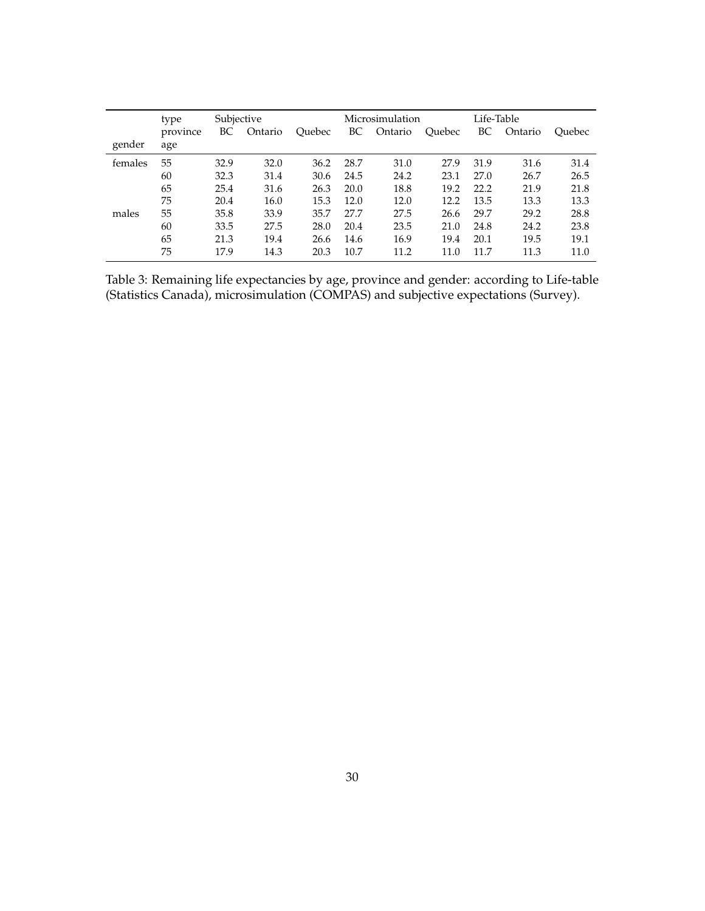| | type | Subjective | | | Microsimulation | | | Life-Table | | |
|---|---|---|---|---|---|---|---|---|---|---|
| | province | BC | Ontario | Quebec | BC | Ontario | Quebec | BC | Ontario | Quebec |
| gender | age | | | | | | | | | |
| females | 55 | 32.9 | 32.0 | 36.2 | 28.7 | 31.0 | 27.9 | 31.9 | 31.6 | 31.4 |
| | 60 | 32.3 | 31.4 | 30.6 | 24.5 | 24.2 | 23.1 | 27.0 | 26.7 | 26.5 |
| | 65 | 25.4 | 31.6 | 26.3 | 20.0 | 18.8 | 19.2 | 22.2 | 21.9 | 21.8 |
| | 75 | 20.4 | 16.0 | 15.3 | 12.0 | 12.0 | 12.2 | 13.5 | 13.3 | 13.3 |
| males | 55 | 35.8 | 33.9 | 35.7 | 27.7 | 27.5 | 26.6 | 29.7 | 29.2 | 28.8 |
| | 60 | 33.5 | 27.5 | 28.0 | 20.4 | 23.5 | 21.0 | 24.8 | 24.2 | 23.8 |
| | 65 | 21.3 | 19.4 | 26.6 | 14.6 | 16.9 | 19.4 | 20.1 | 19.5 | 19.1 |
| | 75 | 17.9 | 14.3 | 20.3 | 10.7 | 11.2 | 11.0 | 11.7 | 11.3 | 11.0 |

Table 3: Remaining life expectancies by age, province and gender: according to Life-table (Statistics Canada), microsimulation (COMPAS) and subjective expectations (Survey).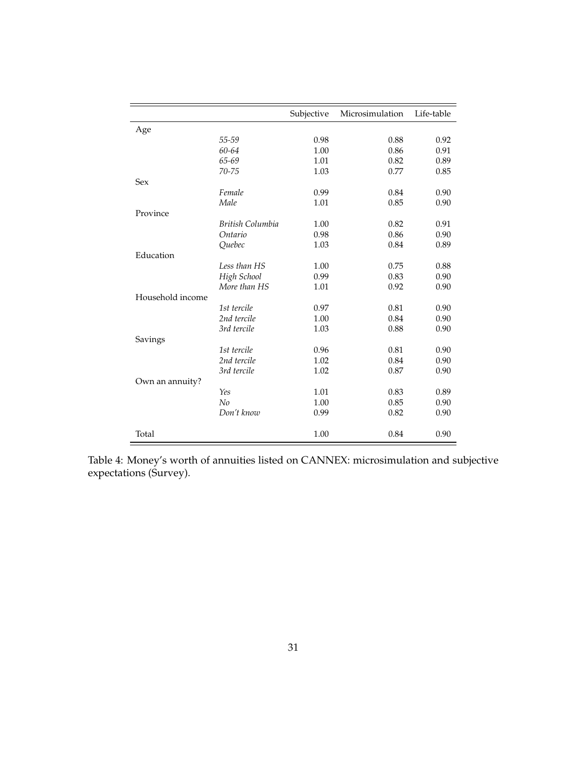| | | Subjective | Microsimulation | Life-table |
|---|---|---|---|---|
| Age | | | | |
| | *55-59* | 0.98 | 0.88 | 0.92 |
| | *60-64* | 1.00 | 0.86 | 0.91 |
| | *65-69* | 1.01 | 0.82 | 0.89 |
| | *70-75* | 1.03 | 0.77 | 0.85 |
| Sex | | | | |
| | *Female* | 0.99 | 0.84 | 0.90 |
| | *Male* | 1.01 | 0.85 | 0.90 |
| Province | | | | |
| | *British Columbia* | 1.00 | 0.82 | 0.91 |
| | *Ontario* | 0.98 | 0.86 | 0.90 |
| | *Quebec* | 1.03 | 0.84 | 0.89 |
| Education | | | | |
| | *Less than HS* | 1.00 | 0.75 | 0.88 |
| | *High School* | 0.99 | 0.83 | 0.90 |
| | *More than HS* | 1.01 | 0.92 | 0.90 |
| Household income | | | | |
| | *1st tercile* | 0.97 | 0.81 | 0.90 |
| | *2nd tercile* | 1.00 | 0.84 | 0.90 |
| | *3rd tercile* | 1.03 | 0.88 | 0.90 |
| Savings | | | | |
| | *1st tercile* | 0.96 | 0.81 | 0.90 |
| | *2nd tercile* | 1.02 | 0.84 | 0.90 |
| | *3rd tercile* | 1.02 | 0.87 | 0.90 |
| Own an annuity? | | | | |
| | *Yes* | 1.01 | 0.83 | 0.89 |
| | *No* | 1.00 | 0.85 | 0.90 |
| | *Don't know* | 0.99 | 0.82 | 0.90 |
| Total | | 1.00 | 0.84 | 0.90 |

Table 4: Money's worth of annuities listed on CANNEX: microsimulation and subjective expectations (Survey).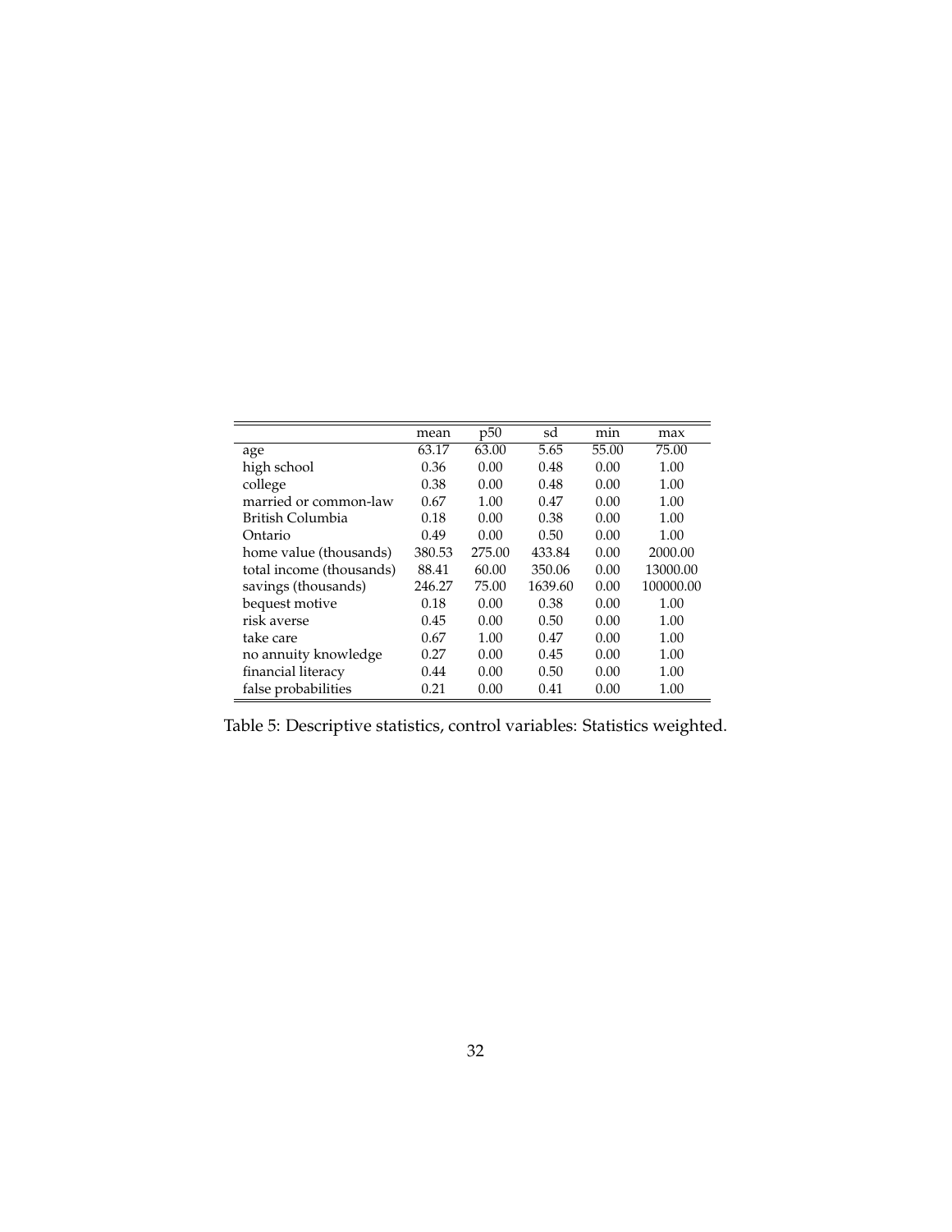| | mean | p50 | sd | min | max |
|---|---|---|---|---|---|
| age | 63.17 | 63.00 | 5.65 | 55.00 | 75.00 |
| high school | 0.36 | 0.00 | 0.48 | 0.00 | 1.00 |
| college | 0.38 | 0.00 | 0.48 | 0.00 | 1.00 |
| married or common-law | 0.67 | 1.00 | 0.47 | 0.00 | 1.00 |
| British Columbia | 0.18 | 0.00 | 0.38 | 0.00 | 1.00 |
| Ontario | 0.49 | 0.00 | 0.50 | 0.00 | 1.00 |
| home value (thousands) | 380.53 | 275.00 | 433.84 | 0.00 | 2000.00 |
| total income (thousands) | 88.41 | 60.00 | 350.06 | 0.00 | 13000.00 |
| savings (thousands) | 246.27 | 75.00 | 1639.60 | 0.00 | 100000.00 |
| bequest motive | 0.18 | 0.00 | 0.38 | 0.00 | 1.00 |
| risk averse | 0.45 | 0.00 | 0.50 | 0.00 | 1.00 |
| take care | 0.67 | 1.00 | 0.47 | 0.00 | 1.00 |
| no annuity knowledge | 0.27 | 0.00 | 0.45 | 0.00 | 1.00 |
| financial literacy | 0.44 | 0.00 | 0.50 | 0.00 | 1.00 |
| false probabilities | 0.21 | 0.00 | 0.41 | 0.00 | 1.00 |

Table 5: Descriptive statistics, control variables: Statistics weighted.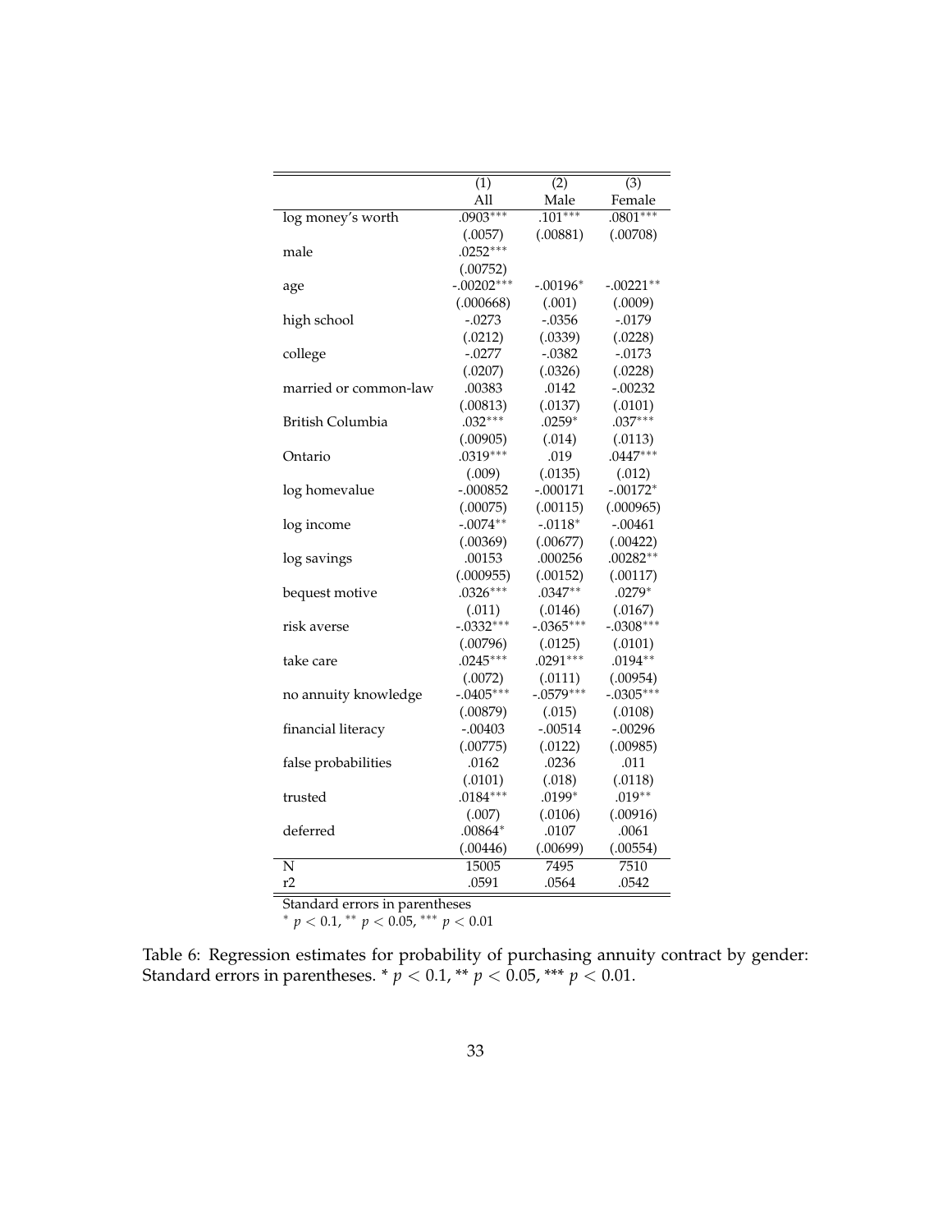|  | (1) | (2) | (3) |
|---|---|---|---|
|  | All | Male | Female |
| log money's worth | .0903*** | .101*** | .0801*** |
|  | (.0057) | (.00881) | (.00708) |
| male | .0252*** |  |  |
|  | (.00752) |  |  |
| age | -.00202*** | -.00196* | -.00221** |
|  | (.000668) | (.001) | (.0009) |
| high school | -.0273 | -.0356 | -.0179 |
|  | (.0212) | (.0339) | (.0228) |
| college | -.0277 | -.0382 | -.0173 |
|  | (.0207) | (.0326) | (.0228) |
| married or common-law | .00383 | .0142 | -.00232 |
|  | (.00813) | (.0137) | (.0101) |
| British Columbia | .032*** | .0259* | .037*** |
|  | (.00905) | (.014) | (.0113) |
| Ontario | .0319*** | .019 | .0447*** |
|  | (.009) | (.0135) | (.012) |
| log homevalue | -.000852 | -.000171 | -.00172* |
|  | (.00075) | (.00115) | (.000965) |
| log income | -.0074** | -.0118* | -.00461 |
|  | (.00369) | (.00677) | (.00422) |
| log savings | .00153 | .000256 | .00282** |
|  | (.000955) | (.00152) | (.00117) |
| bequest motive | .0326*** | .0347** | .0279* |
|  | (.011) | (.0146) | (.0167) |
| risk averse | -.0332*** | -.0365*** | -.0308*** |
|  | (.00796) | (.0125) | (.0101) |
| take care | .0245*** | .0291*** | .0194** |
|  | (.0072) | (.0111) | (.00954) |
| no annuity knowledge | -.0405*** | -.0579*** | -.0305*** |
|  | (.00879) | (.015) | (.0108) |
| financial literacy | -.00403 | -.00514 | -.00296 |
|  | (.00775) | (.0122) | (.00985) |
| false probabilities | .0162 | .0236 | .011 |
|  | (.0101) | (.018) | (.0118) |
| trusted | .0184*** | .0199* | .019** |
|  | (.007) | (.0106) | (.00916) |
| deferred | .00864* | .0107 | .0061 |
|  | (.00446) | (.00699) | (.00554) |
| N | 15005 | 7495 | 7510 |
| r2 | .0591 | .0564 | .0542 |

Standard errors in parentheses
* $p < 0.1$, ** $p < 0.05$, *** $p < 0.01$

Table 6: Regression estimates for probability of purchasing annuity contract by gender: Standard errors in parentheses. * $p < 0.1$, ** $p < 0.05$, *** $p < 0.01$.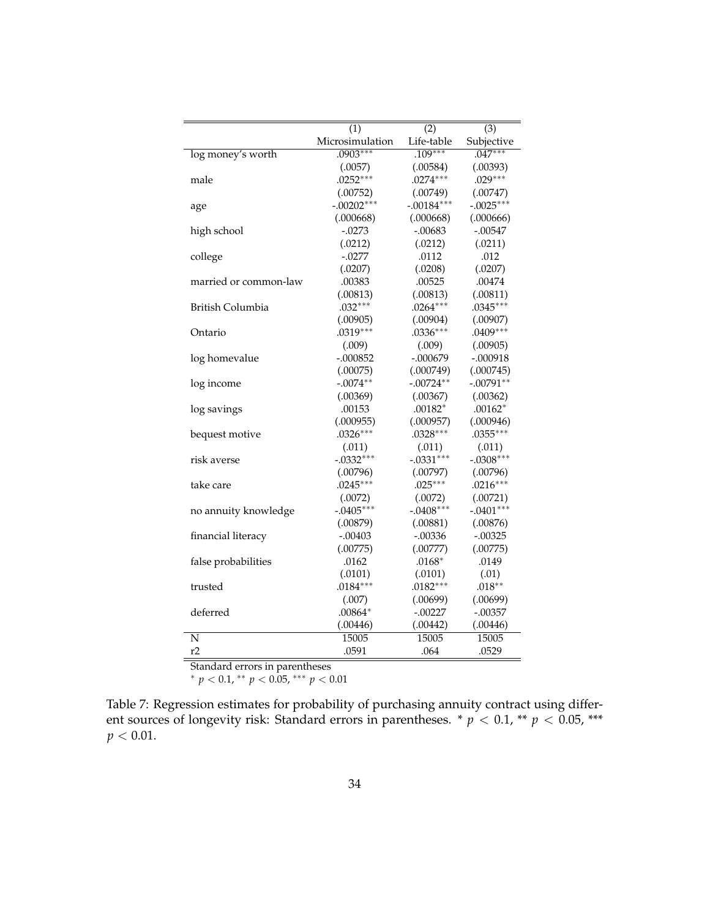| | (1) | (2) | (3) |
|---|---|---|---|
| | Microsimulation | Life-table | Subjective |
| log money's worth | .0903*** | .109*** | .047*** |
| | (.0057) | (.00584) | (.00393) |
| male | .0252*** | .0274*** | .029*** |
| | (.00752) | (.00749) | (.00747) |
| age | -.00202*** | -.00184*** | -.0025*** |
| | (.000668) | (.000668) | (.000666) |
| high school | -.0273 | -.00683 | -.00547 |
| | (.0212) | (.0212) | (.0211) |
| college | -.0277 | .0112 | .012 |
| | (.0207) | (.0208) | (.0207) |
| married or common-law | .00383 | .00525 | .00474 |
| | (.00813) | (.00813) | (.00811) |
| British Columbia | .032*** | .0264*** | .0345*** |
| | (.00905) | (.00904) | (.00907) |
| Ontario | .0319*** | .0336*** | .0409*** |
| | (.009) | (.009) | (.00905) |
| log homevalue | -.000852 | -.000679 | -.000918 |
| | (.00075) | (.000749) | (.000745) |
| log income | -.0074** | -.00724** | -.00791** |
| | (.00369) | (.00367) | (.00362) |
| log savings | .00153 | .00182* | .00162* |
| | (.000955) | (.000957) | (.000946) |
| bequest motive | .0326*** | .0328*** | .0355*** |
| | (.011) | (.011) | (.011) |
| risk averse | -.0332*** | -.0331*** | -.0308*** |
| | (.00796) | (.00797) | (.00796) |
| take care | .0245*** | .025*** | .0216*** |
| | (.0072) | (.0072) | (.00721) |
| no annuity knowledge | -.0405*** | -.0408*** | -.0401*** |
| | (.00879) | (.00881) | (.00876) |
| financial literacy | -.00403 | -.00336 | -.00325 |
| | (.00775) | (.00777) | (.00775) |
| false probabilities | .0162 | .0168* | .0149 |
| | (.0101) | (.0101) | (.01) |
| trusted | .0184*** | .0182*** | .018** |
| | (.007) | (.00699) | (.00699) |
| deferred | .00864* | -.00227 | -.00357 |
| | (.00446) | (.00442) | (.00446) |
| N | 15005 | 15005 | 15005 |
| r2 | .0591 | .064 | .0529 |

Standard errors in parentheses
* $p < 0.1$, ** $p < 0.05$, *** $p < 0.01$

Table 7: Regression estimates for probability of purchasing annuity contract using different sources of longevity risk: Standard errors in parentheses. * $p < 0.1$, ** $p < 0.05$, *** $p < 0.01$.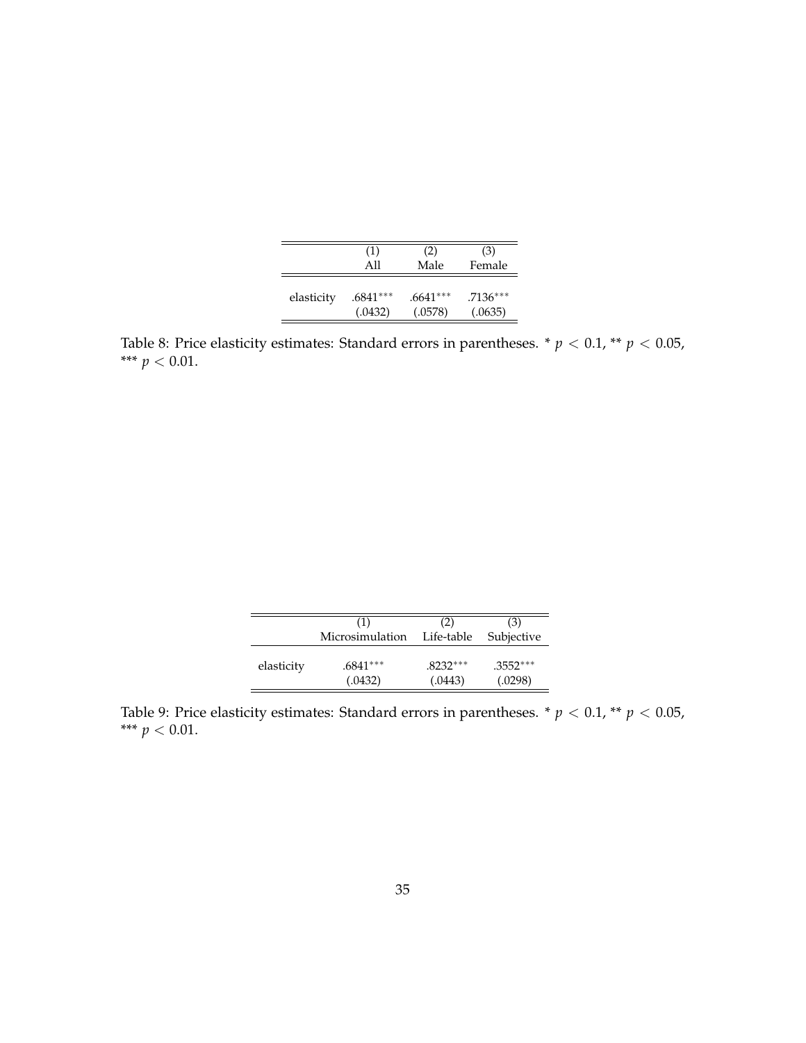|  | (1) All | (2) Male | (3) Female |
|---|---|---|---|
| elasticity | .6841*** | .6641*** | .7136*** |
|  | (.0432) | (.0578) | (.0635) |

Table 8: Price elasticity estimates: Standard errors in parentheses. * $p < 0.1$, ** $p < 0.05$, *** $p < 0.01$.

|  | (1) Microsimulation | (2) Life-table | (3) Subjective |
|---|---|---|---|
| elasticity | .6841*** | .8232*** | .3552*** |
|  | (.0432) | (.0443) | (.0298) |

Table 9: Price elasticity estimates: Standard errors in parentheses. * $p < 0.1$, ** $p < 0.05$, *** $p < 0.01$.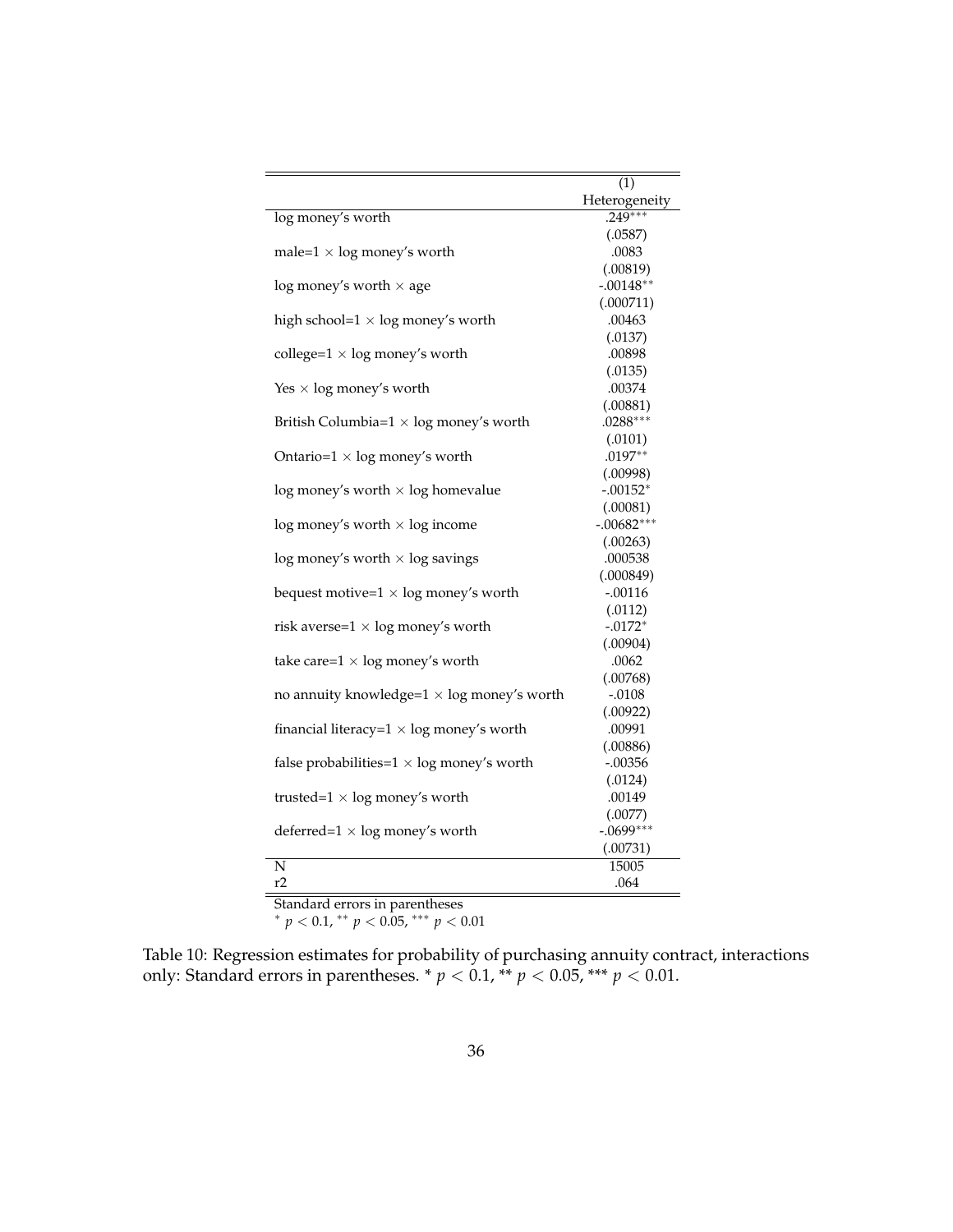| | (1) |
|---|---|
| | Heterogeneity |
| log money's worth | .249*** |
| | (.0587) |
| male=1 × log money's worth | .0083 |
| | (.00819) |
| log money's worth × age | -.00148** |
| | (.000711) |
| high school=1 × log money's worth | .00463 |
| | (.0137) |
| college=1 × log money's worth | .00898 |
| | (.0135) |
| Yes × log money's worth | .00374 |
| | (.00881) |
| British Columbia=1 × log money's worth | .0288*** |
| | (.0101) |
| Ontario=1 × log money's worth | .0197** |
| | (.00998) |
| log money's worth × log homevalue | -.00152* |
| | (.00081) |
| log money's worth × log income | -.00682*** |
| | (.00263) |
| log money's worth × log savings | .000538 |
| | (.000849) |
| bequest motive=1 × log money's worth | -.00116 |
| | (.0112) |
| risk averse=1 × log money's worth | -.0172* |
| | (.00904) |
| take care=1 × log money's worth | .0062 |
| | (.00768) |
| no annuity knowledge=1 × log money's worth | -.0108 |
| | (.00922) |
| financial literacy=1 × log money's worth | .00991 |
| | (.00886) |
| false probabilities=1 × log money's worth | -.00356 |
| | (.0124) |
| trusted=1 × log money's worth | .00149 |
| | (.0077) |
| deferred=1 × log money's worth | -.0699*** |
| | (.00731) |
| N | 15005 |
| r2 | .064 |

Standard errors in parentheses
* $p < 0.1$, ** $p < 0.05$, *** $p < 0.01$

Table 10: Regression estimates for probability of purchasing annuity contract, interactions only: Standard errors in parentheses. * $p < 0.1$, ** $p < 0.05$, *** $p < 0.01$.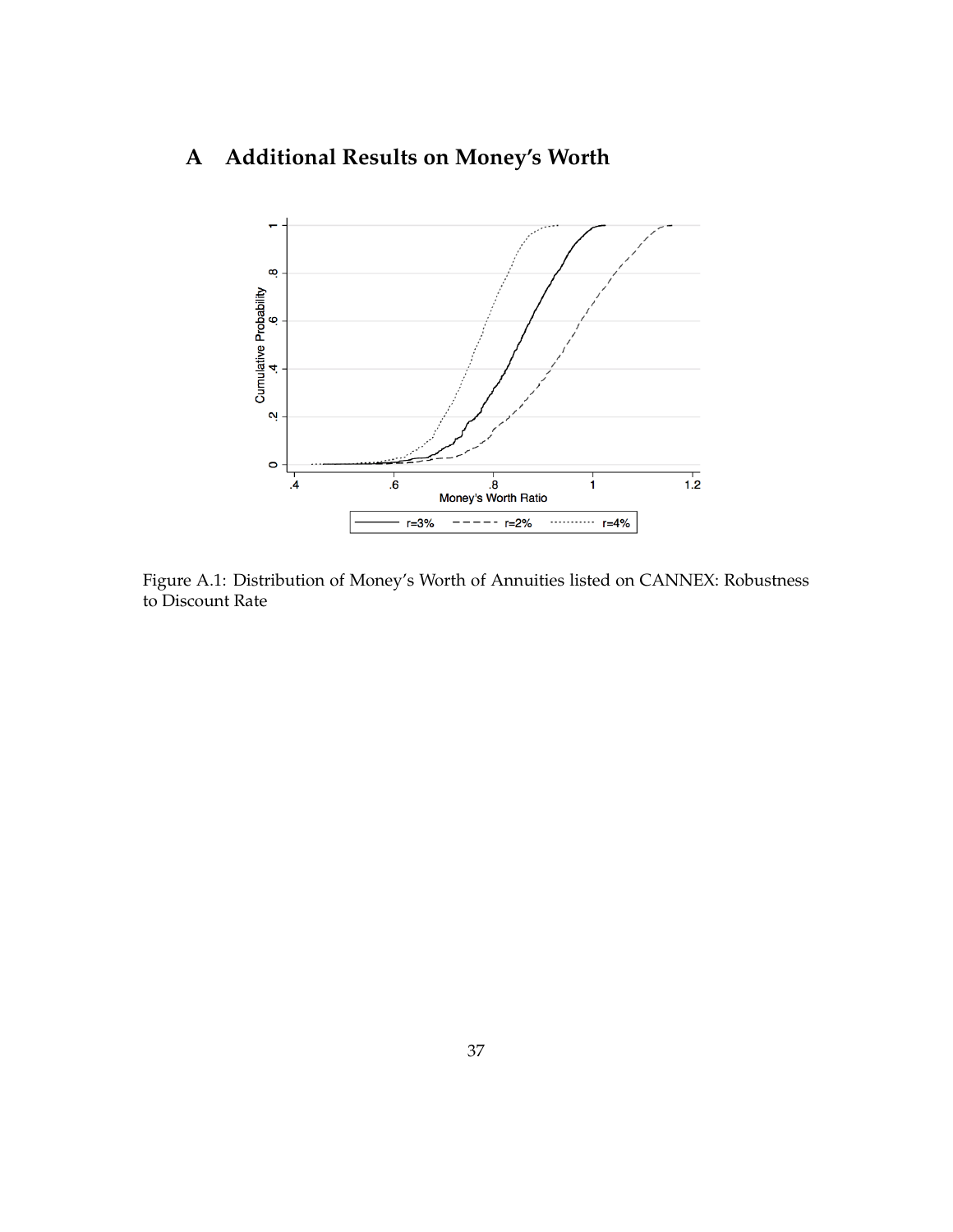# A Additional Results on Money's Worth

Figure A.1: Distribution of Money's Worth of Annuities listed on CANNEX: Robustness to Discount Rate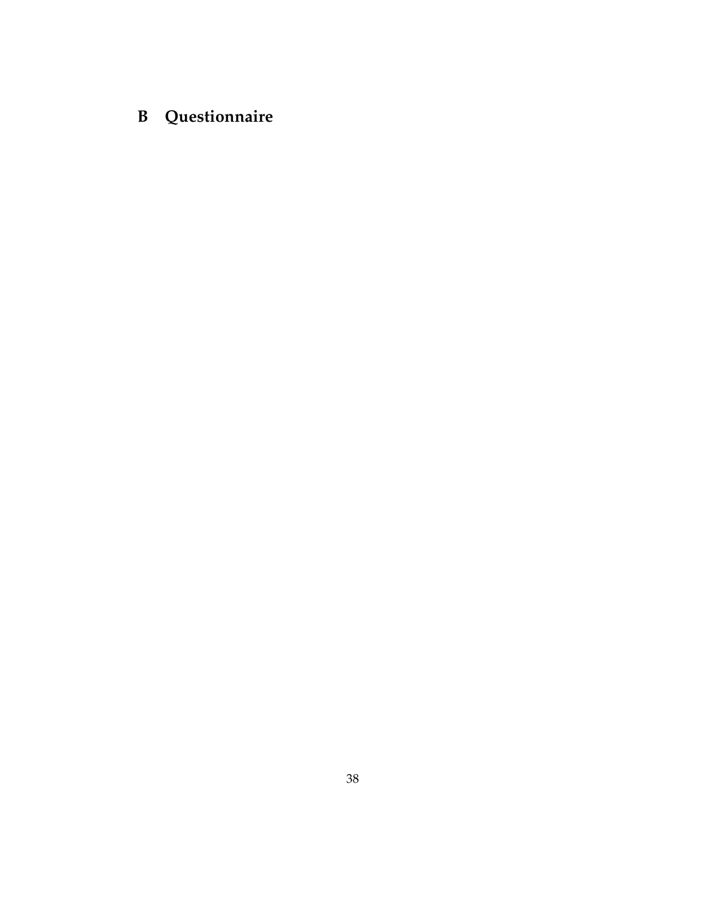## B Questionnaire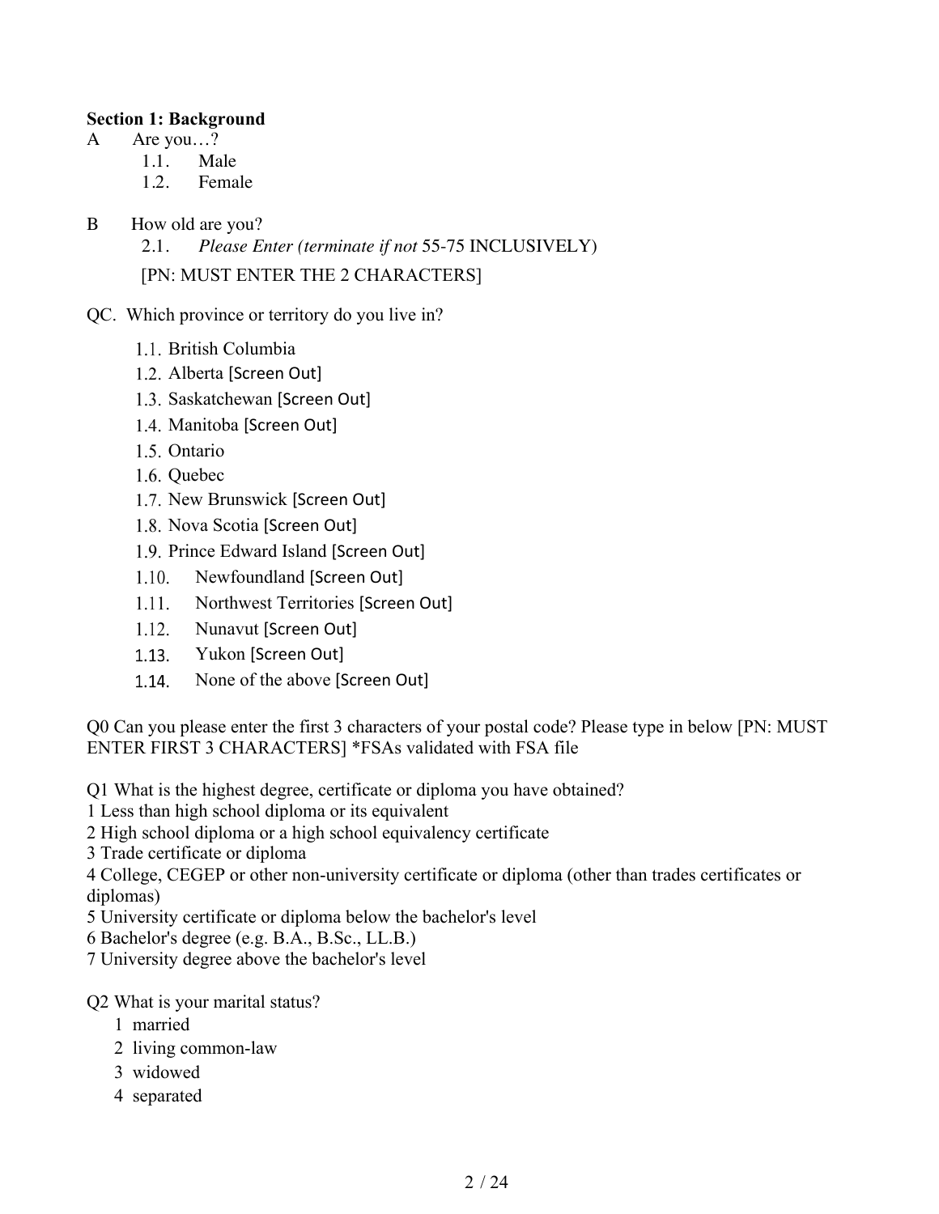**Section 1: Background**

A Are you…?

1.1. Male
1.2. Female

B How old are you?

2.1. *Please Enter (terminate if not* 55-75 INCLUSIVELY)

[PN: MUST ENTER THE 2 CHARACTERS]

QC. Which province or territory do you live in?

1.1. British Columbia
1.2. Alberta [Screen Out]
1.3. Saskatchewan [Screen Out]
1.4. Manitoba [Screen Out]
1.5. Ontario
1.6. Quebec
1.7. New Brunswick [Screen Out]
1.8. Nova Scotia [Screen Out]
1.9. Prince Edward Island [Screen Out]
1.10. Newfoundland [Screen Out]
1.11. Northwest Territories [Screen Out]
1.12. Nunavut [Screen Out]
1.13. Yukon [Screen Out]
1.14. None of the above [Screen Out]

Q0 Can you please enter the first 3 characters of your postal code? Please type in below [PN: MUST ENTER FIRST 3 CHARACTERS] *FSAs validated with FSA file

Q1 What is the highest degree, certificate or diploma you have obtained?

1 Less than high school diploma or its equivalent
2 High school diploma or a high school equivalency certificate
3 Trade certificate or diploma
4 College, CEGEP or other non-university certificate or diploma (other than trades certificates or diplomas)
5 University certificate or diploma below the bachelor's level
6 Bachelor's degree (e.g. B.A., B.Sc., LL.B.)
7 University degree above the bachelor's level

Q2 What is your marital status?

1 married
2 living common-law
3 widowed
4 separated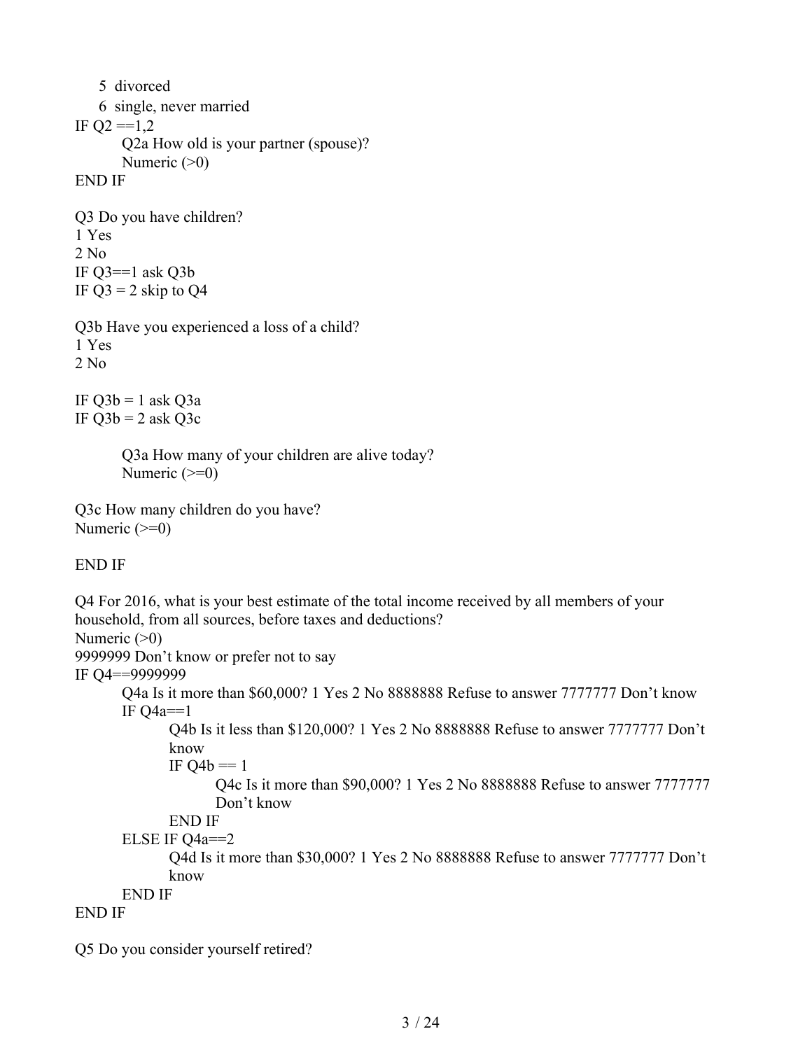5 divorced

6 single, never married

IF Q2 ==1,2

Q2a How old is your partner (spouse)?

Numeric (>0)

END IF

Q3 Do you have children?

1 Yes

2 No

IF Q3==1 ask Q3b

IF Q3 = 2 skip to Q4

Q3b Have you experienced a loss of a child?

1 Yes

2 No

IF Q3b = 1 ask Q3a

IF Q3b = 2 ask Q3c

Q3a How many of your children are alive today?

Numeric (>=0)

Q3c How many children do you have?

Numeric (>=0)

END IF

Q4 For 2016, what is your best estimate of the total income received by all members of your household, from all sources, before taxes and deductions?

Numeric (>0)

9999999 Don't know or prefer not to say

IF Q4==9999999

Q4a Is it more than $60,000? 1 Yes 2 No 8888888 Refuse to answer 7777777 Don't know

IF Q4a==1

Q4b Is it less than $120,000? 1 Yes 2 No 8888888 Refuse to answer 7777777 Don't know

IF Q4b == 1

Q4c Is it more than $90,000? 1 Yes 2 No 8888888 Refuse to answer 7777777 Don't know

END IF

ELSE IF Q4a==2

Q4d Is it more than $30,000? 1 Yes 2 No 8888888 Refuse to answer 7777777 Don't know

END IF

END IF

Q5 Do you consider yourself retired?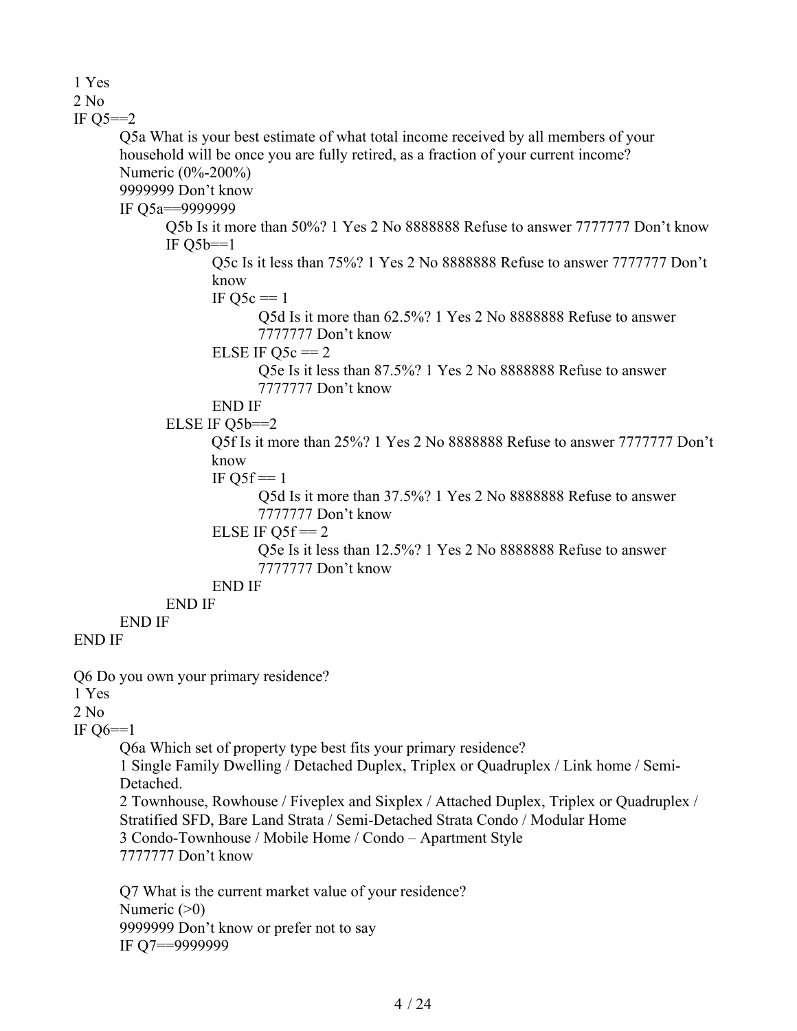1 Yes
2 No
IF Q5==2

> Q5a What is your best estimate of what total income received by all members of your household will be once you are fully retired, as a fraction of your current income?
> Numeric (0%-200%)
> 9999999 Don't know
> IF Q5a==9999999
>
> > Q5b Is it more than 50%? 1 Yes 2 No 8888888 Refuse to answer 7777777 Don't know
> > IF Q5b==1
> >
> > > Q5c Is it less than 75%? 1 Yes 2 No 8888888 Refuse to answer 7777777 Don't know
> > > IF Q5c == 1
> > >
> > > > Q5d Is it more than 62.5%? 1 Yes 2 No 8888888 Refuse to answer 7777777 Don't know
> > >
> > > ELSE IF Q5c == 2
> > >
> > > > Q5e Is it less than 87.5%? 1 Yes 2 No 8888888 Refuse to answer 7777777 Don't know
> > >
> > > END IF
> >
> > ELSE IF Q5b==2
> >
> > > Q5f Is it more than 25%? 1 Yes 2 No 8888888 Refuse to answer 7777777 Don't know
> > > IF Q5f == 1
> > >
> > > > Q5d Is it more than 37.5%? 1 Yes 2 No 8888888 Refuse to answer 7777777 Don't know
> > >
> > > ELSE IF Q5f == 2
> > >
> > > > Q5e Is it less than 12.5%? 1 Yes 2 No 8888888 Refuse to answer 7777777 Don't know
> > >
> > > END IF
> >
> > END IF
>
> END IF

END IF

Q6 Do you own your primary residence?
1 Yes
2 No
IF Q6==1

> Q6a Which set of property type best fits your primary residence?
> 1 Single Family Dwelling / Detached Duplex, Triplex or Quadruplex / Link home / Semi-Detached.
> 2 Townhouse, Rowhouse / Fiveplex and Sixplex / Attached Duplex, Triplex or Quadruplex / Stratified SFD, Bare Land Strata / Semi-Detached Strata Condo / Modular Home
> 3 Condo-Townhouse / Mobile Home / Condo – Apartment Style
> 7777777 Don't know
>
> Q7 What is the current market value of your residence?
> Numeric (>0)
> 9999999 Don't know or prefer not to say
> IF Q7==9999999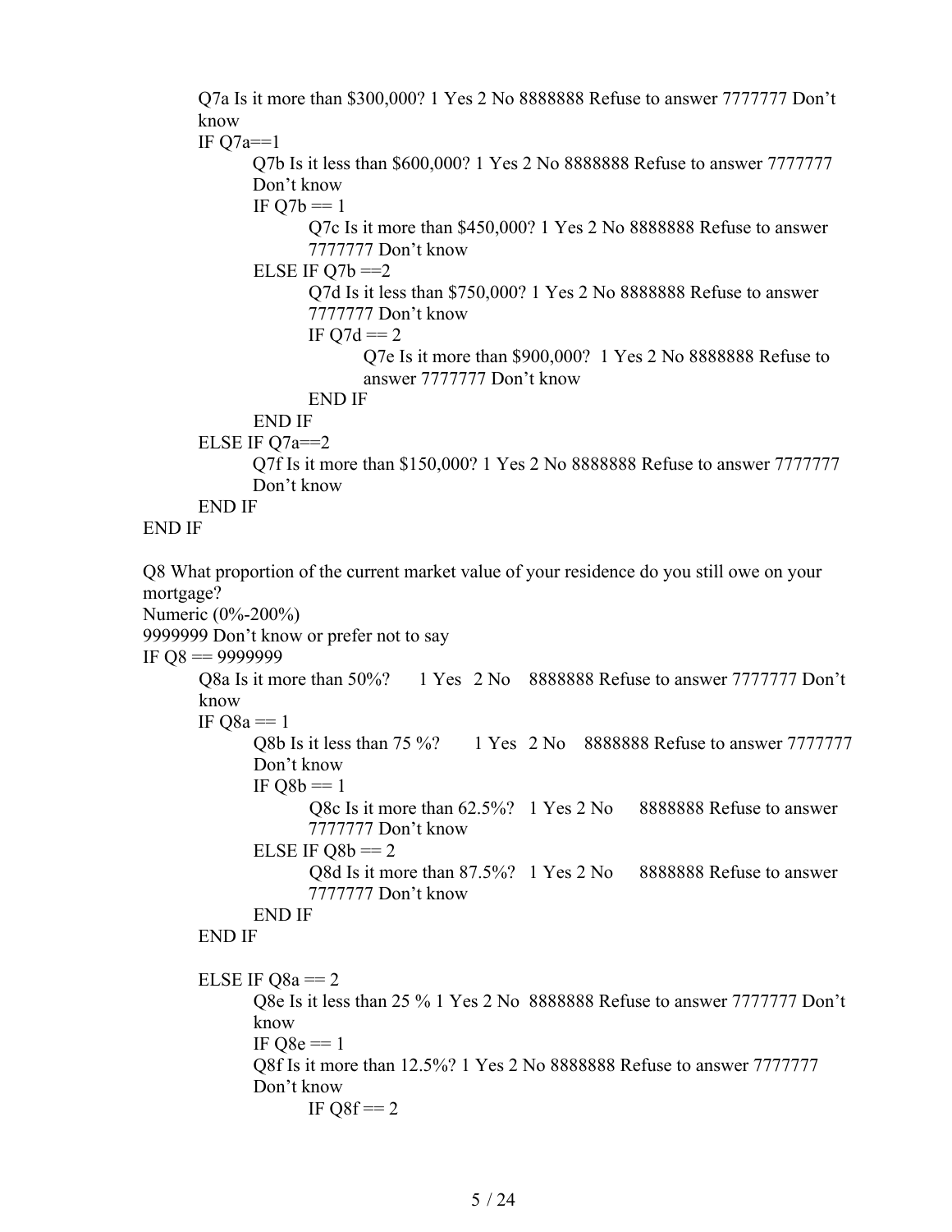Q7a Is it more than $300,000? 1 Yes 2 No 8888888 Refuse to answer 7777777 Don't know

IF Q7a==1

Q7b Is it less than $600,000? 1 Yes 2 No 8888888 Refuse to answer 7777777 Don't know

IF Q7b == 1

Q7c Is it more than $450,000? 1 Yes 2 No 8888888 Refuse to answer 7777777 Don't know

ELSE IF Q7b ==2

Q7d Is it less than $750,000? 1 Yes 2 No 8888888 Refuse to answer 7777777 Don't know

IF Q7d == 2

Q7e Is it more than $900,000? 1 Yes 2 No 8888888 Refuse to answer 7777777 Don't know

END IF

END IF

ELSE IF Q7a==2

Q7f Is it more than $150,000? 1 Yes 2 No 8888888 Refuse to answer 7777777 Don't know

END IF

END IF

Q8 What proportion of the current market value of your residence do you still owe on your mortgage?

Numeric (0%-200%)

9999999 Don't know or prefer not to say

IF Q8 == 9999999

Q8a Is it more than 50%? 1 Yes 2 No 8888888 Refuse to answer 7777777 Don't know

IF Q8a == 1

Q8b Is it less than 75 %? 1 Yes 2 No 8888888 Refuse to answer 7777777 Don't know

IF Q8b == 1

Q8c Is it more than 62.5%? 1 Yes 2 No 8888888 Refuse to answer 7777777 Don't know

ELSE IF Q8b == 2

Q8d Is it more than 87.5%? 1 Yes 2 No 8888888 Refuse to answer 7777777 Don't know

END IF

END IF

ELSE IF Q8a == 2

Q8e Is it less than 25 % 1 Yes 2 No 8888888 Refuse to answer 7777777 Don't know

IF Q8e == 1

Q8f Is it more than 12.5%? 1 Yes 2 No 8888888 Refuse to answer 7777777 Don't know

IF Q8f == 2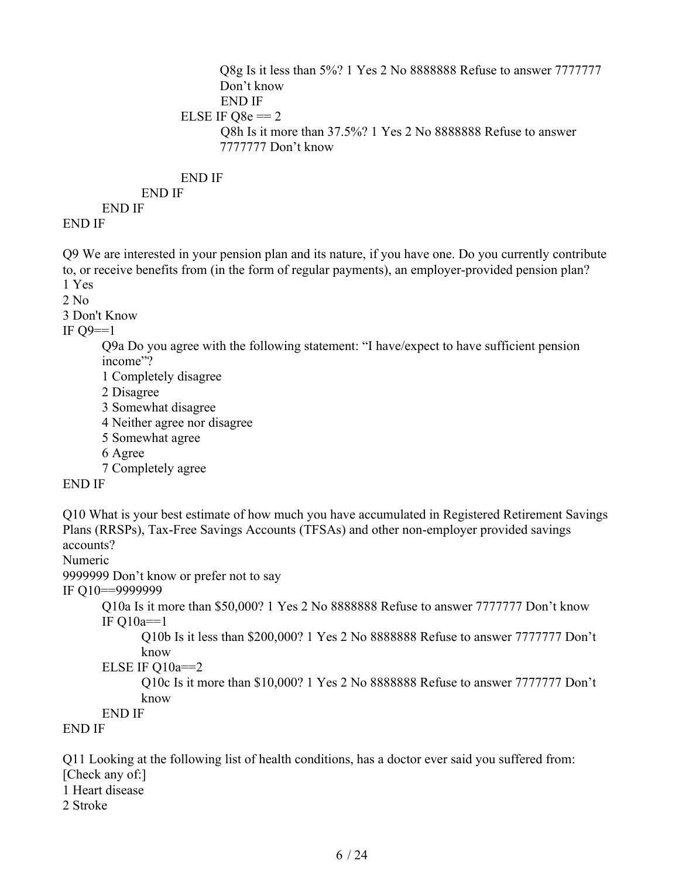Q8g Is it less than 5%? 1 Yes 2 No 8888888 Refuse to answer 7777777 Don't know
END IF
ELSE IF Q8e == 2
Q8h Is it more than 37.5%? 1 Yes 2 No 8888888 Refuse to answer 7777777 Don't know

END IF
END IF
END IF
END IF

Q9 We are interested in your pension plan and its nature, if you have one. Do you currently contribute to, or receive benefits from (in the form of regular payments), an employer-provided pension plan?
1 Yes
2 No
3 Don't Know
IF Q9==1
Q9a Do you agree with the following statement: "I have/expect to have sufficient pension income"?
1 Completely disagree
2 Disagree
3 Somewhat disagree
4 Neither agree nor disagree
5 Somewhat agree
6 Agree
7 Completely agree
END IF

Q10 What is your best estimate of how much you have accumulated in Registered Retirement Savings Plans (RRSPs), Tax-Free Savings Accounts (TFSAs) and other non-employer provided savings accounts?
Numeric
9999999 Don't know or prefer not to say
IF Q10==9999999
Q10a Is it more than $50,000? 1 Yes 2 No 8888888 Refuse to answer 7777777 Don't know
IF Q10a==1
Q10b Is it less than $200,000? 1 Yes 2 No 8888888 Refuse to answer 7777777 Don't know
ELSE IF Q10a==2
Q10c Is it more than $10,000? 1 Yes 2 No 8888888 Refuse to answer 7777777 Don't know
END IF
END IF

Q11 Looking at the following list of health conditions, has a doctor ever said you suffered from:
[Check any of:]
1 Heart disease
2 Stroke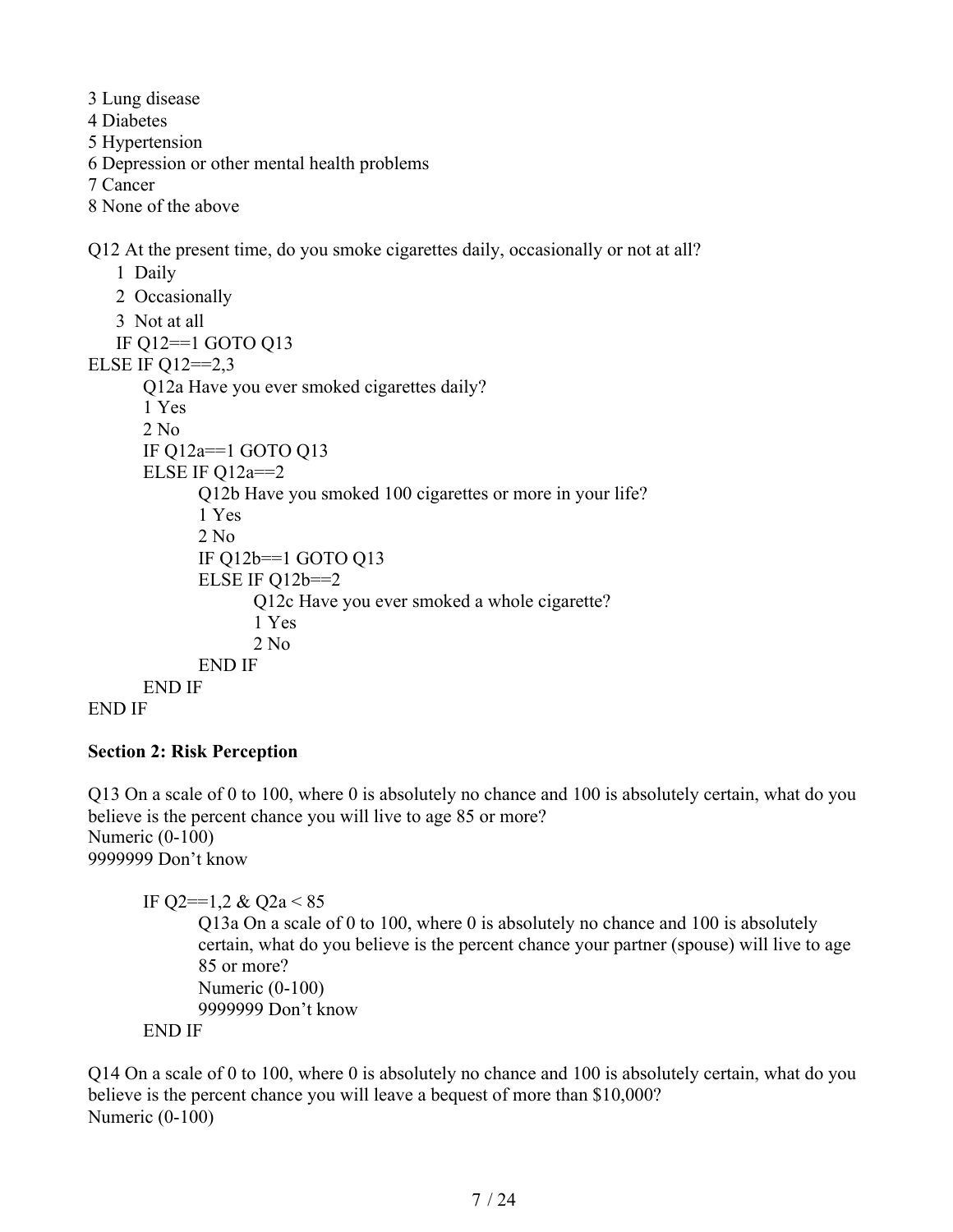3 Lung disease
4 Diabetes
5 Hypertension
6 Depression or other mental health problems
7 Cancer
8 None of the above

Q12 At the present time, do you smoke cigarettes daily, occasionally or not at all?

1 Daily
2 Occasionally
3 Not at all

```
    IF Q12==1 GOTO Q13
ELSE IF Q12==2,3
        Q12a Have you ever smoked cigarettes daily?
        1 Yes
        2 No
        IF Q12a==1 GOTO Q13
        ELSE IF Q12a==2
                Q12b Have you smoked 100 cigarettes or more in your life?
                1 Yes
                2 No
                IF Q12b==1 GOTO Q13
                ELSE IF Q12b==2
                        Q12c Have you ever smoked a whole cigarette?
                        1 Yes
                        2 No
                END IF
        END IF
END IF
```

**Section 2: Risk Perception**

Q13 On a scale of 0 to 100, where 0 is absolutely no chance and 100 is absolutely certain, what do you believe is the percent chance you will live to age 85 or more?
Numeric (0-100)
9999999 Don't know

```
        IF Q2==1,2 & Q2a < 85
                Q13a On a scale of 0 to 100, where 0 is absolutely no chance and 100 is absolutely
                certain, what do you believe is the percent chance your partner (spouse) will live to age
                85 or more?
                Numeric (0-100)
                9999999 Don't know
        END IF
```

Q14 On a scale of 0 to 100, where 0 is absolutely no chance and 100 is absolutely certain, what do you believe is the percent chance you will leave a bequest of more than $10,000?
Numeric (0-100)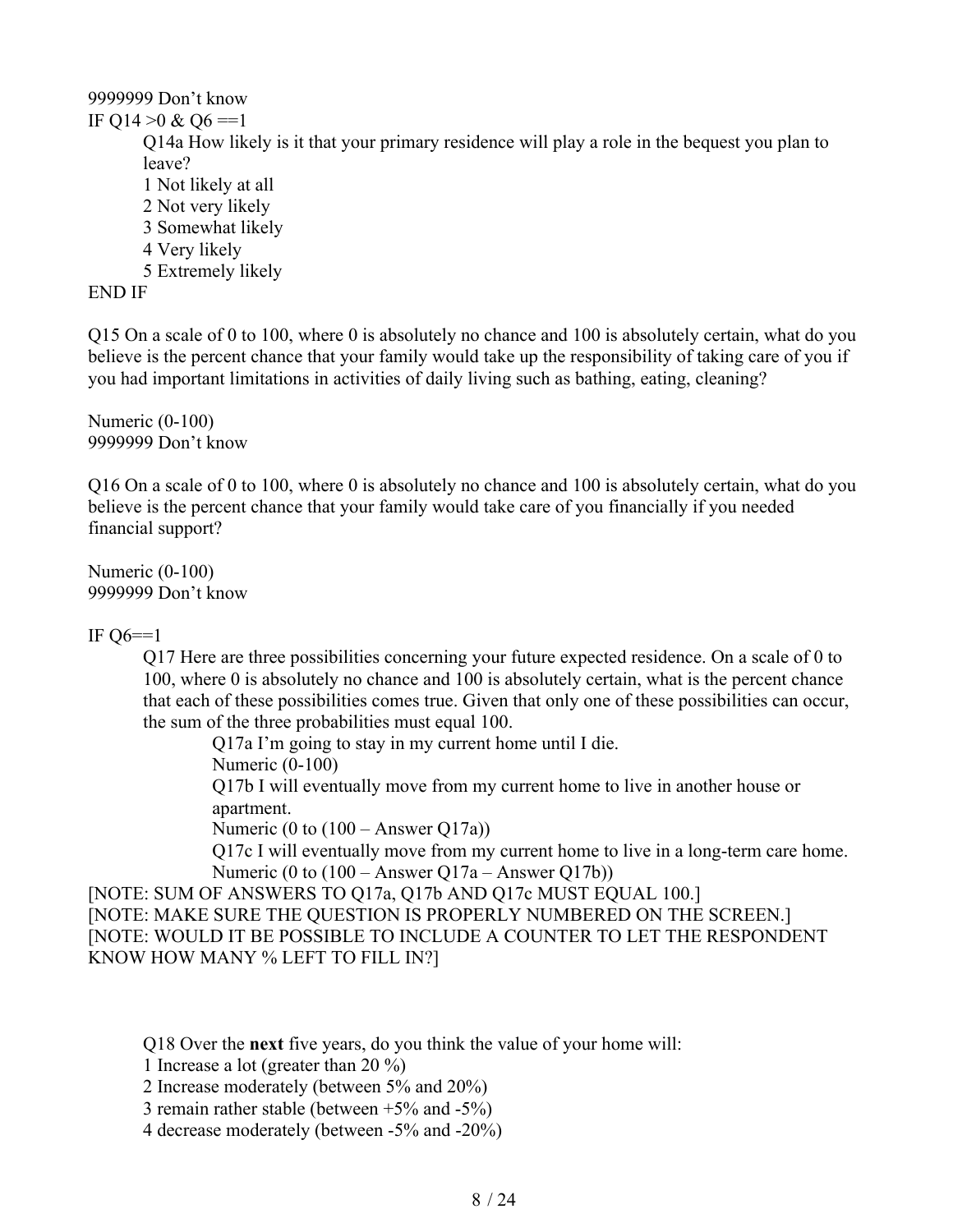9999999 Don’t know

IF Q14 >0 & Q6 ==1

Q14a How likely is it that your primary residence will play a role in the bequest you plan to leave?

1 Not likely at all
2 Not very likely
3 Somewhat likely
4 Very likely
5 Extremely likely

END IF

Q15 On a scale of 0 to 100, where 0 is absolutely no chance and 100 is absolutely certain, what do you believe is the percent chance that your family would take up the responsibility of taking care of you if you had important limitations in activities of daily living such as bathing, eating, cleaning?

Numeric (0-100)
9999999 Don’t know

Q16 On a scale of 0 to 100, where 0 is absolutely no chance and 100 is absolutely certain, what do you believe is the percent chance that your family would take care of you financially if you needed financial support?

Numeric (0-100)
9999999 Don’t know

IF Q6==1

Q17 Here are three possibilities concerning your future expected residence. On a scale of 0 to 100, where 0 is absolutely no chance and 100 is absolutely certain, what is the percent chance that each of these possibilities comes true. Given that only one of these possibilities can occur, the sum of the three probabilities must equal 100.

Q17a I’m going to stay in my current home until I die.
Numeric (0-100)
Q17b I will eventually move from my current home to live in another house or apartment.
Numeric (0 to (100 – Answer Q17a))
Q17c I will eventually move from my current home to live in a long-term care home.
Numeric (0 to (100 – Answer Q17a – Answer Q17b))

[NOTE: SUM OF ANSWERS TO Q17a, Q17b AND Q17c MUST EQUAL 100.]
[NOTE: MAKE SURE THE QUESTION IS PROPERLY NUMBERED ON THE SCREEN.]
[NOTE: WOULD IT BE POSSIBLE TO INCLUDE A COUNTER TO LET THE RESPONDENT KNOW HOW MANY % LEFT TO FILL IN?]

Q18 Over the **next** five years, do you think the value of your home will:

1 Increase a lot (greater than 20 %)
2 Increase moderately (between 5% and 20%)
3 remain rather stable (between +5% and -5%)
4 decrease moderately (between -5% and -20%)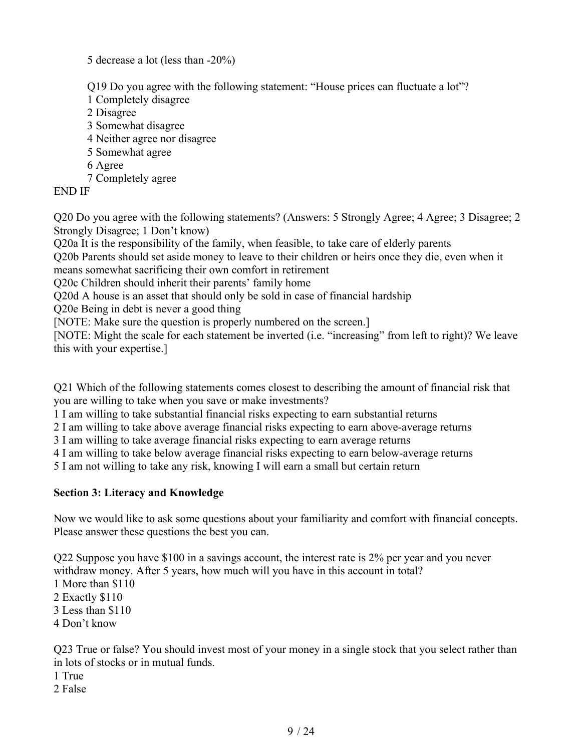5 decrease a lot (less than -20%)

Q19 Do you agree with the following statement: "House prices can fluctuate a lot"?
1 Completely disagree
2 Disagree
3 Somewhat disagree
4 Neither agree nor disagree
5 Somewhat agree
6 Agree
7 Completely agree
END IF

Q20 Do you agree with the following statements? (Answers: 5 Strongly Agree; 4 Agree; 3 Disagree; 2 Strongly Disagree; 1 Don't know)
Q20a It is the responsibility of the family, when feasible, to take care of elderly parents
Q20b Parents should set aside money to leave to their children or heirs once they die, even when it means somewhat sacrificing their own comfort in retirement
Q20c Children should inherit their parents' family home
Q20d A house is an asset that should only be sold in case of financial hardship
Q20e Being in debt is never a good thing
[NOTE: Make sure the question is properly numbered on the screen.]
[NOTE: Might the scale for each statement be inverted (i.e. "increasing" from left to right)? We leave this with your expertise.]

Q21 Which of the following statements comes closest to describing the amount of financial risk that you are willing to take when you save or make investments?
1 I am willing to take substantial financial risks expecting to earn substantial returns
2 I am willing to take above average financial risks expecting to earn above-average returns
3 I am willing to take average financial risks expecting to earn average returns
4 I am willing to take below average financial risks expecting to earn below-average returns
5 I am not willing to take any risk, knowing I will earn a small but certain return

**Section 3: Literacy and Knowledge**

Now we would like to ask some questions about your familiarity and comfort with financial concepts. Please answer these questions the best you can.

Q22 Suppose you have $100 in a savings account, the interest rate is 2% per year and you never withdraw money. After 5 years, how much will you have in this account in total?
1 More than $110
2 Exactly $110
3 Less than $110
4 Don't know

Q23 True or false? You should invest most of your money in a single stock that you select rather than in lots of stocks or in mutual funds.
1 True
2 False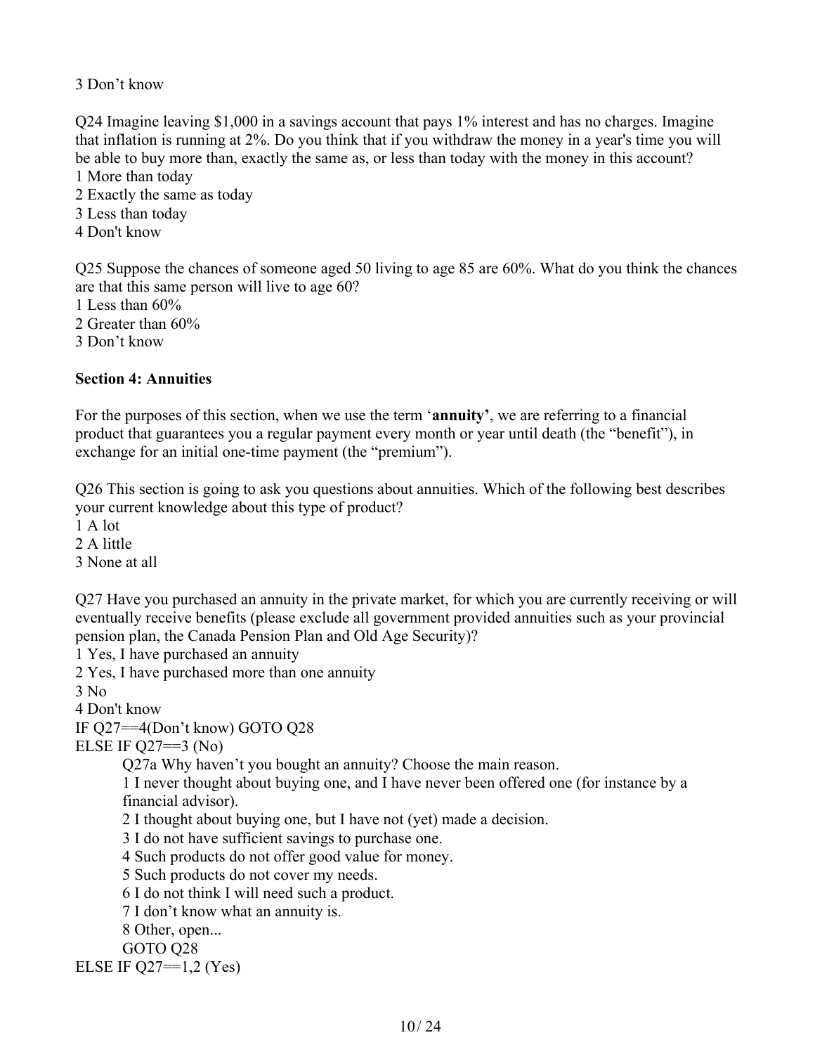3 Don't know

Q24 Imagine leaving $1,000 in a savings account that pays 1% interest and has no charges. Imagine that inflation is running at 2%. Do you think that if you withdraw the money in a year's time you will be able to buy more than, exactly the same as, or less than today with the money in this account?
1 More than today
2 Exactly the same as today
3 Less than today
4 Don't know

Q25 Suppose the chances of someone aged 50 living to age 85 are 60%. What do you think the chances are that this same person will live to age 60?
1 Less than 60%
2 Greater than 60%
3 Don't know

**Section 4: Annuities**

For the purposes of this section, when we use the term '**annuity'**, we are referring to a financial product that guarantees you a regular payment every month or year until death (the "benefit"), in exchange for an initial one-time payment (the "premium").

Q26 This section is going to ask you questions about annuities. Which of the following best describes your current knowledge about this type of product?
1 A lot
2 A little
3 None at all

Q27 Have you purchased an annuity in the private market, for which you are currently receiving or will eventually receive benefits (please exclude all government provided annuities such as your provincial pension plan, the Canada Pension Plan and Old Age Security)?
1 Yes, I have purchased an annuity
2 Yes, I have purchased more than one annuity
3 No
4 Don't know
IF Q27==4(Don't know) GOTO Q28
ELSE IF Q27==3 (No)

> Q27a Why haven't you bought an annuity? Choose the main reason.
> 1 I never thought about buying one, and I have never been offered one (for instance by a financial advisor).
> 2 I thought about buying one, but I have not (yet) made a decision.
> 3 I do not have sufficient savings to purchase one.
> 4 Such products do not offer good value for money.
> 5 Such products do not cover my needs.
> 6 I do not think I will need such a product.
> 7 I don't know what an annuity is.
> 8 Other, open...
> GOTO Q28

ELSE IF Q27==1,2 (Yes)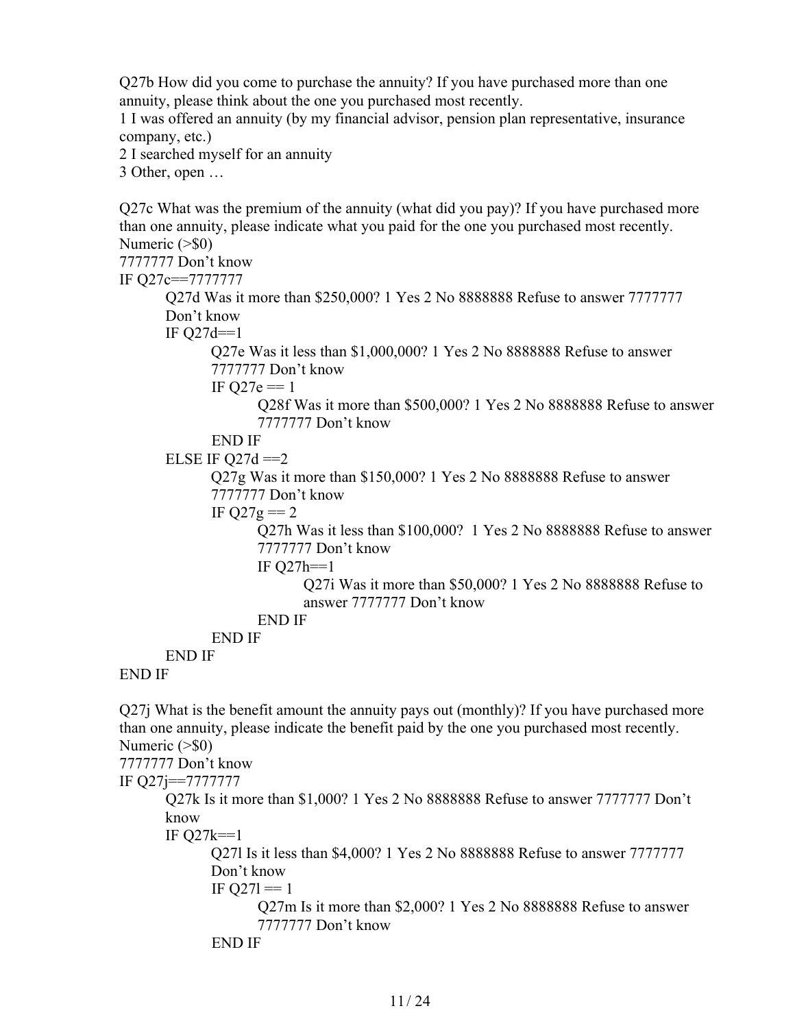Q27b How did you come to purchase the annuity? If you have purchased more than one annuity, please think about the one you purchased most recently.
1 I was offered an annuity (by my financial advisor, pension plan representative, insurance company, etc.)
2 I searched myself for an annuity
3 Other, open …

Q27c What was the premium of the annuity (what did you pay)? If you have purchased more than one annuity, please indicate what you paid for the one you purchased most recently.
Numeric (>$0)
7777777 Don't know

```
IF Q27c==7777777
        Q27d Was it more than $250,000? 1 Yes 2 No 8888888 Refuse to answer 7777777
        Don't know
        IF Q27d==1
                Q27e Was it less than $1,000,000? 1 Yes 2 No 8888888 Refuse to answer
                7777777 Don't know
                IF Q27e == 1
                        Q28f Was it more than $500,000? 1 Yes 2 No 8888888 Refuse to answer
                        7777777 Don't know
                END IF
        ELSE IF Q27d ==2
                Q27g Was it more than $150,000? 1 Yes 2 No 8888888 Refuse to answer
                7777777 Don't know
                IF Q27g == 2
                        Q27h Was it less than $100,000?  1 Yes 2 No 8888888 Refuse to answer
                        7777777 Don't know
                        IF Q27h==1
                                Q27i Was it more than $50,000? 1 Yes 2 No 8888888 Refuse to
                                answer 7777777 Don't know
                        END IF
                END IF
        END IF
END IF
```

Q27j What is the benefit amount the annuity pays out (monthly)? If you have purchased more than one annuity, please indicate the benefit paid by the one you purchased most recently.
Numeric (>$0)
7777777 Don't know

```
IF Q27j==7777777
        Q27k Is it more than $1,000? 1 Yes 2 No 8888888 Refuse to answer 7777777 Don't
        know
        IF Q27k==1
                Q27l Is it less than $4,000? 1 Yes 2 No 8888888 Refuse to answer 7777777
                Don't know
                IF Q27l == 1
                        Q27m Is it more than $2,000? 1 Yes 2 No 8888888 Refuse to answer
                        7777777 Don't know
                END IF
```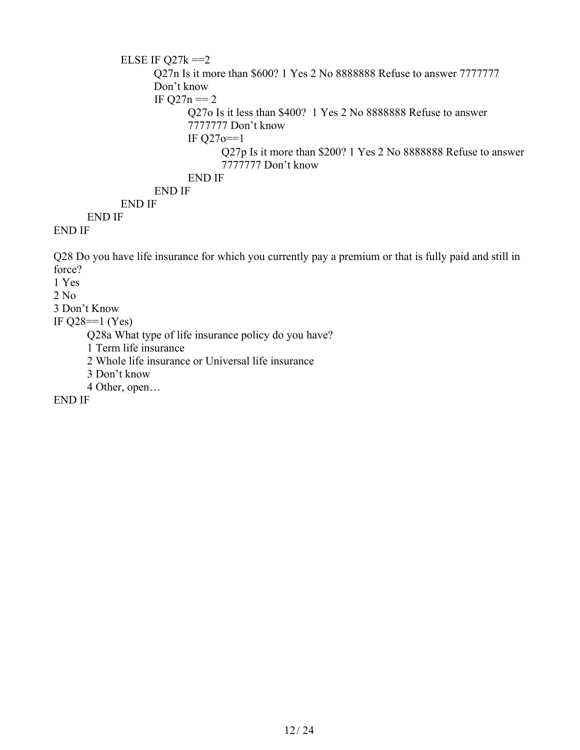ELSE IF Q27k ==2

Q27n Is it more than $600? 1 Yes 2 No 8888888 Refuse to answer 7777777 Don't know

IF Q27n == 2

Q27o Is it less than $400? 1 Yes 2 No 8888888 Refuse to answer 7777777 Don't know

IF Q27o==1

Q27p Is it more than $200? 1 Yes 2 No 8888888 Refuse to answer 7777777 Don't know

END IF

END IF

END IF

END IF

END IF

Q28 Do you have life insurance for which you currently pay a premium or that is fully paid and still in force?

1 Yes

2 No

3 Don't Know

IF Q28==1 (Yes)

Q28a What type of life insurance policy do you have?

1 Term life insurance

2 Whole life insurance or Universal life insurance

3 Don't know

4 Other, open…

END IF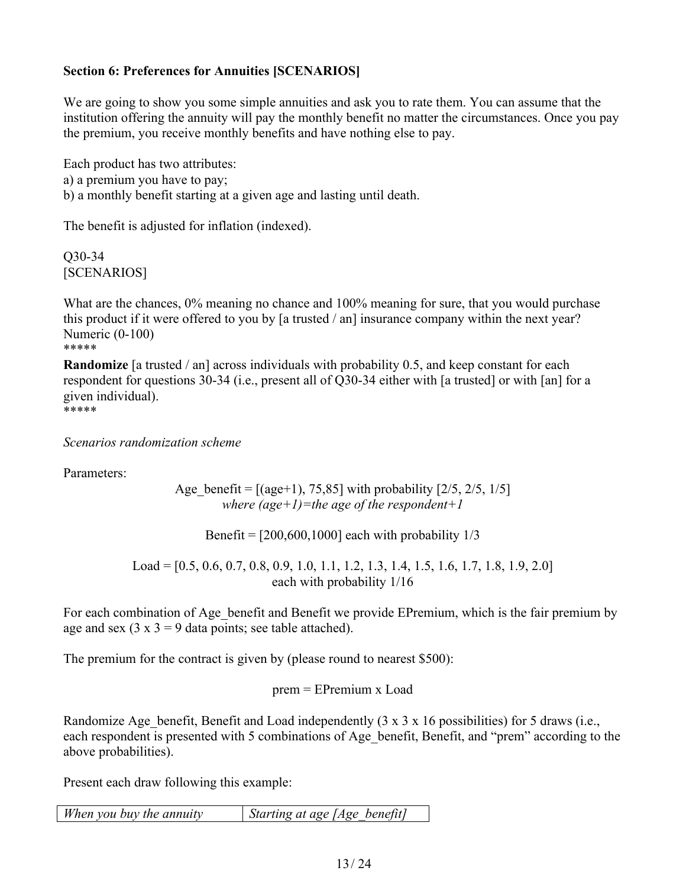**Section 6: Preferences for Annuities [SCENARIOS]**

We are going to show you some simple annuities and ask you to rate them. You can assume that the institution offering the annuity will pay the monthly benefit no matter the circumstances. Once you pay the premium, you receive monthly benefits and have nothing else to pay.

Each product has two attributes:
a) a premium you have to pay;
b) a monthly benefit starting at a given age and lasting until death.

The benefit is adjusted for inflation (indexed).

Q30-34
[SCENARIOS]

What are the chances, 0% meaning no chance and 100% meaning for sure, that you would purchase this product if it were offered to you by [a trusted / an] insurance company within the next year?
Numeric (0-100)
*****
**Randomize** [a trusted / an] across individuals with probability 0.5, and keep constant for each respondent for questions 30-34 (i.e., present all of Q30-34 either with [a trusted] or with [an] for a given individual).
*****

*Scenarios randomization scheme*

Parameters:

Age_benefit = [(age+1), 75,85] with probability [2/5, 2/5, 1/5]
*where (age+1)=the age of the respondent+1*

Benefit = [200,600,1000] each with probability 1/3

Load = [0.5, 0.6, 0.7, 0.8, 0.9, 1.0, 1.1, 1.2, 1.3, 1.4, 1.5, 1.6, 1.7, 1.8, 1.9, 2.0] each with probability 1/16

For each combination of Age_benefit and Benefit we provide EPremium, which is the fair premium by age and sex (3 x 3 = 9 data points; see table attached).

The premium for the contract is given by (please round to nearest $500):

prem = EPremium x Load

Randomize Age_benefit, Benefit and Load independently (3 x 3 x 16 possibilities) for 5 draws (i.e., each respondent is presented with 5 combinations of Age_benefit, Benefit, and "prem" according to the above probabilities).

Present each draw following this example:

| *When you buy the annuity* | *Starting at age [Age_benefit]* |
|---|---|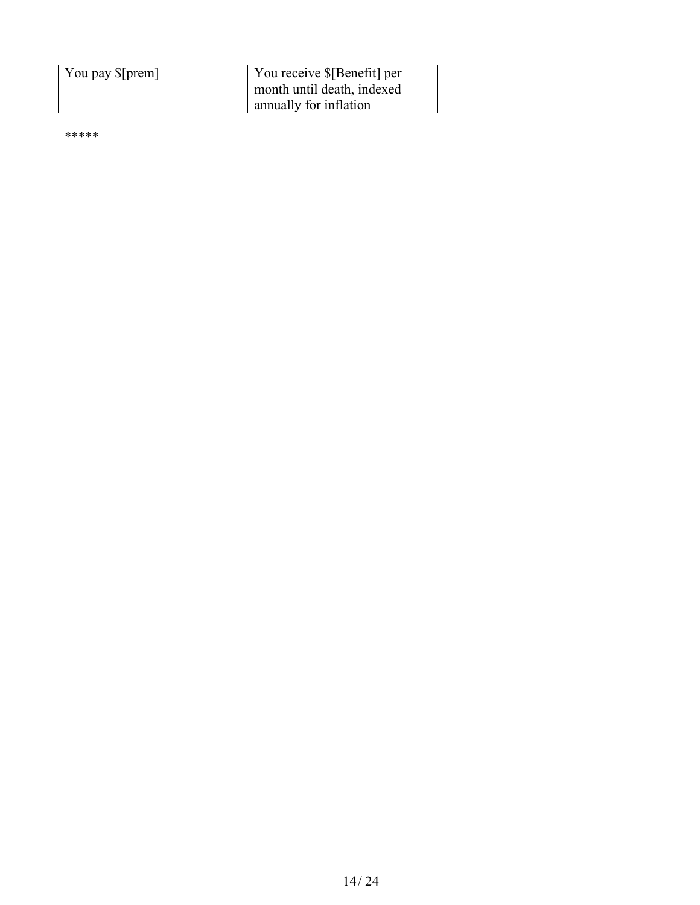| You pay $[prem] | You receive $[Benefit] per month until death, indexed annually for inflation |
|---|---|

*****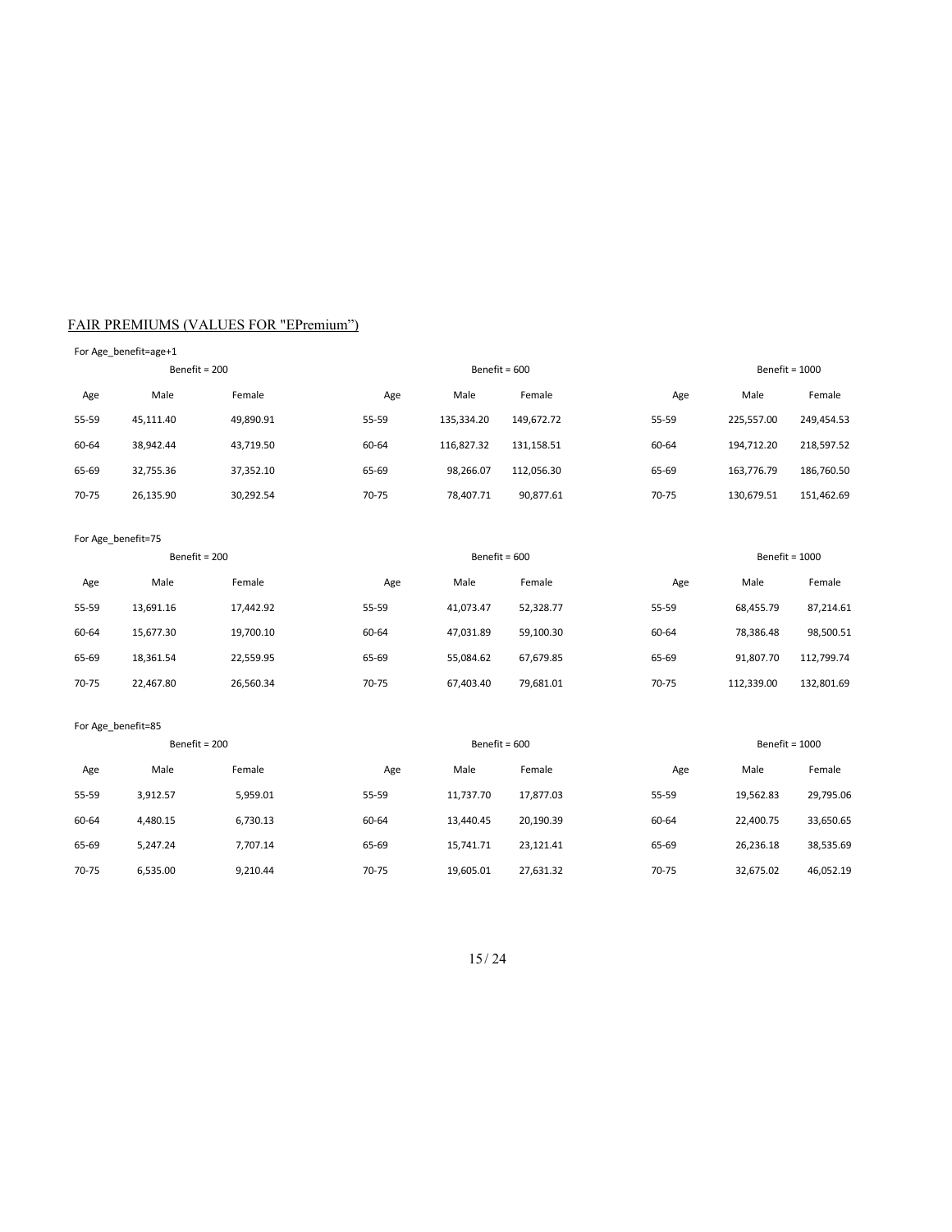## FAIR PREMIUMS (VALUES FOR "EPremium")

For Age_benefit=age+1

| Benefit = 200 | | | Benefit = 600 | | | Benefit = 1000 | | |
|---|---|---|---|---|---|---|---|---|
| Age | Male | Female | Age | Male | Female | Age | Male | Female |
| 55-59 | 45,111.40 | 49,890.91 | 55-59 | 135,334.20 | 149,672.72 | 55-59 | 225,557.00 | 249,454.53 |
| 60-64 | 38,942.44 | 43,719.50 | 60-64 | 116,827.32 | 131,158.51 | 60-64 | 194,712.20 | 218,597.52 |
| 65-69 | 32,755.36 | 37,352.10 | 65-69 | 98,266.07 | 112,056.30 | 65-69 | 163,776.79 | 186,760.50 |
| 70-75 | 26,135.90 | 30,292.54 | 70-75 | 78,407.71 | 90,877.61 | 70-75 | 130,679.51 | 151,462.69 |

For Age_benefit=75

| Benefit = 200 | | | Benefit = 600 | | | Benefit = 1000 | | |
|---|---|---|---|---|---|---|---|---|
| Age | Male | Female | Age | Male | Female | Age | Male | Female |
| 55-59 | 13,691.16 | 17,442.92 | 55-59 | 41,073.47 | 52,328.77 | 55-59 | 68,455.79 | 87,214.61 |
| 60-64 | 15,677.30 | 19,700.10 | 60-64 | 47,031.89 | 59,100.30 | 60-64 | 78,386.48 | 98,500.51 |
| 65-69 | 18,361.54 | 22,559.95 | 65-69 | 55,084.62 | 67,679.85 | 65-69 | 91,807.70 | 112,799.74 |
| 70-75 | 22,467.80 | 26,560.34 | 70-75 | 67,403.40 | 79,681.01 | 70-75 | 112,339.00 | 132,801.69 |

For Age_benefit=85

| Benefit = 200 | | | Benefit = 600 | | | Benefit = 1000 | | |
|---|---|---|---|---|---|---|---|---|
| Age | Male | Female | Age | Male | Female | Age | Male | Female |
| 55-59 | 3,912.57 | 5,959.01 | 55-59 | 11,737.70 | 17,877.03 | 55-59 | 19,562.83 | 29,795.06 |
| 60-64 | 4,480.15 | 6,730.13 | 60-64 | 13,440.45 | 20,190.39 | 60-64 | 22,400.75 | 33,650.65 |
| 65-69 | 5,247.24 | 7,707.14 | 65-69 | 15,741.71 | 23,121.41 | 65-69 | 26,236.18 | 38,535.69 |
| 70-75 | 6,535.00 | 9,210.44 | 70-75 | 19,605.01 | 27,631.32 | 70-75 | 32,675.02 | 46,052.19 |